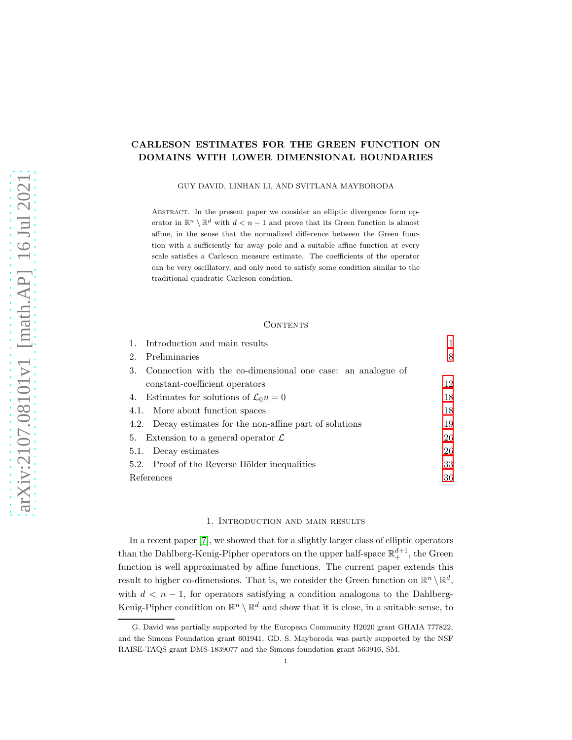# CARLESON ESTIMATES FOR THE GREEN FUNCTION ON DOMAINS WITH LOWER DIMENSIONAL BOUNDARIES

GUY DAVID, LINHAN LI, AND SVITLANA MAYBORODA

Abstract. In the present paper we consider an elliptic divergence form operator in $\mathbb{R}^n \setminus \mathbb{R}^d$ with $d < n-1$ and prove that its Green function is almost affine, in the sense that the normalized difference between the Green function with a sufficiently far away pole and a suitable affine function at every scale satisfies a Carleson measure estimate. The coefficients of the operator can be very oscillatory, and only need to satisfy some condition similar to the traditional quadratic Carleson condition.

## Contents

| | |
|---|---|
| 1. Introduction and main results | 1 |
| 2. Preliminaries | 8 |
| 3. Connection with the co-dimensional one case: an analogue of constant-coefficient operators | 12 |
| 4. Estimates for solutions of $\mathcal{L}_0 u = 0$ | 18 |
| 4.1. More about function spaces | 18 |
| 4.2. Decay estimates for the non-affine part of solutions | 19 |
| 5. Extension to a general operator $\mathcal{L}$ | 26 |
| 5.1. Decay estimates | 26 |
| 5.2. Proof of the Reverse Hölder inequalities | 33 |
| References | 36 |

## 1. Introduction and main results

In a recent paper [7], we showed that for a slightly larger class of elliptic operators than the Dahlberg-Kenig-Pipher operators on the upper half-space $\mathbb{R}^{d+1}_+$, the Green function is well approximated by affine functions. The current paper extends this result to higher co-dimensions. That is, we consider the Green function on $\mathbb{R}^n \setminus \mathbb{R}^d$, with $d < n-1$, for operators satisfying a condition analogous to the Dahlberg-Kenig-Pipher condition on $\mathbb{R}^n \setminus \mathbb{R}^d$ and show that it is close, in a suitable sense, to

G. David was partially supported by the European Community H2020 grant GHAIA 777822, and the Simons Foundation grant 601941, GD. S. Mayboroda was partly supported by the NSF RAISE-TAQS grant DMS-1839077 and the Simons foundation grant 563916, SM.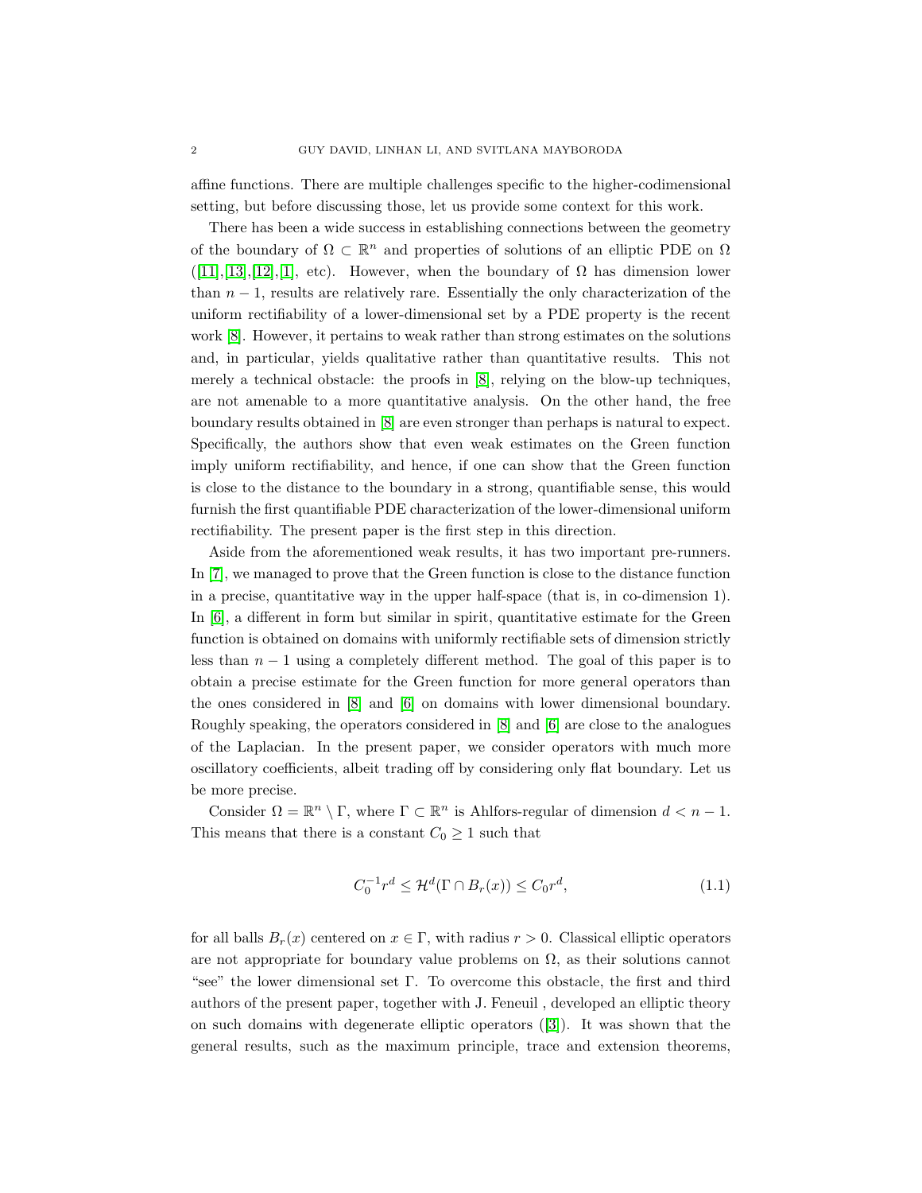affine functions. There are multiple challenges specific to the higher-codimensional setting, but before discussing those, let us provide some context for this work.

There has been a wide success in establishing connections between the geometry of the boundary of $\Omega \subset \mathbb{R}^n$ and properties of solutions of an elliptic PDE on $\Omega$ ([11],[13],[12],[1], etc). However, when the boundary of $\Omega$ has dimension lower than $n-1$, results are relatively rare. Essentially the only characterization of the uniform rectifiability of a lower-dimensional set by a PDE property is the recent work [8]. However, it pertains to weak rather than strong estimates on the solutions and, in particular, yields qualitative rather than quantitative results. This not merely a technical obstacle: the proofs in [8], relying on the blow-up techniques, are not amenable to a more quantitative analysis. On the other hand, the free boundary results obtained in [8] are even stronger than perhaps is natural to expect. Specifically, the authors show that even weak estimates on the Green function imply uniform rectifiability, and hence, if one can show that the Green function is close to the distance to the boundary in a strong, quantifiable sense, this would furnish the first quantifiable PDE characterization of the lower-dimensional uniform rectifiability. The present paper is the first step in this direction.

Aside from the aforementioned weak results, it has two important pre-runners. In [7], we managed to prove that the Green function is close to the distance function in a precise, quantitative way in the upper half-space (that is, in co-dimension 1). In [6], a different in form but similar in spirit, quantitative estimate for the Green function is obtained on domains with uniformly rectifiable sets of dimension strictly less than $n-1$ using a completely different method. The goal of this paper is to obtain a precise estimate for the Green function for more general operators than the ones considered in [8] and [6] on domains with lower dimensional boundary. Roughly speaking, the operators considered in [8] and [6] are close to the analogues of the Laplacian. In the present paper, we consider operators with much more oscillatory coefficients, albeit trading off by considering only flat boundary. Let us be more precise.

Consider $\Omega = \mathbb{R}^n \setminus \Gamma$, where $\Gamma \subset \mathbb{R}^n$ is Ahlfors-regular of dimension $d < n-1$. This means that there is a constant $C_0 \geq 1$ such that

$$C_0^{-1} r^d \leq \mathcal{H}^d(\Gamma \cap B_r(x)) \leq C_0 r^d, \tag{1.1}$$

for all balls $B_r(x)$ centered on $x \in \Gamma$, with radius $r > 0$. Classical elliptic operators are not appropriate for boundary value problems on $\Omega$, as their solutions cannot "see" the lower dimensional set $\Gamma$. To overcome this obstacle, the first and third authors of the present paper, together with J. Feneuil , developed an elliptic theory on such domains with degenerate elliptic operators ([3]). It was shown that the general results, such as the maximum principle, trace and extension theorems,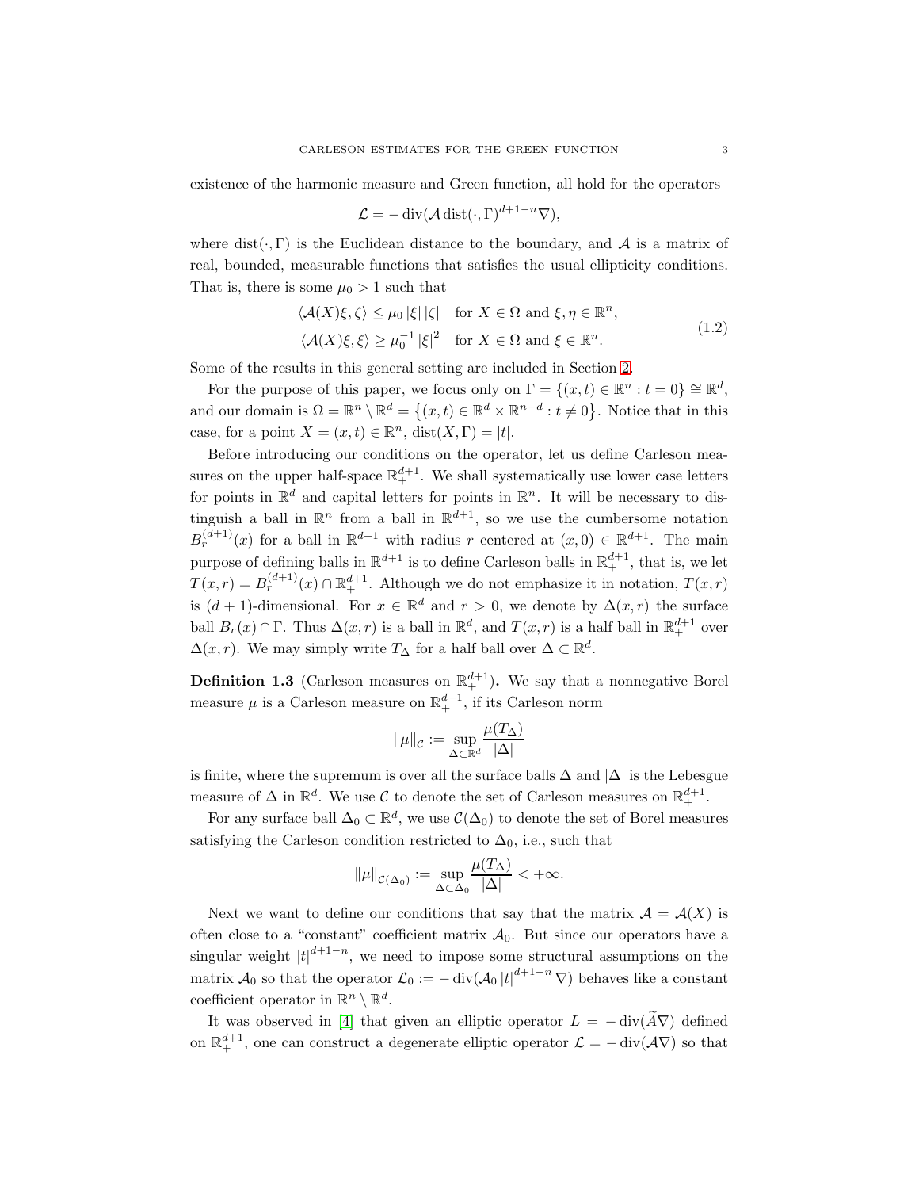existence of the harmonic measure and Green function, all hold for the operators

$$\mathcal{L} = -\operatorname{div}(\mathcal{A}\operatorname{dist}(\cdot,\Gamma)^{d+1-n}\nabla),$$

where $\operatorname{dist}(\cdot,\Gamma)$ is the Euclidean distance to the boundary, and $\mathcal{A}$ is a matrix of real, bounded, measurable functions that satisfies the usual ellipticity conditions. That is, there is some $\mu_0 > 1$ such that

$$\begin{aligned} \langle \mathcal{A}(X)\xi,\zeta\rangle &\le \mu_0\,|\xi|\,|\zeta| \quad \text{for } X\in\Omega \text{ and } \xi,\eta\in\mathbb{R}^n,\\ \langle \mathcal{A}(X)\xi,\xi\rangle &\ge \mu_0^{-1}\,|\xi|^2 \quad \text{for } X\in\Omega \text{ and } \xi\in\mathbb{R}^n. \end{aligned} \tag{1.2}$$

Some of the results in this general setting are included in Section 2.

For the purpose of this paper, we focus only on $\Gamma = \{(x,t)\in\mathbb{R}^n : t = 0\} \cong \mathbb{R}^d$, and our domain is $\Omega = \mathbb{R}^n \setminus \mathbb{R}^d = \{(x,t)\in\mathbb{R}^d\times\mathbb{R}^{n-d} : t\neq 0\}$. Notice that in this case, for a point $X = (x,t)\in\mathbb{R}^n$, $\operatorname{dist}(X,\Gamma) = |t|$.

Before introducing our conditions on the operator, let us define Carleson measures on the upper half-space $\mathbb{R}^{d+1}_+$. We shall systematically use lower case letters for points in $\mathbb{R}^d$ and capital letters for points in $\mathbb{R}^n$. It will be necessary to distinguish a ball in $\mathbb{R}^n$ from a ball in $\mathbb{R}^{d+1}$, so we use the cumbersome notation $B_r^{(d+1)}(x)$ for a ball in $\mathbb{R}^{d+1}$ with radius $r$ centered at $(x,0)\in\mathbb{R}^{d+1}$. The main purpose of defining balls in $\mathbb{R}^{d+1}$ is to define Carleson balls in $\mathbb{R}^{d+1}_+$, that is, we let $T(x,r) = B_r^{(d+1)}(x)\cap\mathbb{R}^{d+1}_+$. Although we do not emphasize it in notation, $T(x,r)$ is $(d+1)$-dimensional. For $x\in\mathbb{R}^d$ and $r>0$, we denote by $\Delta(x,r)$ the surface ball $B_r(x)\cap\Gamma$. Thus $\Delta(x,r)$ is a ball in $\mathbb{R}^d$, and $T(x,r)$ is a half ball in $\mathbb{R}^{d+1}_+$ over $\Delta(x,r)$. We may simply write $T_\Delta$ for a half ball over $\Delta\subset\mathbb{R}^d$.

**Definition 1.3** (Carleson measures on $\mathbb{R}^{d+1}_+$)**.** We say that a nonnegative Borel measure $\mu$ is a Carleson measure on $\mathbb{R}^{d+1}_+$, if its Carleson norm

$$\|\mu\|_{\mathcal{C}} := \sup_{\Delta\subset\mathbb{R}^d}\frac{\mu(T_\Delta)}{|\Delta|}$$

is finite, where the supremum is over all the surface balls $\Delta$ and $|\Delta|$ is the Lebesgue measure of $\Delta$ in $\mathbb{R}^d$. We use $\mathcal{C}$ to denote the set of Carleson measures on $\mathbb{R}^{d+1}_+$.

For any surface ball $\Delta_0\subset\mathbb{R}^d$, we use $\mathcal{C}(\Delta_0)$ to denote the set of Borel measures satisfying the Carleson condition restricted to $\Delta_0$, i.e., such that

$$\|\mu\|_{\mathcal{C}(\Delta_0)} := \sup_{\Delta\subset\Delta_0}\frac{\mu(T_\Delta)}{|\Delta|} < +\infty.$$

Next we want to define our conditions that say that the matrix $\mathcal{A} = \mathcal{A}(X)$ is often close to a "constant" coefficient matrix $\mathcal{A}_0$. But since our operators have a singular weight $|t|^{d+1-n}$, we need to impose some structural assumptions on the matrix $\mathcal{A}_0$ so that the operator $\mathcal{L}_0 := -\operatorname{div}(\mathcal{A}_0\,|t|^{d+1-n}\,\nabla)$ behaves like a constant coefficient operator in $\mathbb{R}^n\setminus\mathbb{R}^d$.

It was observed in [4] that given an elliptic operator $L = -\operatorname{div}(\widetilde{A}\nabla)$ defined on $\mathbb{R}^{d+1}_+$, one can construct a degenerate elliptic operator $\mathcal{L} = -\operatorname{div}(\mathcal{A}\nabla)$ so that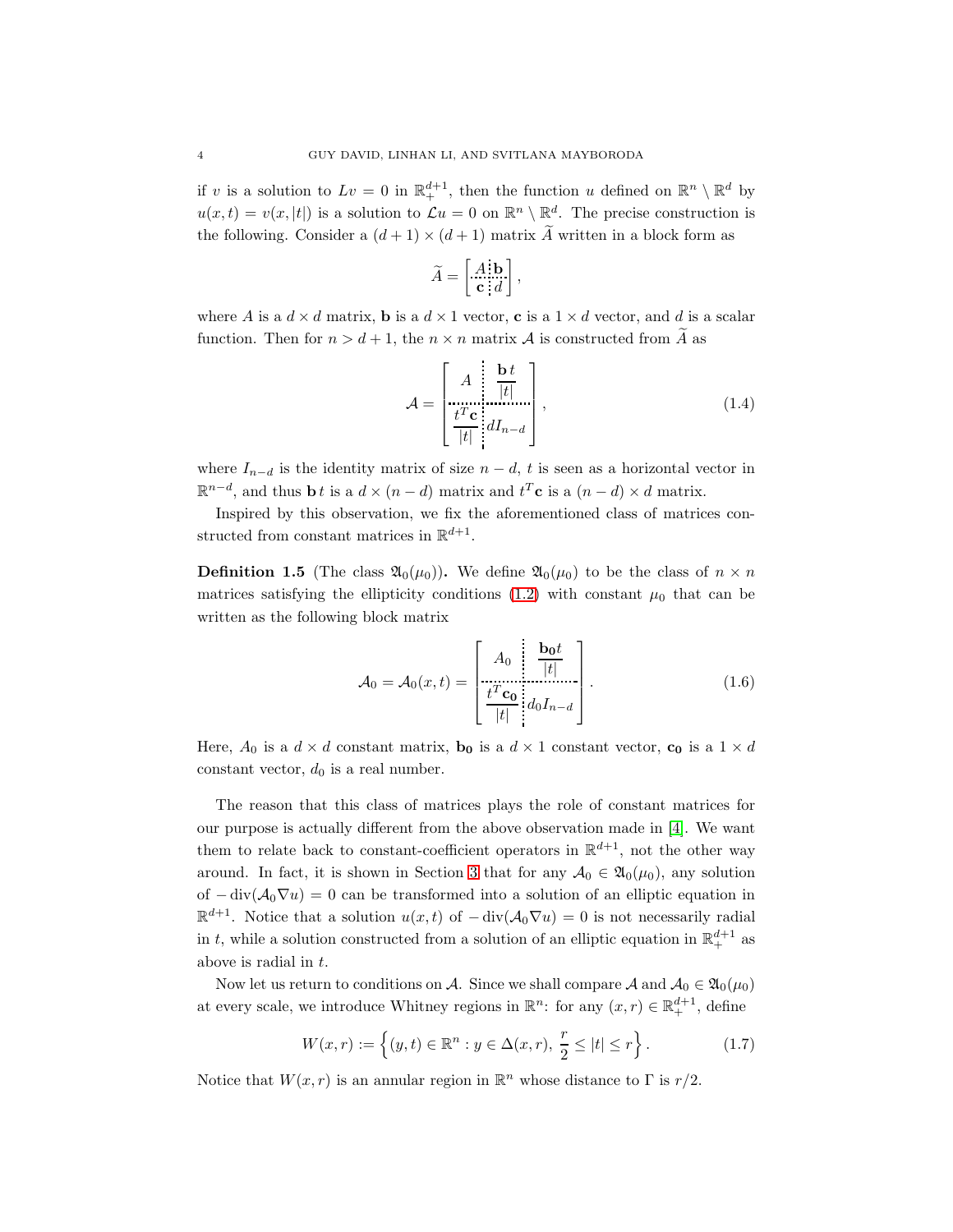if $v$ is a solution to $Lv = 0$ in $\mathbb{R}^{d+1}_+$, then the function $u$ defined on $\mathbb{R}^n \setminus \mathbb{R}^d$ by $u(x,t) = v(x,|t|)$ is a solution to $\mathcal{L}u = 0$ on $\mathbb{R}^n \setminus \mathbb{R}^d$. The precise construction is the following. Consider a $(d+1)\times(d+1)$ matrix $\widetilde{A}$ written in a block form as

$$\widetilde{A} = \left[\begin{array}{c|c} A & \mathbf{b} \\ \hline \mathbf{c} & d \end{array}\right],$$

where $A$ is a $d \times d$ matrix, $\mathbf{b}$ is a $d \times 1$ vector, $\mathbf{c}$ is a $1 \times d$ vector, and $d$ is a scalar function. Then for $n > d+1$, the $n \times n$ matrix $\mathcal{A}$ is constructed from $\widetilde{A}$ as

$$\mathcal{A} = \left[\begin{array}{c|c} A & \dfrac{\mathbf{b}\, t}{|t|} \\ \hline \dfrac{t^T \mathbf{c}}{|t|} & d I_{n-d} \end{array}\right], \tag{1.4}$$

where $I_{n-d}$ is the identity matrix of size $n-d$, $t$ is seen as a horizontal vector in $\mathbb{R}^{n-d}$, and thus $\mathbf{b}\, t$ is a $d \times (n-d)$ matrix and $t^T \mathbf{c}$ is a $(n-d) \times d$ matrix.

Inspired by this observation, we fix the aforementioned class of matrices constructed from constant matrices in $\mathbb{R}^{d+1}$.

**Definition 1.5** (The class $\mathfrak{A}_0(\mu_0)$). We define $\mathfrak{A}_0(\mu_0)$ to be the class of $n \times n$ matrices satisfying the ellipticity conditions (1.2) with constant $\mu_0$ that can be written as the following block matrix

$$\mathcal{A}_0 = \mathcal{A}_0(x,t) = \left[\begin{array}{c|c} A_0 & \dfrac{\mathbf{b_0} t}{|t|} \\ \hline \dfrac{t^T \mathbf{c_0}}{|t|} & d_0 I_{n-d} \end{array}\right]. \tag{1.6}$$

Here, $A_0$ is a $d \times d$ constant matrix, $\mathbf{b_0}$ is a $d \times 1$ constant vector, $\mathbf{c_0}$ is a $1 \times d$ constant vector, $d_0$ is a real number.

The reason that this class of matrices plays the role of constant matrices for our purpose is actually different from the above observation made in [4]. We want them to relate back to constant-coefficient operators in $\mathbb{R}^{d+1}$, not the other way around. In fact, it is shown in Section 3 that for any $\mathcal{A}_0 \in \mathfrak{A}_0(\mu_0)$, any solution of $-\operatorname{div}(\mathcal{A}_0 \nabla u) = 0$ can be transformed into a solution of an elliptic equation in $\mathbb{R}^{d+1}$. Notice that a solution $u(x,t)$ of $-\operatorname{div}(\mathcal{A}_0 \nabla u) = 0$ is not necessarily radial in $t$, while a solution constructed from a solution of an elliptic equation in $\mathbb{R}^{d+1}_+$ as above is radial in $t$.

Now let us return to conditions on $\mathcal{A}$. Since we shall compare $\mathcal{A}$ and $\mathcal{A}_0 \in \mathfrak{A}_0(\mu_0)$ at every scale, we introduce Whitney regions in $\mathbb{R}^n$: for any $(x,r) \in \mathbb{R}^{d+1}_+$, define

$$W(x,r) := \left\{ (y,t) \in \mathbb{R}^n : y \in \Delta(x,r),\ \frac{r}{2} \le |t| \le r \right\}. \tag{1.7}$$

Notice that $W(x,r)$ is an annular region in $\mathbb{R}^n$ whose distance to $\Gamma$ is $r/2$.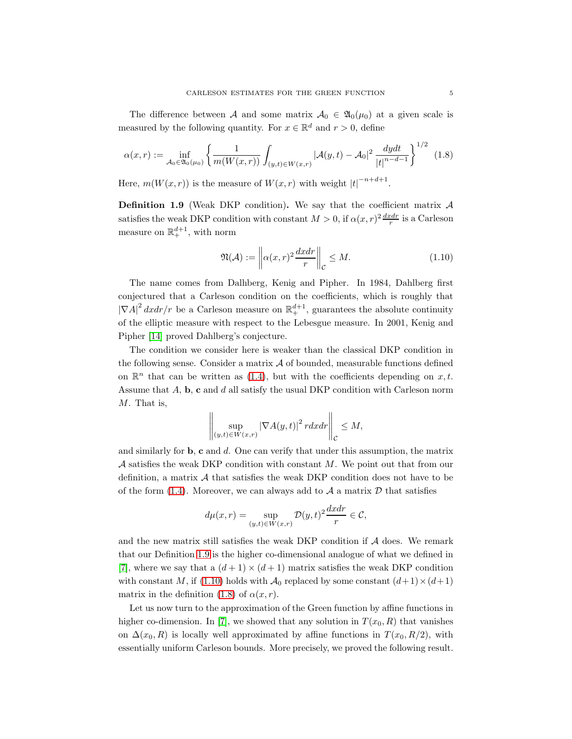The difference between $\mathcal{A}$ and some matrix $\mathcal{A}_0 \in \mathfrak{A}_0(\mu_0)$ at a given scale is measured by the following quantity. For $x \in \mathbb{R}^d$ and $r > 0$, define

$$\alpha(x,r) := \inf_{\mathcal{A}_0 \in \mathfrak{A}_0(\mu_0)} \left\{ \frac{1}{m(W(x,r))} \int_{(y,t)\in W(x,r)} |\mathcal{A}(y,t) - \mathcal{A}_0|^2 \frac{dydt}{|t|^{n-d-1}} \right\}^{1/2} \quad (1.8)$$

Here, $m(W(x,r))$ is the measure of $W(x,r)$ with weight $|t|^{-n+d+1}$.

**Definition 1.9** (Weak DKP condition)**.** We say that the coefficient matrix $\mathcal{A}$ satisfies the weak DKP condition with constant $M > 0$, if $\alpha(x,r)^2 \frac{dxdr}{r}$ is a Carleson measure on $\mathbb{R}^{d+1}_+$, with norm

$$\mathfrak{N}(\mathcal{A}) := \left\| \alpha(x,r)^2 \frac{dxdr}{r} \right\|_{\mathcal{C}} \leq M. \quad (1.10)$$

The name comes from Dalhberg, Kenig and Pipher. In 1984, Dahlberg first conjectured that a Carleson condition on the coefficients, which is roughly that $|\nabla A|^2 \, dxdr/r$ be a Carleson measure on $\mathbb{R}^{d+1}_+$, guarantees the absolute continuity of the elliptic measure with respect to the Lebesgue measure. In 2001, Kenig and Pipher [14] proved Dahlberg's conjecture.

The condition we consider here is weaker than the classical DKP condition in the following sense. Consider a matrix $\mathcal{A}$ of bounded, measurable functions defined on $\mathbb{R}^n$ that can be written as (1.4), but with the coefficients depending on $x, t$. Assume that $A$, $\mathbf{b}$, $\mathbf{c}$ and $d$ all satisfy the usual DKP condition with Carleson norm $M$. That is,

$$\left\| \sup_{(y,t)\in W(x,r)} |\nabla A(y,t)|^2 \, r dxdr \right\|_{\mathcal{C}} \leq M,$$

and similarly for $\mathbf{b}$, $\mathbf{c}$ and $d$. One can verify that under this assumption, the matrix $\mathcal{A}$ satisfies the weak DKP condition with constant $M$. We point out that from our definition, a matrix $\mathcal{A}$ that satisfies the weak DKP condition does not have to be of the form (1.4). Moreover, we can always add to $\mathcal{A}$ a matrix $\mathcal{D}$ that satisfies

$$d\mu(x,r) = \sup_{(y,t)\in W(x,r)} \mathcal{D}(y,t)^2 \frac{dxdr}{r} \in \mathcal{C},$$

and the new matrix still satisfies the weak DKP condition if $\mathcal{A}$ does. We remark that our Definition 1.9 is the higher co-dimensional analogue of what we defined in [7], where we say that a $(d+1)\times(d+1)$ matrix satisfies the weak DKP condition with constant $M$, if (1.10) holds with $\mathcal{A}_0$ replaced by some constant $(d+1)\times(d+1)$ matrix in the definition (1.8) of $\alpha(x,r)$.

Let us now turn to the approximation of the Green function by affine functions in higher co-dimension. In [7], we showed that any solution in $T(x_0, R)$ that vanishes on $\Delta(x_0, R)$ is locally well approximated by affine functions in $T(x_0, R/2)$, with essentially uniform Carleson bounds. More precisely, we proved the following result.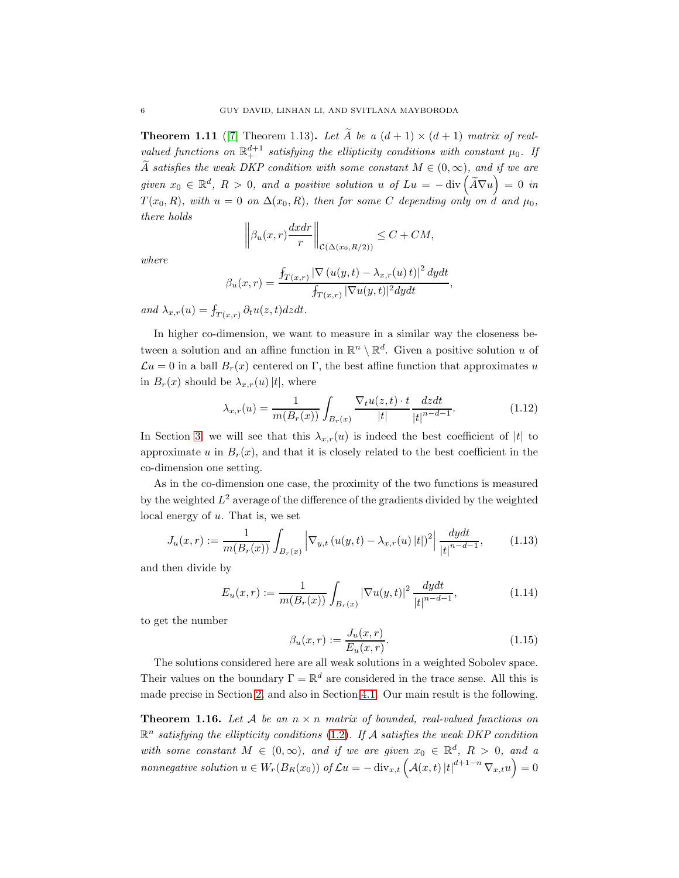**Theorem 1.11** ([7] Theorem 1.13)**.** *Let $\widetilde{A}$ be a $(d+1)\times(d+1)$ matrix of real-valued functions on $\mathbb{R}^{d+1}_+$ satisfying the ellipticity conditions with constant $\mu_0$. If $\widetilde{A}$ satisfies the weak DKP condition with some constant $M\in(0,\infty)$, and if we are given $x_0\in\mathbb{R}^d$, $R>0$, and a positive solution $u$ of $Lu=-\operatorname{div}\left(\widetilde{A}\nabla u\right)=0$ in $T(x_0,R)$, with $u=0$ on $\Delta(x_0,R)$, then for some $C$ depending only on $d$ and $\mu_0$, there holds*

$$\left\|\beta_u(x,r)\frac{dxdr}{r}\right\|_{\mathcal{C}(\Delta(x_0,R/2))}\le C+CM,$$

*where*

$$\beta_u(x,r)=\frac{\fint_{T(x,r)}\left|\nabla\left(u(y,t)-\lambda_{x,r}(u)\,t\right)\right|^2dydt}{\fint_{T(x,r)}|\nabla u(y,t)|^2dydt},$$

*and $\lambda_{x,r}(u)=\fint_{T(x,r)}\partial_t u(z,t)dzdt$.*

In higher co-dimension, we want to measure in a similar way the closeness between a solution and an affine function in $\mathbb{R}^n\setminus\mathbb{R}^d$. Given a positive solution $u$ of $\mathcal{L}u=0$ in a ball $B_r(x)$ centered on $\Gamma$, the best affine function that approximates $u$ in $B_r(x)$ should be $\lambda_{x,r}(u)\,|t|$, where

$$\lambda_{x,r}(u)=\frac{1}{m(B_r(x))}\int_{B_r(x)}\frac{\nabla_t u(z,t)\cdot t}{|t|}\frac{dzdt}{|t|^{n-d-1}}. \tag{1.12}$$

In Section 3, we will see that this $\lambda_{x,r}(u)$ is indeed the best coefficient of $|t|$ to approximate $u$ in $B_r(x)$, and that it is closely related to the best coefficient in the co-dimension one setting.

As in the co-dimension one case, the proximity of the two functions is measured by the weighted $L^2$ average of the difference of the gradients divided by the weighted local energy of $u$. That is, we set

$$J_u(x,r):=\frac{1}{m(B_r(x))}\int_{B_r(x)}\left|\nabla_{y,t}\left(u(y,t)-\lambda_{x,r}(u)\,|t|\right)^2\right|\frac{dydt}{|t|^{n-d-1}}, \tag{1.13}$$

and then divide by

$$E_u(x,r):=\frac{1}{m(B_r(x))}\int_{B_r(x)}|\nabla u(y,t)|^2\frac{dydt}{|t|^{n-d-1}}, \tag{1.14}$$

to get the number

$$\beta_u(x,r):=\frac{J_u(x,r)}{E_u(x,r)}. \tag{1.15}$$

The solutions considered here are all weak solutions in a weighted Sobolev space. Their values on the boundary $\Gamma=\mathbb{R}^d$ are considered in the trace sense. All this is made precise in Section 2, and also in Section 4.1. Our main result is the following.

**Theorem 1.16.** *Let $\mathcal{A}$ be an $n\times n$ matrix of bounded, real-valued functions on $\mathbb{R}^n$ satisfying the ellipticity conditions (1.2). If $\mathcal{A}$ satisfies the weak DKP condition with some constant $M\in(0,\infty)$, and if we are given $x_0\in\mathbb{R}^d$, $R>0$, and a nonnegative solution $u\in W_r(B_R(x_0))$ of $\mathcal{L}u=-\operatorname{div}_{x,t}\left(\mathcal{A}(x,t)\,|t|^{d+1-n}\,\nabla_{x,t}u\right)=0$*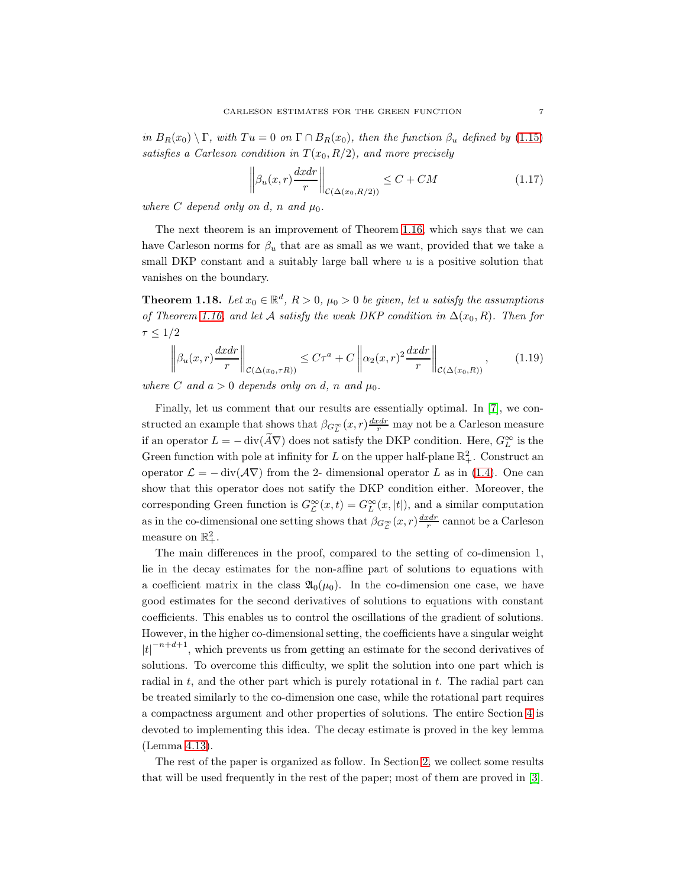*in $B_R(x_0) \setminus \Gamma$, with $Tu = 0$ on $\Gamma \cap B_R(x_0)$, then the function $\beta_u$ defined by (1.15) satisfies a Carleson condition in $T(x_0, R/2)$, and more precisely*

$$\left\| \beta_u(x,r) \frac{dxdr}{r} \right\|_{\mathcal{C}(\Delta(x_0,R/2))} \leq C + CM \tag{1.17}$$

*where $C$ depend only on $d$, $n$ and $\mu_0$.*

The next theorem is an improvement of Theorem 1.16, which says that we can have Carleson norms for $\beta_u$ that are as small as we want, provided that we take a small DKP constant and a suitably large ball where $u$ is a positive solution that vanishes on the boundary.

**Theorem 1.18.** *Let $x_0 \in \mathbb{R}^d$, $R > 0$, $\mu_0 > 0$ be given, let $u$ satisfy the assumptions of Theorem 1.16, and let $\mathcal{A}$ satisfy the weak DKP condition in $\Delta(x_0, R)$. Then for $\tau \leq 1/2$*

$$\left\| \beta_u(x,r) \frac{dxdr}{r} \right\|_{\mathcal{C}(\Delta(x_0,\tau R))} \leq C\tau^a + C \left\| \alpha_2(x,r)^2 \frac{dxdr}{r} \right\|_{\mathcal{C}(\Delta(x_0,R))}, \tag{1.19}$$

*where $C$ and $a > 0$ depends only on $d$, $n$ and $\mu_0$.*

Finally, let us comment that our results are essentially optimal. In [7], we constructed an example that shows that $\beta_{G_L^\infty}(x,r) \frac{dxdr}{r}$ may not be a Carleson measure if an operator $L = -\operatorname{div}(\widetilde{A} \nabla)$ does not satisfy the DKP condition. Here, $G_L^\infty$ is the Green function with pole at infinity for $L$ on the upper half-plane $\mathbb{R}^2_+$. Construct an operator $\mathcal{L} = -\operatorname{div}(\mathcal{A}\nabla)$ from the 2- dimensional operator $L$ as in (1.4). One can show that this operator does not satify the DKP condition either. Moreover, the corresponding Green function is $G_{\mathcal{L}}^\infty(x,t) = G_L^\infty(x,|t|)$, and a similar computation as in the co-dimensional one setting shows that $\beta_{G_{\mathcal{L}}^\infty}(x,r) \frac{dxdr}{r}$ cannot be a Carleson measure on $\mathbb{R}^2_+$.

The main differences in the proof, compared to the setting of co-dimension 1, lie in the decay estimates for the non-affine part of solutions to equations with a coefficient matrix in the class $\mathfrak{A}_0(\mu_0)$. In the co-dimension one case, we have good estimates for the second derivatives of solutions to equations with constant coefficients. This enables us to control the oscillations of the gradient of solutions. However, in the higher co-dimensional setting, the coefficients have a singular weight $|t|^{-n+d+1}$, which prevents us from getting an estimate for the second derivatives of solutions. To overcome this difficulty, we split the solution into one part which is radial in $t$, and the other part which is purely rotational in $t$. The radial part can be treated similarly to the co-dimension one case, while the rotational part requires a compactness argument and other properties of solutions. The entire Section 4 is devoted to implementing this idea. The decay estimate is proved in the key lemma (Lemma 4.13).

The rest of the paper is organized as follow. In Section 2, we collect some results that will be used frequently in the rest of the paper; most of them are proved in [3].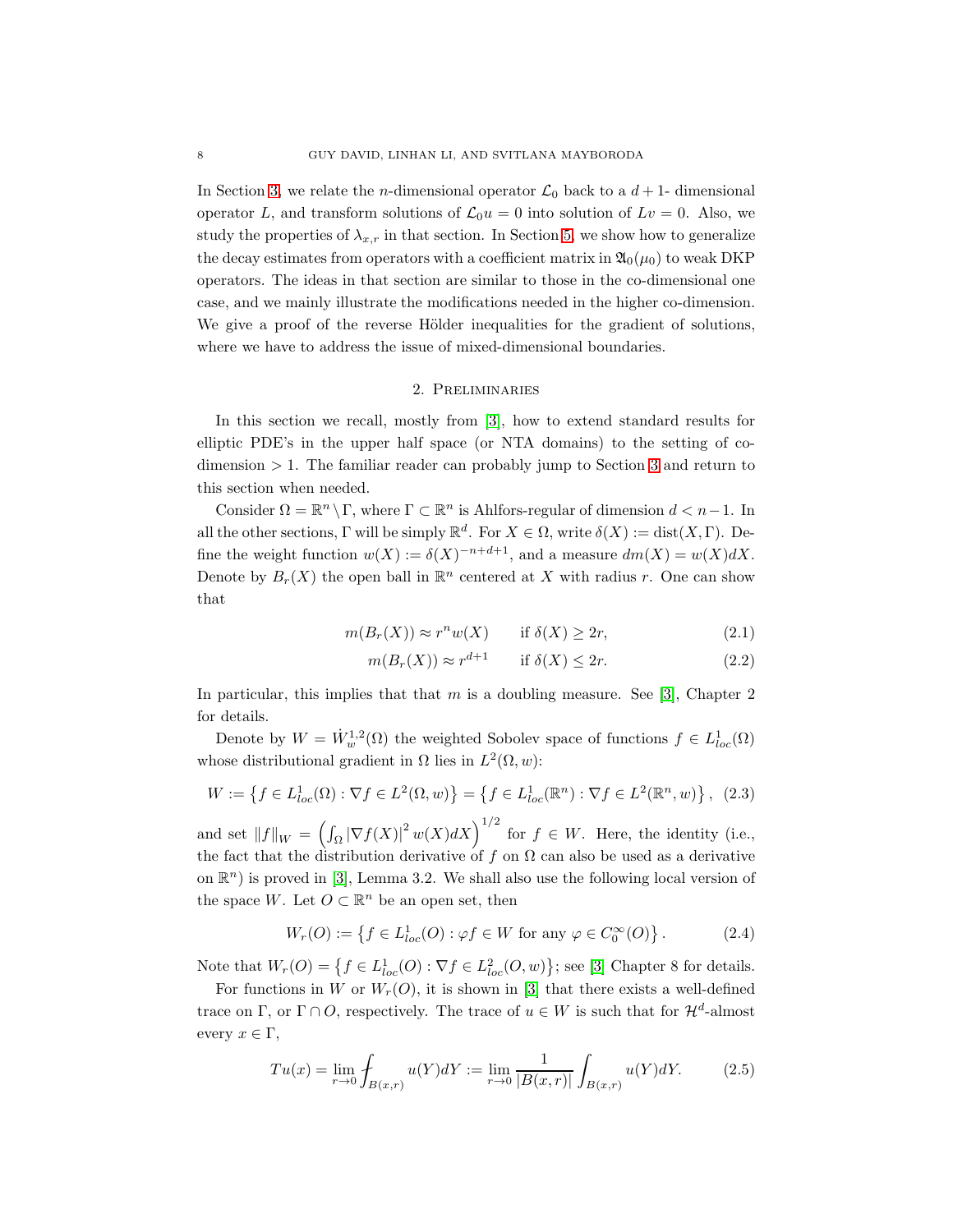In Section 3, we relate the $n$-dimensional operator $\mathcal{L}_0$ back to a $d+1$- dimensional operator $L$, and transform solutions of $\mathcal{L}_0 u = 0$ into solution of $Lv = 0$. Also, we study the properties of $\lambda_{x,r}$ in that section. In Section 5, we show how to generalize the decay estimates from operators with a coefficient matrix in $\mathfrak{A}_0(\mu_0)$ to weak DKP operators. The ideas in that section are similar to those in the co-dimensional one case, and we mainly illustrate the modifications needed in the higher co-dimension. We give a proof of the reverse Hölder inequalities for the gradient of solutions, where we have to address the issue of mixed-dimensional boundaries.

## 2. Preliminaries

In this section we recall, mostly from [3], how to extend standard results for elliptic PDE's in the upper half space (or NTA domains) to the setting of co-dimension $> 1$. The familiar reader can probably jump to Section 3 and return to this section when needed.

Consider $\Omega = \mathbb{R}^n \setminus \Gamma$, where $\Gamma \subset \mathbb{R}^n$ is Ahlfors-regular of dimension $d < n-1$. In all the other sections, $\Gamma$ will be simply $\mathbb{R}^d$. For $X \in \Omega$, write $\delta(X) := \operatorname{dist}(X, \Gamma)$. Define the weight function $w(X) := \delta(X)^{-n+d+1}$, and a measure $dm(X) = w(X)dX$. Denote by $B_r(X)$ the open ball in $\mathbb{R}^n$ centered at $X$ with radius $r$. One can show that

$$m(B_r(X)) \approx r^n w(X) \qquad \text{if } \delta(X) \geq 2r, \tag{2.1}$$

$$m(B_r(X)) \approx r^{d+1} \qquad \text{if } \delta(X) \leq 2r. \tag{2.2}$$

In particular, this implies that that $m$ is a doubling measure. See [3], Chapter 2 for details.

Denote by $W = \dot{W}^{1,2}_w(\Omega)$ the weighted Sobolev space of functions $f \in L^1_{loc}(\Omega)$ whose distributional gradient in $\Omega$ lies in $L^2(\Omega, w)$:

$$W := \left\{ f \in L^1_{loc}(\Omega) : \nabla f \in L^2(\Omega, w) \right\} = \left\{ f \in L^1_{loc}(\mathbb{R}^n) : \nabla f \in L^2(\mathbb{R}^n, w) \right\}, \tag{2.3}$$

and set $\|f\|_W = \left( \int_\Omega |\nabla f(X)|^2 w(X) dX \right)^{1/2}$ for $f \in W$. Here, the identity (i.e., the fact that the distribution derivative of $f$ on $\Omega$ can also be used as a derivative on $\mathbb{R}^n$) is proved in [3], Lemma 3.2. We shall also use the following local version of the space $W$. Let $O \subset \mathbb{R}^n$ be an open set, then

$$W_r(O) := \left\{ f \in L^1_{loc}(O) : \varphi f \in W \text{ for any } \varphi \in C_0^\infty(O) \right\}. \tag{2.4}$$

Note that $W_r(O) = \left\{ f \in L^1_{loc}(O) : \nabla f \in L^2_{loc}(O, w) \right\}$; see [3] Chapter 8 for details.

For functions in $W$ or $W_r(O)$, it is shown in [3] that there exists a well-defined trace on $\Gamma$, or $\Gamma \cap O$, respectively. The trace of $u \in W$ is such that for $\mathcal{H}^d$-almost every $x \in \Gamma$,

$$Tu(x) = \lim_{r \to 0} \fint_{B(x,r)} u(Y) dY := \lim_{r \to 0} \frac{1}{|B(x,r)|} \int_{B(x,r)} u(Y) dY. \tag{2.5}$$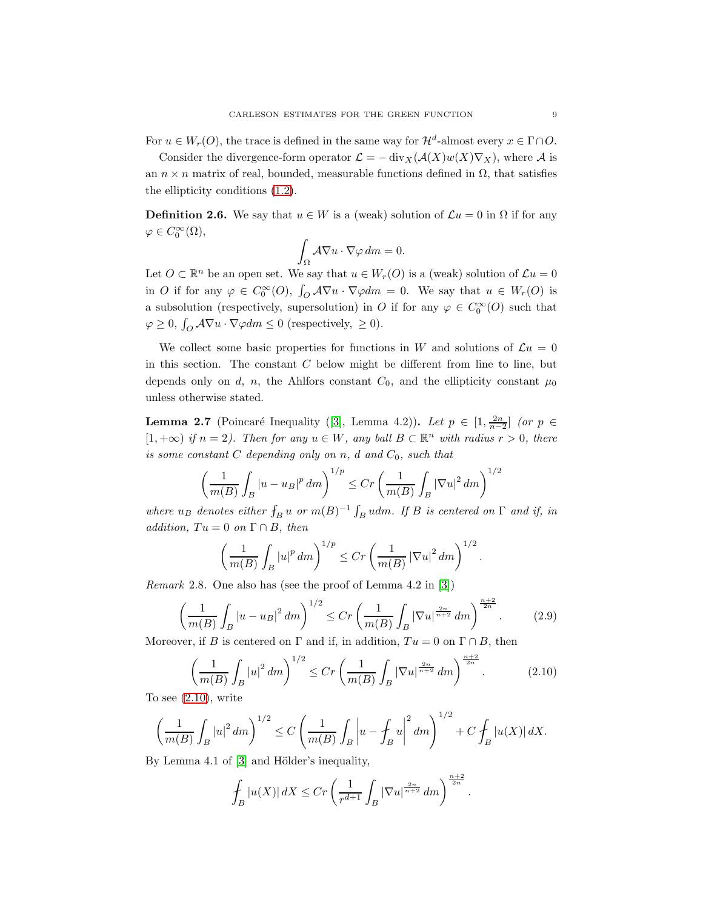For $u \in W_r(O)$, the trace is defined in the same way for $\mathcal{H}^d$-almost every $x \in \Gamma \cap O$.

Consider the divergence-form operator $\mathcal{L} = -\operatorname{div}_X(\mathcal{A}(X)w(X)\nabla_X)$, where $\mathcal{A}$ is an $n \times n$ matrix of real, bounded, measurable functions defined in $\Omega$, that satisfies the ellipticity conditions (1.2).

**Definition 2.6.** We say that $u \in W$ is a (weak) solution of $\mathcal{L}u = 0$ in $\Omega$ if for any $\varphi \in C_0^\infty(\Omega)$,

$$\int_\Omega \mathcal{A}\nabla u \cdot \nabla\varphi \, dm = 0.$$

Let $O \subset \mathbb{R}^n$ be an open set. We say that $u \in W_r(O)$ is a (weak) solution of $\mathcal{L}u = 0$ in $O$ if for any $\varphi \in C_0^\infty(O)$, $\int_O \mathcal{A}\nabla u \cdot \nabla\varphi dm = 0$. We say that $u \in W_r(O)$ is a subsolution (respectively, supersolution) in $O$ if for any $\varphi \in C_0^\infty(O)$ such that $\varphi \geq 0$, $\int_O \mathcal{A}\nabla u \cdot \nabla\varphi dm \leq 0$ (respectively, $\geq 0$).

We collect some basic properties for functions in $W$ and solutions of $\mathcal{L}u = 0$ in this section. The constant $C$ below might be different from line to line, but depends only on $d$, $n$, the Ahlfors constant $C_0$, and the ellipticity constant $\mu_0$ unless otherwise stated.

**Lemma 2.7** (Poincaré Inequality ([3], Lemma 4.2))**.** *Let $p \in [1, \frac{2n}{n-2}]$ (or $p \in [1, +\infty)$ if $n = 2$). Then for any $u \in W$, any ball $B \subset \mathbb{R}^n$ with radius $r > 0$, there is some constant $C$ depending only on $n$, $d$ and $C_0$, such that*

$$\left(\frac{1}{m(B)}\int_B |u - u_B|^p \, dm\right)^{1/p} \leq Cr\left(\frac{1}{m(B)}\int_B |\nabla u|^2 \, dm\right)^{1/2}$$

*where $u_B$ denotes either $\fint_B u$ or $m(B)^{-1}\int_B u dm$. If $B$ is centered on $\Gamma$ and if, in addition, $Tu = 0$ on $\Gamma \cap B$, then*

$$\left(\frac{1}{m(B)}\int_B |u|^p \, dm\right)^{1/p} \leq Cr\left(\frac{1}{m(B)}|\nabla u|^2 \, dm\right)^{1/2}.$$

*Remark* 2.8. One also has (see the proof of Lemma 4.2 in [3])

$$\left(\frac{1}{m(B)}\int_B |u - u_B|^2 \, dm\right)^{1/2} \leq Cr\left(\frac{1}{m(B)}\int_B |\nabla u|^{\frac{2n}{n+2}} \, dm\right)^{\frac{n+2}{2n}}. \tag{2.9}$$

Moreover, if $B$ is centered on $\Gamma$ and if, in addition, $Tu = 0$ on $\Gamma \cap B$, then

$$\left(\frac{1}{m(B)}\int_B |u|^2 \, dm\right)^{1/2} \leq Cr\left(\frac{1}{m(B)}\int_B |\nabla u|^{\frac{2n}{n+2}} \, dm\right)^{\frac{n+2}{2n}}. \tag{2.10}$$

To see (2.10), write

$$\left(\frac{1}{m(B)}\int_B |u|^2 \, dm\right)^{1/2} \leq C\left(\frac{1}{m(B)}\int_B \left|u - \fint_B u\right|^2 dm\right)^{1/2} + C\fint_B |u(X)| \, dX.$$

By Lemma 4.1 of [3] and Hölder's inequality,

$$\fint_B |u(X)| \, dX \leq Cr\left(\frac{1}{r^{d+1}}\int_B |\nabla u|^{\frac{2n}{n+2}} \, dm\right)^{\frac{n+2}{2n}}.$$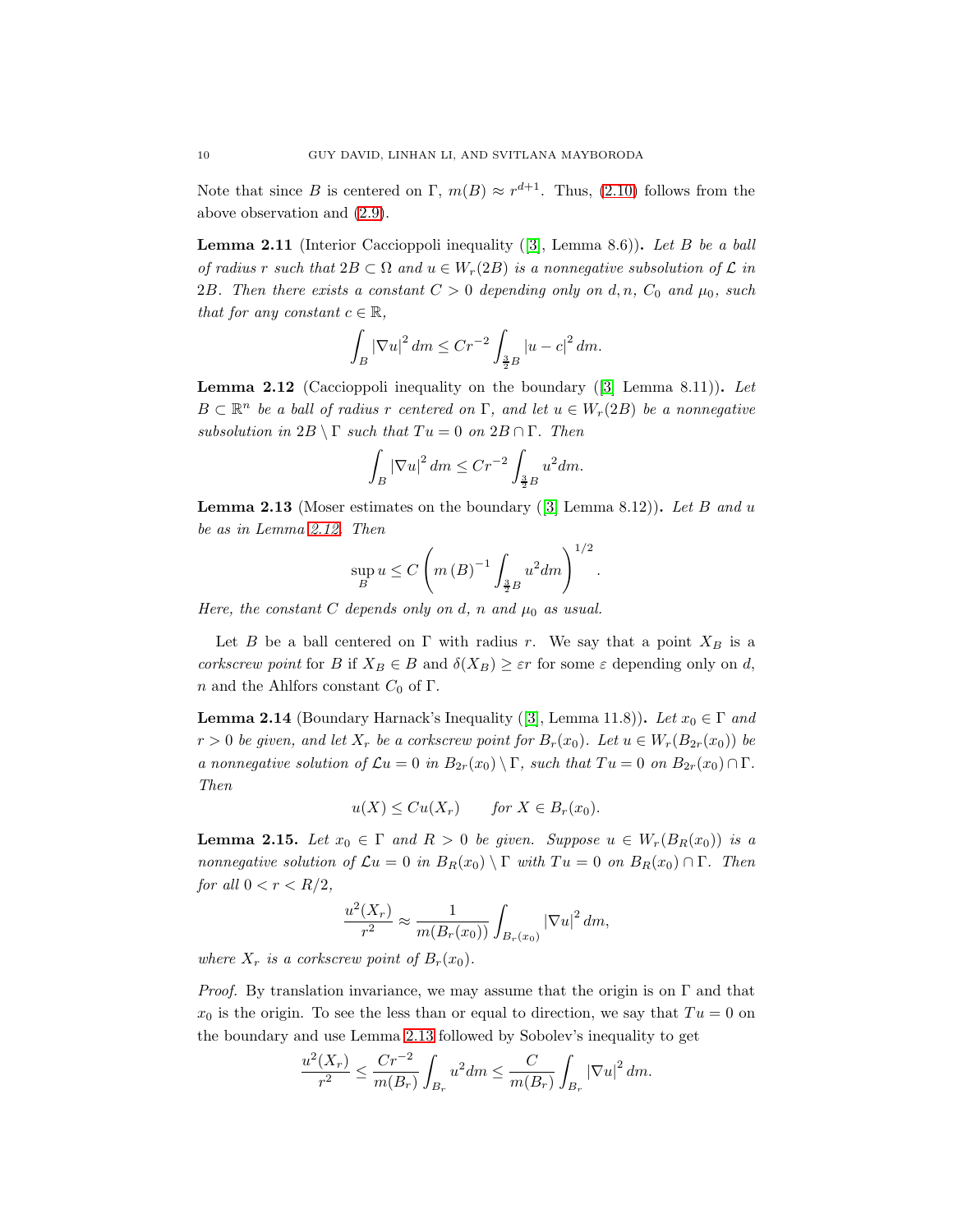Note that since $B$ is centered on $\Gamma$, $m(B) \approx r^{d+1}$. Thus, (2.10) follows from the above observation and (2.9).

**Lemma 2.11** (Interior Caccioppoli inequality ([3], Lemma 8.6))**.** *Let $B$ be a ball of radius $r$ such that $2B \subset \Omega$ and $u \in W_r(2B)$ is a nonnegative subsolution of $\mathcal{L}$ in $2B$. Then there exists a constant $C > 0$ depending only on $d, n$, $C_0$ and $\mu_0$, such that for any constant $c \in \mathbb{R}$,*

$$\int_B |\nabla u|^2 \, dm \leq C r^{-2} \int_{\frac{3}{2}B} |u - c|^2 \, dm.$$

**Lemma 2.12** (Caccioppoli inequality on the boundary ([3] Lemma 8.11))**.** *Let $B \subset \mathbb{R}^n$ be a ball of radius $r$ centered on $\Gamma$, and let $u \in W_r(2B)$ be a nonnegative subsolution in $2B \setminus \Gamma$ such that $Tu = 0$ on $2B \cap \Gamma$. Then*

$$\int_B |\nabla u|^2 \, dm \leq C r^{-2} \int_{\frac{3}{2}B} u^2 dm.$$

**Lemma 2.13** (Moser estimates on the boundary ([3] Lemma 8.12))**.** *Let $B$ and $u$ be as in Lemma 2.12. Then*

$$\sup_B u \leq C \left( m(B)^{-1} \int_{\frac{3}{2}B} u^2 dm \right)^{1/2}.$$

*Here, the constant $C$ depends only on $d$, $n$ and $\mu_0$ as usual.*

Let $B$ be a ball centered on $\Gamma$ with radius $r$. We say that a point $X_B$ is a *corkscrew point* for $B$ if $X_B \in B$ and $\delta(X_B) \geq \varepsilon r$ for some $\varepsilon$ depending only on $d$, $n$ and the Ahlfors constant $C_0$ of $\Gamma$.

**Lemma 2.14** (Boundary Harnack's Inequality ([3], Lemma 11.8))**.** *Let $x_0 \in \Gamma$ and $r > 0$ be given, and let $X_r$ be a corkscrew point for $B_r(x_0)$. Let $u \in W_r(B_{2r}(x_0))$ be a nonnegative solution of $\mathcal{L}u = 0$ in $B_{2r}(x_0) \setminus \Gamma$, such that $Tu = 0$ on $B_{2r}(x_0) \cap \Gamma$. Then*

$$u(X) \leq C u(X_r) \qquad \text{for } X \in B_r(x_0).$$

**Lemma 2.15.** *Let $x_0 \in \Gamma$ and $R > 0$ be given. Suppose $u \in W_r(B_R(x_0))$ is a nonnegative solution of $\mathcal{L}u = 0$ in $B_R(x_0) \setminus \Gamma$ with $Tu = 0$ on $B_R(x_0) \cap \Gamma$. Then for all $0 < r < R/2$,*

$$\frac{u^2(X_r)}{r^2} \approx \frac{1}{m(B_r(x_0))} \int_{B_r(x_0)} |\nabla u|^2 \, dm,$$

*where $X_r$ is a corkscrew point of $B_r(x_0)$.*

*Proof.* By translation invariance, we may assume that the origin is on $\Gamma$ and that $x_0$ is the origin. To see the less than or equal to direction, we say that $Tu = 0$ on the boundary and use Lemma 2.13 followed by Sobolev's inequality to get

$$\frac{u^2(X_r)}{r^2} \leq \frac{C r^{-2}}{m(B_r)} \int_{B_r} u^2 dm \leq \frac{C}{m(B_r)} \int_{B_r} |\nabla u|^2 \, dm.$$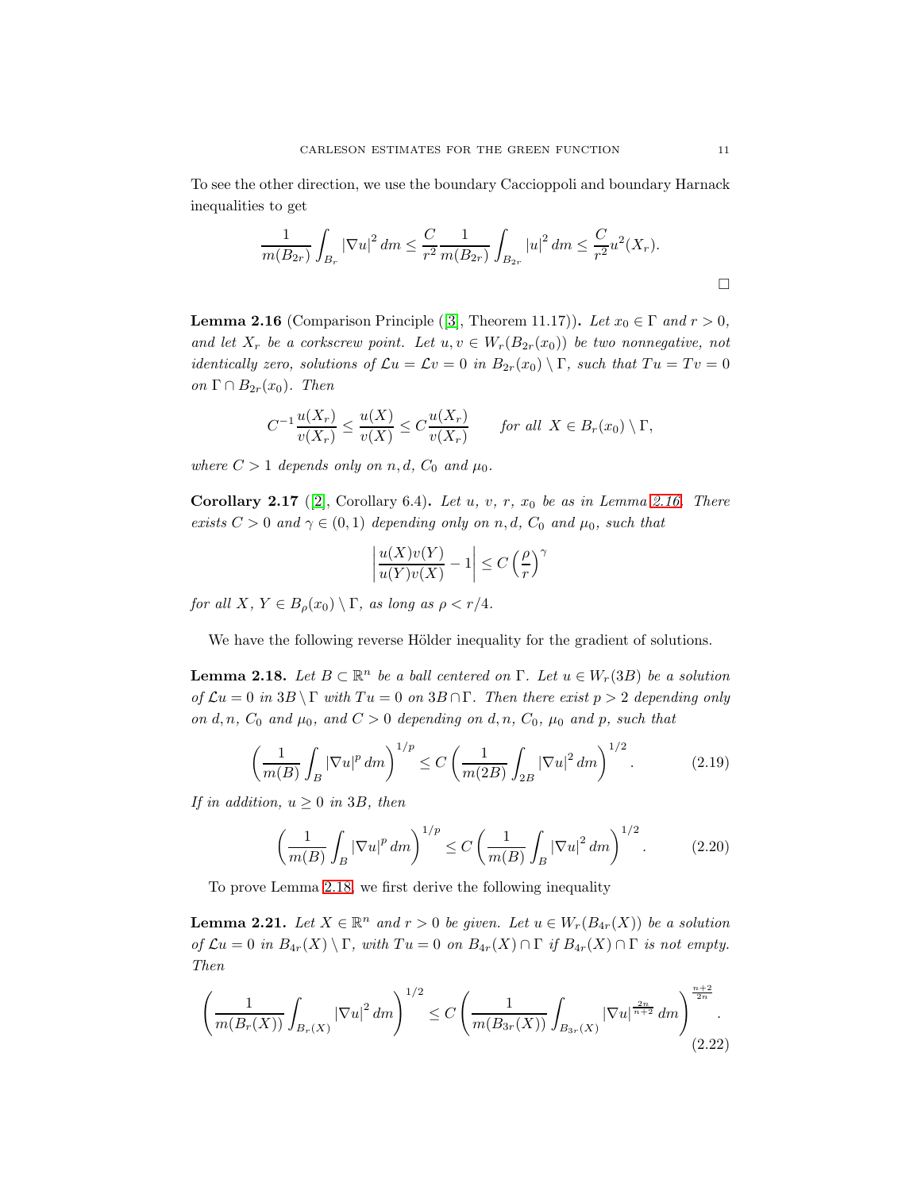To see the other direction, we use the boundary Caccioppoli and boundary Harnack inequalities to get

$$\frac{1}{m(B_{2r})}\int_{B_r}|\nabla u|^2\,dm \le \frac{C}{r^2}\frac{1}{m(B_{2r})}\int_{B_{2r}}|u|^2\,dm \le \frac{C}{r^2}u^2(X_r).$$

□

**Lemma 2.16** (Comparison Principle ([3], Theorem 11.17)). *Let $x_0 \in \Gamma$ and $r > 0$, and let $X_r$ be a corkscrew point. Let $u, v \in W_r(B_{2r}(x_0))$ be two nonnegative, not identically zero, solutions of $\mathcal{L}u = \mathcal{L}v = 0$ in $B_{2r}(x_0)\setminus\Gamma$, such that $Tu = Tv = 0$ on $\Gamma \cap B_{2r}(x_0)$. Then*

$$C^{-1}\frac{u(X_r)}{v(X_r)} \le \frac{u(X)}{v(X)} \le C\frac{u(X_r)}{v(X_r)} \qquad \text{for all } X \in B_r(x_0)\setminus\Gamma,$$

*where $C > 1$ depends only on $n, d$, $C_0$ and $\mu_0$.*

**Corollary 2.17** ([2], Corollary 6.4). *Let $u$, $v$, $r$, $x_0$ be as in Lemma 2.16. There exists $C > 0$ and $\gamma \in (0, 1)$ depending only on $n, d$, $C_0$ and $\mu_0$, such that*

$$\left|\frac{u(X)v(Y)}{u(Y)v(X)} - 1\right| \le C\left(\frac{\rho}{r}\right)^{\gamma}$$

*for all $X$, $Y \in B_\rho(x_0)\setminus\Gamma$, as long as $\rho < r/4$.*

We have the following reverse Hölder inequality for the gradient of solutions.

**Lemma 2.18.** *Let $B \subset \mathbb{R}^n$ be a ball centered on $\Gamma$. Let $u \in W_r(3B)$ be a solution of $\mathcal{L}u = 0$ in $3B\setminus\Gamma$ with $Tu = 0$ on $3B\cap\Gamma$. Then there exist $p > 2$ depending only on $d, n$, $C_0$ and $\mu_0$, and $C > 0$ depending on $d, n$, $C_0$, $\mu_0$ and $p$, such that*

$$\left(\frac{1}{m(B)}\int_B |\nabla u|^p\,dm\right)^{1/p} \le C\left(\frac{1}{m(2B)}\int_{2B}|\nabla u|^2\,dm\right)^{1/2}. \tag{2.19}$$

*If in addition, $u \ge 0$ in $3B$, then*

$$\left(\frac{1}{m(B)}\int_B |\nabla u|^p\,dm\right)^{1/p} \le C\left(\frac{1}{m(B)}\int_{B}|\nabla u|^2\,dm\right)^{1/2}. \tag{2.20}$$

To prove Lemma 2.18, we first derive the following inequality

**Lemma 2.21.** *Let $X \in \mathbb{R}^n$ and $r > 0$ be given. Let $u \in W_r(B_{4r}(X))$ be a solution of $\mathcal{L}u = 0$ in $B_{4r}(X)\setminus\Gamma$, with $Tu = 0$ on $B_{4r}(X)\cap\Gamma$ if $B_{4r}(X)\cap\Gamma$ is not empty. Then*

$$\left(\frac{1}{m(B_r(X))}\int_{B_r(X)}|\nabla u|^2\,dm\right)^{1/2} \le C\left(\frac{1}{m(B_{3r}(X))}\int_{B_{3r}(X)}|\nabla u|^{\frac{2n}{n+2}}\,dm\right)^{\frac{n+2}{2n}}. \tag{2.22}$$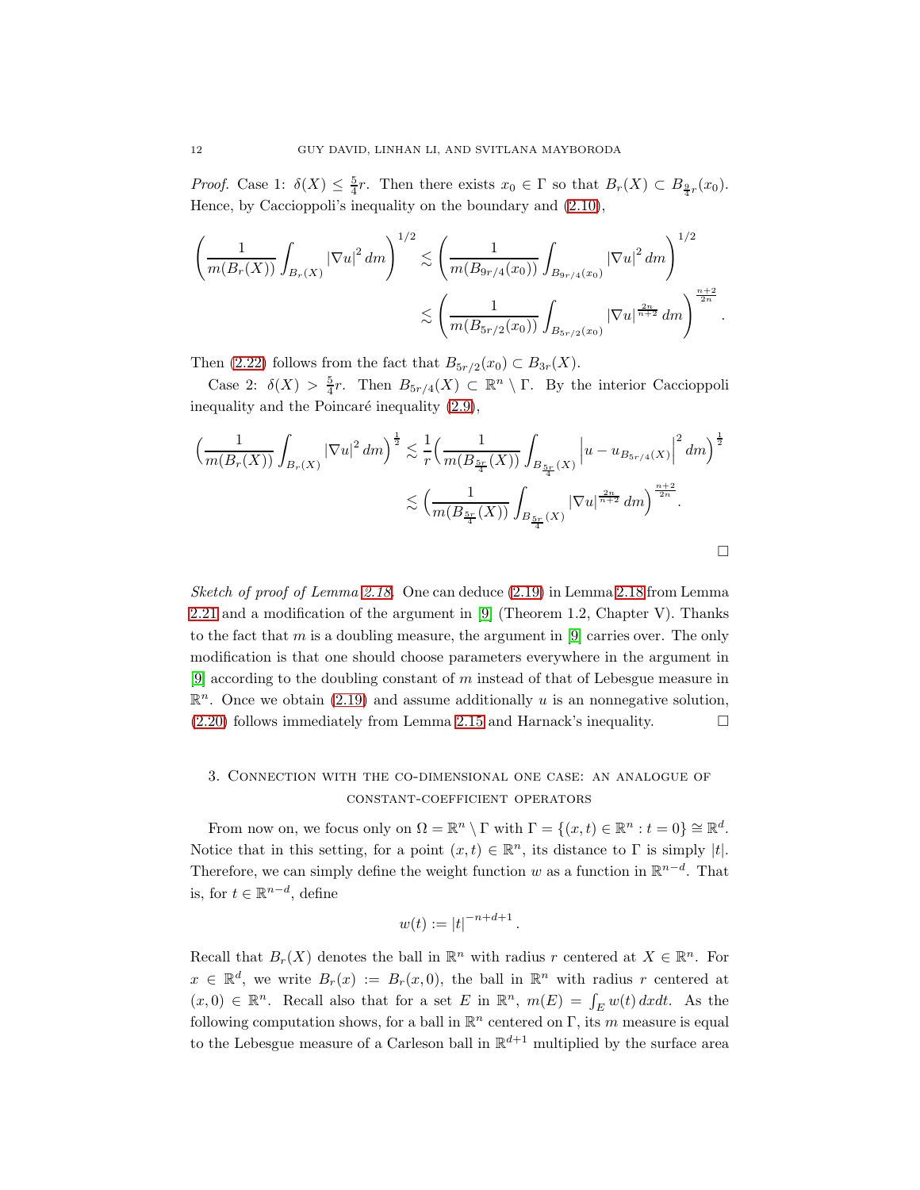*Proof.* Case 1: $\delta(X) \le \frac{5}{4}r$. Then there exists $x_0 \in \Gamma$ so that $B_r(X) \subset B_{\frac{9}{4}r}(x_0)$. Hence, by Caccioppoli's inequality on the boundary and (2.10),

$$\left(\frac{1}{m(B_r(X))}\int_{B_r(X)} |\nabla u|^2\, dm\right)^{1/2} \lesssim \left(\frac{1}{m(B_{9r/4}(x_0))}\int_{B_{9r/4}(x_0)} |\nabla u|^2\, dm\right)^{1/2}$$
$$\lesssim \left(\frac{1}{m(B_{5r/2}(x_0))}\int_{B_{5r/2}(x_0)} |\nabla u|^{\frac{2n}{n+2}}\, dm\right)^{\frac{n+2}{2n}}.$$

Then (2.22) follows from the fact that $B_{5r/2}(x_0) \subset B_{3r}(X)$.

Case 2: $\delta(X) > \frac{5}{4}r$. Then $B_{5r/4}(X) \subset \mathbb{R}^n \setminus \Gamma$. By the interior Caccioppoli inequality and the Poincaré inequality (2.9),

$$\Big(\frac{1}{m(B_r(X))}\int_{B_r(X)} |\nabla u|^2\, dm\Big)^{\frac{1}{2}} \lesssim \frac{1}{r}\Big(\frac{1}{m(B_{\frac{5r}{4}}(X))}\int_{B_{\frac{5r}{4}}(X)} \left|u - u_{B_{5r/4}(X)}\right|^2 dm\Big)^{\frac{1}{2}}$$
$$\lesssim \Big(\frac{1}{m(B_{\frac{5r}{4}}(X))}\int_{B_{\frac{5r}{4}}(X)} |\nabla u|^{\frac{2n}{n+2}}\, dm\Big)^{\frac{n+2}{2n}}.$$

□

*Sketch of proof of Lemma 2.18.* One can deduce (2.19) in Lemma 2.18 from Lemma 2.21 and a modification of the argument in [9] (Theorem 1.2, Chapter V). Thanks to the fact that $m$ is a doubling measure, the argument in [9] carries over. The only modification is that one should choose parameters everywhere in the argument in [9] according to the doubling constant of $m$ instead of that of Lebesgue measure in $\mathbb{R}^n$. Once we obtain (2.19) and assume additionally $u$ is an nonnegative solution, (2.20) follows immediately from Lemma 2.15 and Harnack's inequality. □

## 3. Connection with the co-dimensional one case: an analogue of constant-coefficient operators

From now on, we focus only on $\Omega = \mathbb{R}^n \setminus \Gamma$ with $\Gamma = \{(x,t) \in \mathbb{R}^n : t = 0\} \cong \mathbb{R}^d$. Notice that in this setting, for a point $(x,t) \in \mathbb{R}^n$, its distance to $\Gamma$ is simply $|t|$. Therefore, we can simply define the weight function $w$ as a function in $\mathbb{R}^{n-d}$. That is, for $t \in \mathbb{R}^{n-d}$, define

$$w(t) := |t|^{-n+d+1}.$$

Recall that $B_r(X)$ denotes the ball in $\mathbb{R}^n$ with radius $r$ centered at $X \in \mathbb{R}^n$. For $x \in \mathbb{R}^d$, we write $B_r(x) := B_r(x,0)$, the ball in $\mathbb{R}^n$ with radius $r$ centered at $(x,0) \in \mathbb{R}^n$. Recall also that for a set $E$ in $\mathbb{R}^n$, $m(E) = \int_E w(t)\, dxdt$. As the following computation shows, for a ball in $\mathbb{R}^n$ centered on $\Gamma$, its $m$ measure is equal to the Lebesgue measure of a Carleson ball in $\mathbb{R}^{d+1}$ multiplied by the surface area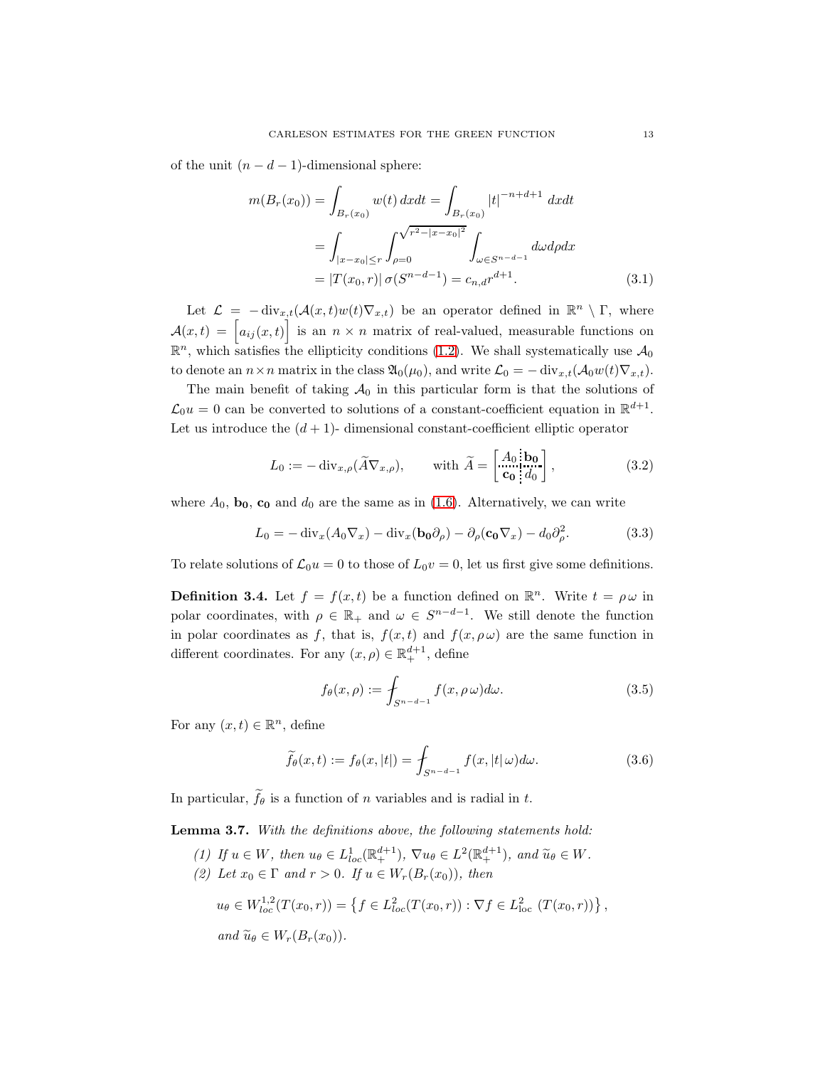of the unit $(n-d-1)$-dimensional sphere:

$$
\begin{aligned}
m(B_r(x_0)) &= \int_{B_r(x_0)} w(t)\,dxdt = \int_{B_r(x_0)} |t|^{-n+d+1}\,dxdt \\
&= \int_{|x-x_0|\le r} \int_{\rho=0}^{\sqrt{r^2-|x-x_0|^2}} \int_{\omega\in S^{n-d-1}} d\omega d\rho dx \\
&= |T(x_0,r)|\,\sigma(S^{n-d-1}) = c_{n,d} r^{d+1}.
\end{aligned} \tag{3.1}
$$

Let $\mathcal{L} = -\operatorname{div}_{x,t}(\mathcal{A}(x,t)w(t)\nabla_{x,t})$ be an operator defined in $\mathbb{R}^n \setminus \Gamma$, where $\mathcal{A}(x,t) = \left[a_{ij}(x,t)\right]$ is an $n\times n$ matrix of real-valued, measurable functions on $\mathbb{R}^n$, which satisfies the ellipticity conditions (1.2). We shall systematically use $\mathcal{A}_0$ to denote an $n\times n$ matrix in the class $\mathfrak{A}_0(\mu_0)$, and write $\mathcal{L}_0 = -\operatorname{div}_{x,t}(\mathcal{A}_0 w(t)\nabla_{x,t})$.

The main benefit of taking $\mathcal{A}_0$ in this particular form is that the solutions of $\mathcal{L}_0 u = 0$ can be converted to solutions of a constant-coefficient equation in $\mathbb{R}^{d+1}$. Let us introduce the $(d+1)$- dimensional constant-coefficient elliptic operator

$$
L_0 := -\operatorname{div}_{x,\rho}(\widetilde{A}\nabla_{x,\rho}), \qquad \text{with } \widetilde{A} = \begin{bmatrix} A_0 & \mathbf{b_0} \\ \mathbf{c_0} & d_0 \end{bmatrix}, \tag{3.2}
$$

where $A_0$, $\mathbf{b_0}$, $\mathbf{c_0}$ and $d_0$ are the same as in (1.6). Alternatively, we can write

$$
L_0 = -\operatorname{div}_x(A_0\nabla_x) - \operatorname{div}_x(\mathbf{b_0}\partial_\rho) - \partial_\rho(\mathbf{c_0}\nabla_x) - d_0\partial_\rho^2. \tag{3.3}
$$

To relate solutions of $\mathcal{L}_0 u = 0$ to those of $L_0 v = 0$, let us first give some definitions.

**Definition 3.4.** Let $f = f(x,t)$ be a function defined on $\mathbb{R}^n$. Write $t = \rho\,\omega$ in polar coordinates, with $\rho \in \mathbb{R}_+$ and $\omega \in S^{n-d-1}$. We still denote the function in polar coordinates as $f$, that is, $f(x,t)$ and $f(x,\rho\,\omega)$ are the same function in different coordinates. For any $(x,\rho) \in \mathbb{R}^{d+1}_+$, define

$$
f_\theta(x,\rho) := \fint_{S^{n-d-1}} f(x,\rho\,\omega)d\omega. \tag{3.5}
$$

For any $(x,t)\in\mathbb{R}^n$, define

$$
\widetilde{f}_\theta(x,t) := f_\theta(x,|t|) = \fint_{S^{n-d-1}} f(x,|t|\,\omega)d\omega. \tag{3.6}
$$

In particular, $\widetilde{f}_\theta$ is a function of $n$ variables and is radial in $t$.

**Lemma 3.7.** *With the definitions above, the following statements hold:*

*(1) If $u \in W$, then $u_\theta \in L^1_{loc}(\mathbb{R}^{d+1}_+)$, $\nabla u_\theta \in L^2(\mathbb{R}^{d+1}_+)$, and $\widetilde{u}_\theta \in W$.*

*(2) Let $x_0 \in \Gamma$ and $r > 0$. If $u \in W_r(B_r(x_0))$, then*

$$
u_\theta \in W^{1,2}_{loc}(T(x_0,r)) = \left\{ f \in L^2_{loc}(T(x_0,r)) : \nabla f \in L^2_{\text{loc}}\ (T(x_0,r)) \right\},
$$

*and $\widetilde{u}_\theta \in W_r(B_r(x_0))$.*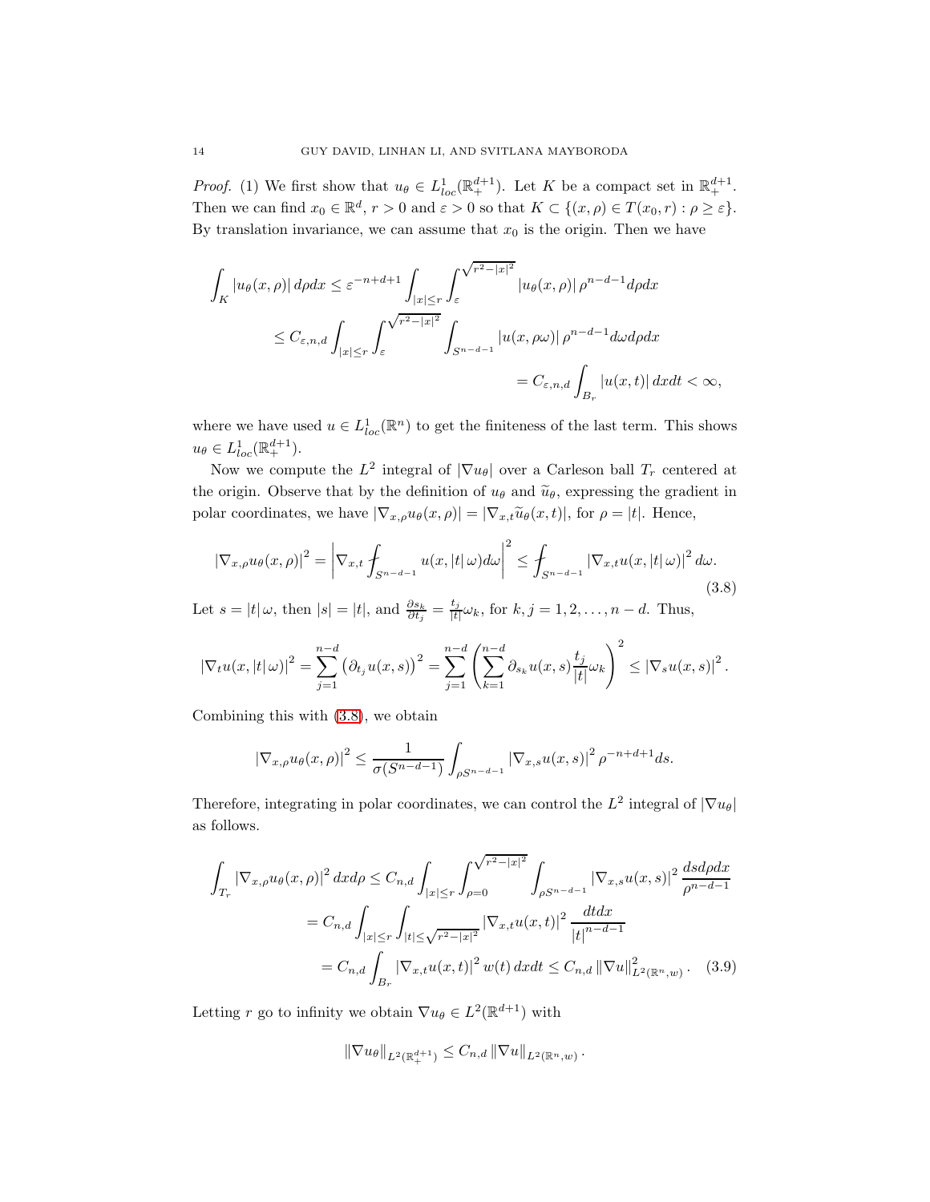*Proof.* (1) We first show that $u_\theta \in L^1_{loc}(\mathbb{R}^{d+1}_+)$. Let $K$ be a compact set in $\mathbb{R}^{d+1}_+$. Then we can find $x_0 \in \mathbb{R}^d$, $r > 0$ and $\varepsilon > 0$ so that $K \subset \{(x,\rho) \in T(x_0, r) : \rho \geq \varepsilon\}$. By translation invariance, we can assume that $x_0$ is the origin. Then we have

$$
\begin{aligned}
\int_K |u_\theta(x,\rho)|\, d\rho dx &\leq \varepsilon^{-n+d+1} \int_{|x|\leq r} \int_\varepsilon^{\sqrt{r^2-|x|^2}} |u_\theta(x,\rho)|\, \rho^{n-d-1} d\rho dx \\
&\leq C_{\varepsilon,n,d} \int_{|x|\leq r} \int_\varepsilon^{\sqrt{r^2-|x|^2}} \int_{S^{n-d-1}} |u(x,\rho\omega)|\, \rho^{n-d-1} d\omega d\rho dx \\
&\qquad\qquad = C_{\varepsilon,n,d} \int_{B_r} |u(x,t)|\, dxdt < \infty,
\end{aligned}
$$

where we have used $u \in L^1_{loc}(\mathbb{R}^n)$ to get the finiteness of the last term. This shows $u_\theta \in L^1_{loc}(\mathbb{R}^{d+1}_+)$.

Now we compute the $L^2$ integral of $|\nabla u_\theta|$ over a Carleson ball $T_r$ centered at the origin. Observe that by the definition of $u_\theta$ and $\widetilde{u}_\theta$, expressing the gradient in polar coordinates, we have $|\nabla_{x,\rho} u_\theta(x,\rho)| = |\nabla_{x,t} \widetilde{u}_\theta(x,t)|$, for $\rho = |t|$. Hence,

$$
|\nabla_{x,\rho} u_\theta(x,\rho)|^2 = \left| \nabla_{x,t} ⨍_{S^{n-d-1}} u(x, |t|\,\omega) d\omega \right|^2 \leq ⨍_{S^{n-d-1}} |\nabla_{x,t} u(x,|t|\,\omega)|^2\, d\omega. \tag{3.8}
$$

Let $s = |t|\,\omega$, then $|s| = |t|$, and $\frac{\partial s_k}{\partial t_j} = \frac{t_j}{|t|}\omega_k$, for $k, j = 1, 2, \ldots, n-d$. Thus,

$$
|\nabla_t u(x, |t|\,\omega)|^2 = \sum_{j=1}^{n-d} \left(\partial_{t_j} u(x,s)\right)^2 = \sum_{j=1}^{n-d} \left( \sum_{k=1}^{n-d} \partial_{s_k} u(x,s) \frac{t_j}{|t|}\omega_k \right)^2 \leq |\nabla_s u(x,s)|^2 .
$$

Combining this with (3.8), we obtain

$$
|\nabla_{x,\rho} u_\theta(x,\rho)|^2 \leq \frac{1}{\sigma(S^{n-d-1})} \int_{\rho S^{n-d-1}} |\nabla_{x,s} u(x,s)|^2\, \rho^{-n+d+1} ds.
$$

Therefore, integrating in polar coordinates, we can control the $L^2$ integral of $|\nabla u_\theta|$ as follows.

$$
\begin{aligned}
\int_{T_r} |\nabla_{x,\rho} u_\theta(x,\rho)|^2\, dx d\rho &\leq C_{n,d} \int_{|x|\leq r} \int_{\rho=0}^{\sqrt{r^2-|x|^2}} \int_{\rho S^{n-d-1}} |\nabla_{x,s} u(x,s)|^2\, \frac{ds d\rho dx}{\rho^{n-d-1}} \\
&= C_{n,d} \int_{|x|\leq r} \int_{|t|\leq\sqrt{r^2-|x|^2}} |\nabla_{x,t} u(x,t)|^2\, \frac{dtdx}{|t|^{n-d-1}} \\
&= C_{n,d} \int_{B_r} |\nabla_{x,t} u(x,t)|^2\, w(t)\, dxdt \leq C_{n,d}\, \|\nabla u\|^2_{L^2(\mathbb{R}^n, w)} . \quad (3.9)
\end{aligned}
$$

Letting $r$ go to infinity we obtain $\nabla u_\theta \in L^2(\mathbb{R}^{d+1})$ with

$$
\|\nabla u_\theta\|_{L^2(\mathbb{R}^{d+1}_+)} \leq C_{n,d}\, \|\nabla u\|_{L^2(\mathbb{R}^n, w)} .
$$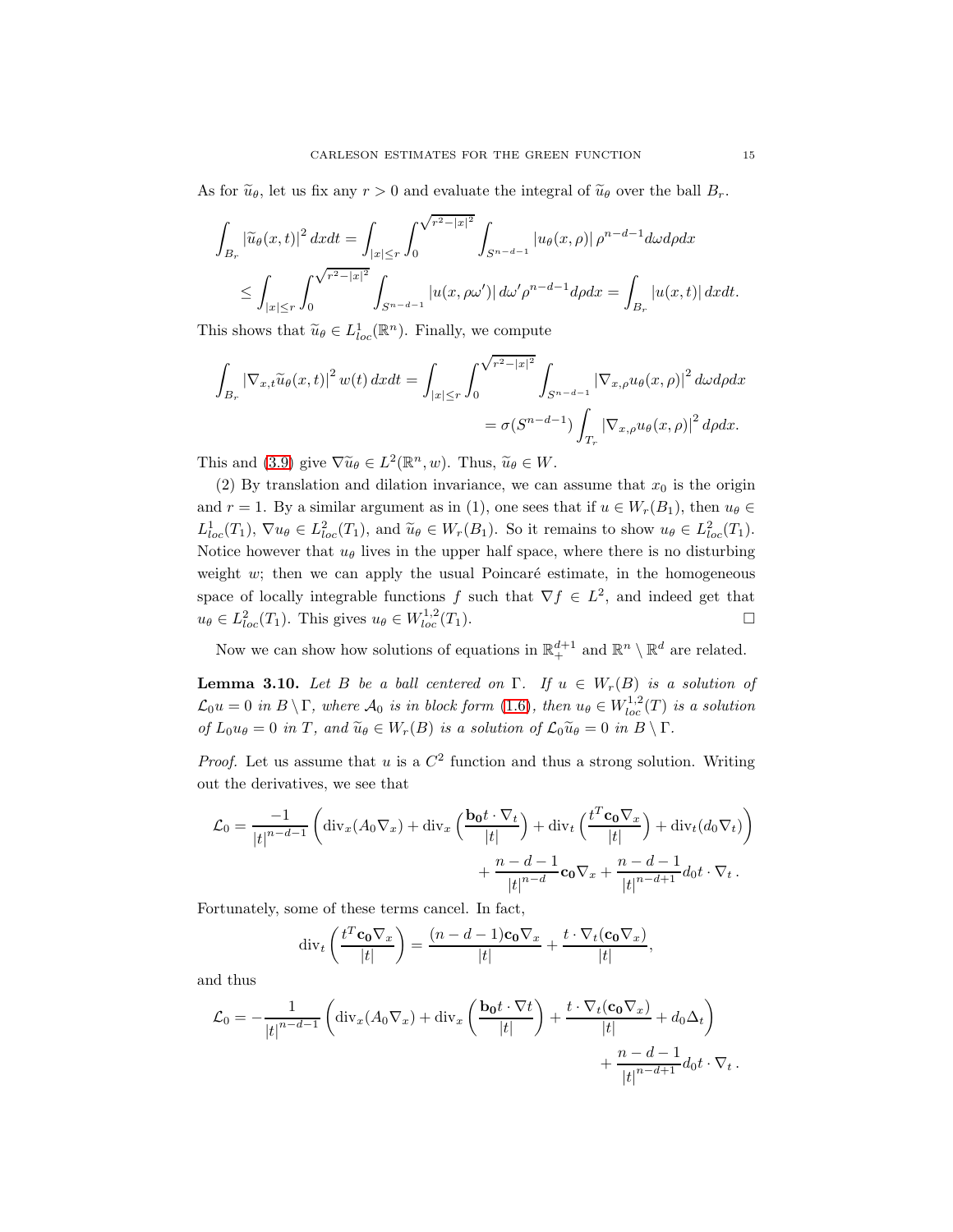As for $\widetilde{u}_\theta$, let us fix any $r > 0$ and evaluate the integral of $\widetilde{u}_\theta$ over the ball $B_r$.

$$\int_{B_r} |\widetilde{u}_\theta(x,t)|^2 \, dxdt = \int_{|x|\le r} \int_0^{\sqrt{r^2-|x|^2}} \int_{S^{n-d-1}} |u_\theta(x,\rho)| \, \rho^{n-d-1} d\omega d\rho dx$$
$$\le \int_{|x|\le r} \int_0^{\sqrt{r^2-|x|^2}} \int_{S^{n-d-1}} |u(x,\rho\omega')| \, d\omega' \rho^{n-d-1} d\rho dx = \int_{B_r} |u(x,t)| \, dxdt.$$

This shows that $\widetilde{u}_\theta \in L^1_{loc}(\mathbb{R}^n)$. Finally, we compute

$$\int_{B_r} |\nabla_{x,t}\widetilde{u}_\theta(x,t)|^2 \, w(t) \, dxdt = \int_{|x|\le r} \int_0^{\sqrt{r^2-|x|^2}} \int_{S^{n-d-1}} |\nabla_{x,\rho} u_\theta(x,\rho)|^2 \, d\omega d\rho dx$$
$$= \sigma(S^{n-d-1}) \int_{T_r} |\nabla_{x,\rho} u_\theta(x,\rho)|^2 \, d\rho dx.$$

This and (3.9) give $\nabla\widetilde{u}_\theta \in L^2(\mathbb{R}^n, w)$. Thus, $\widetilde{u}_\theta \in W$.

(2) By translation and dilation invariance, we can assume that $x_0$ is the origin and $r = 1$. By a similar argument as in (1), one sees that if $u \in W_r(B_1)$, then $u_\theta \in L^1_{loc}(T_1)$, $\nabla u_\theta \in L^2_{loc}(T_1)$, and $\widetilde{u}_\theta \in W_r(B_1)$. So it remains to show $u_\theta \in L^2_{loc}(T_1)$. Notice however that $u_\theta$ lives in the upper half space, where there is no disturbing weight $w$; then we can apply the usual Poincaré estimate, in the homogeneous space of locally integrable functions $f$ such that $\nabla f \in L^2$, and indeed get that $u_\theta \in L^2_{loc}(T_1)$. This gives $u_\theta \in W^{1,2}_{loc}(T_1)$. □

Now we can show how solutions of equations in $\mathbb{R}^{d+1}_+$ and $\mathbb{R}^n \setminus \mathbb{R}^d$ are related.

**Lemma 3.10.** *Let $B$ be a ball centered on $\Gamma$. If $u \in W_r(B)$ is a solution of $\mathcal{L}_0 u = 0$ in $B \setminus \Gamma$, where $\mathcal{A}_0$ is in block form (1.6), then $u_\theta \in W^{1,2}_{loc}(T)$ is a solution of $L_0 u_\theta = 0$ in $T$, and $\widetilde{u}_\theta \in W_r(B)$ is a solution of $\mathcal{L}_0 \widetilde{u}_\theta = 0$ in $B \setminus \Gamma$.*

*Proof.* Let us assume that $u$ is a $C^2$ function and thus a strong solution. Writing out the derivatives, we see that

$$\mathcal{L}_0 = \frac{-1}{|t|^{n-d-1}} \left( \operatorname{div}_x(A_0 \nabla_x) + \operatorname{div}_x\left(\frac{\mathbf{b_0} t \cdot \nabla_t}{|t|}\right) + \operatorname{div}_t\left(\frac{t^T \mathbf{c_0} \nabla_x}{|t|}\right) + \operatorname{div}_t(d_0 \nabla_t) \right)$$
$$+ \frac{n-d-1}{|t|^{n-d}} \mathbf{c_0} \nabla_x + \frac{n-d-1}{|t|^{n-d+1}} d_0 t \cdot \nabla_t \, .$$

Fortunately, some of these terms cancel. In fact,

$$\operatorname{div}_t\left(\frac{t^T \mathbf{c_0} \nabla_x}{|t|}\right) = \frac{(n-d-1)\mathbf{c_0} \nabla_x}{|t|} + \frac{t \cdot \nabla_t(\mathbf{c_0} \nabla_x)}{|t|},$$

and thus

$$\mathcal{L}_0 = -\frac{1}{|t|^{n-d-1}} \left( \operatorname{div}_x(A_0 \nabla_x) + \operatorname{div}_x\left(\frac{\mathbf{b_0} t \cdot \nabla t}{|t|}\right) + \frac{t \cdot \nabla_t(\mathbf{c_0} \nabla_x)}{|t|} + d_0 \Delta_t \right)$$
$$+ \frac{n-d-1}{|t|^{n-d+1}} d_0 t \cdot \nabla_t \, .$$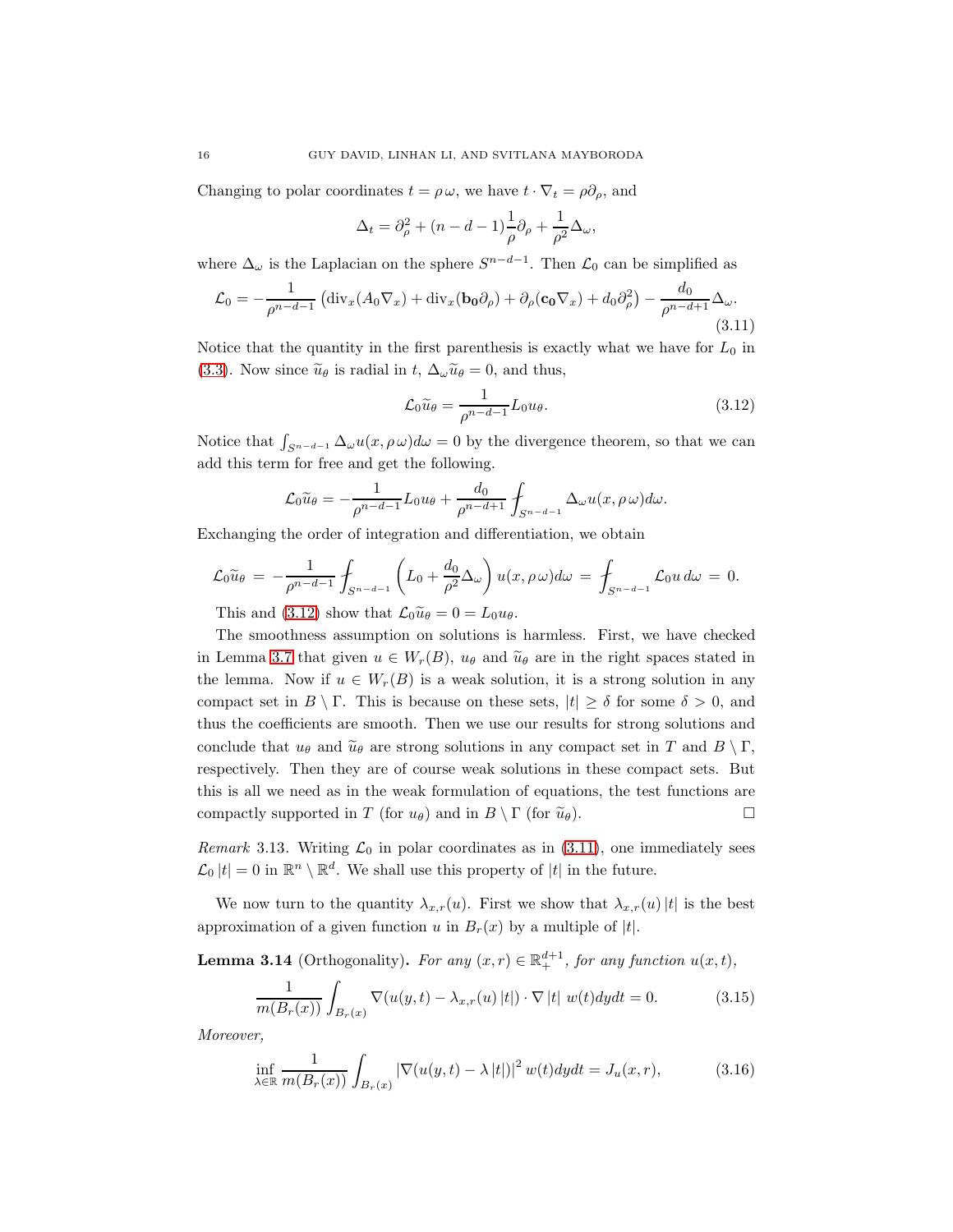Changing to polar coordinates $t = \rho\,\omega$, we have $t \cdot \nabla_t = \rho\partial_\rho$, and

$$\Delta_t = \partial_\rho^2 + (n-d-1)\frac{1}{\rho}\partial_\rho + \frac{1}{\rho^2}\Delta_\omega,$$

where $\Delta_\omega$ is the Laplacian on the sphere $S^{n-d-1}$. Then $\mathcal{L}_0$ can be simplified as

$$\mathcal{L}_0 = -\frac{1}{\rho^{n-d-1}}\left(\operatorname{div}_x(A_0\nabla_x) + \operatorname{div}_x(\mathbf{b_0}\partial_\rho) + \partial_\rho(\mathbf{c_0}\nabla_x) + d_0\partial_\rho^2\right) - \frac{d_0}{\rho^{n-d+1}}\Delta_\omega. \tag{3.11}$$

Notice that the quantity in the first parenthesis is exactly what we have for $L_0$ in (3.3). Now since $\widetilde{u}_\theta$ is radial in $t$, $\Delta_\omega \widetilde{u}_\theta = 0$, and thus,

$$\mathcal{L}_0 \widetilde{u}_\theta = \frac{1}{\rho^{n-d-1}} L_0 u_\theta. \tag{3.12}$$

Notice that $\int_{S^{n-d-1}} \Delta_\omega u(x, \rho\,\omega) d\omega = 0$ by the divergence theorem, so that we can add this term for free and get the following.

$$\mathcal{L}_0 \widetilde{u}_\theta = -\frac{1}{\rho^{n-d-1}} L_0 u_\theta + \frac{d_0}{\rho^{n-d+1}} \fint_{S^{n-d-1}} \Delta_\omega u(x, \rho\,\omega) d\omega.$$

Exchanging the order of integration and differentiation, we obtain

$$\mathcal{L}_0 \widetilde{u}_\theta \;=\; -\frac{1}{\rho^{n-d-1}} \fint_{S^{n-d-1}} \left(L_0 + \frac{d_0}{\rho^2}\Delta_\omega\right) u(x, \rho\,\omega) d\omega \;=\; \fint_{S^{n-d-1}} \mathcal{L}_0 u \, d\omega \;=\; 0.$$

This and (3.12) show that $\mathcal{L}_0 \widetilde{u}_\theta = 0 = L_0 u_\theta$.

The smoothness assumption on solutions is harmless. First, we have checked in Lemma 3.7 that given $u \in W_r(B)$, $u_\theta$ and $\widetilde{u}_\theta$ are in the right spaces stated in the lemma. Now if $u \in W_r(B)$ is a weak solution, it is a strong solution in any compact set in $B \setminus \Gamma$. This is because on these sets, $|t| \geq \delta$ for some $\delta > 0$, and thus the coefficients are smooth. Then we use our results for strong solutions and conclude that $u_\theta$ and $\widetilde{u}_\theta$ are strong solutions in any compact set in $T$ and $B \setminus \Gamma$, respectively. Then they are of course weak solutions in these compact sets. But this is all we need as in the weak formulation of equations, the test functions are compactly supported in $T$ (for $u_\theta$) and in $B \setminus \Gamma$ (for $\widetilde{u}_\theta$). □

*Remark* 3.13. Writing $\mathcal{L}_0$ in polar coordinates as in (3.11), one immediately sees $\mathcal{L}_0 \,|t| = 0$ in $\mathbb{R}^n \setminus \mathbb{R}^d$. We shall use this property of $|t|$ in the future.

We now turn to the quantity $\lambda_{x,r}(u)$. First we show that $\lambda_{x,r}(u)\,|t|$ is the best approximation of a given function $u$ in $B_r(x)$ by a multiple of $|t|$.

**Lemma 3.14** (Orthogonality)**.** *For any $(x, r) \in \mathbb{R}^{d+1}_+$, for any function $u(x, t)$,*

$$\frac{1}{m(B_r(x))} \int_{B_r(x)} \nabla(u(y,t) - \lambda_{x,r}(u)\,|t|) \cdot \nabla\,|t| \;\, w(t) dy dt = 0. \tag{3.15}$$

*Moreover,*

$$\inf_{\lambda \in \mathbb{R}} \frac{1}{m(B_r(x))} \int_{B_r(x)} |\nabla(u(y,t) - \lambda\,|t|)|^2 \, w(t) dy dt = J_u(x, r), \tag{3.16}$$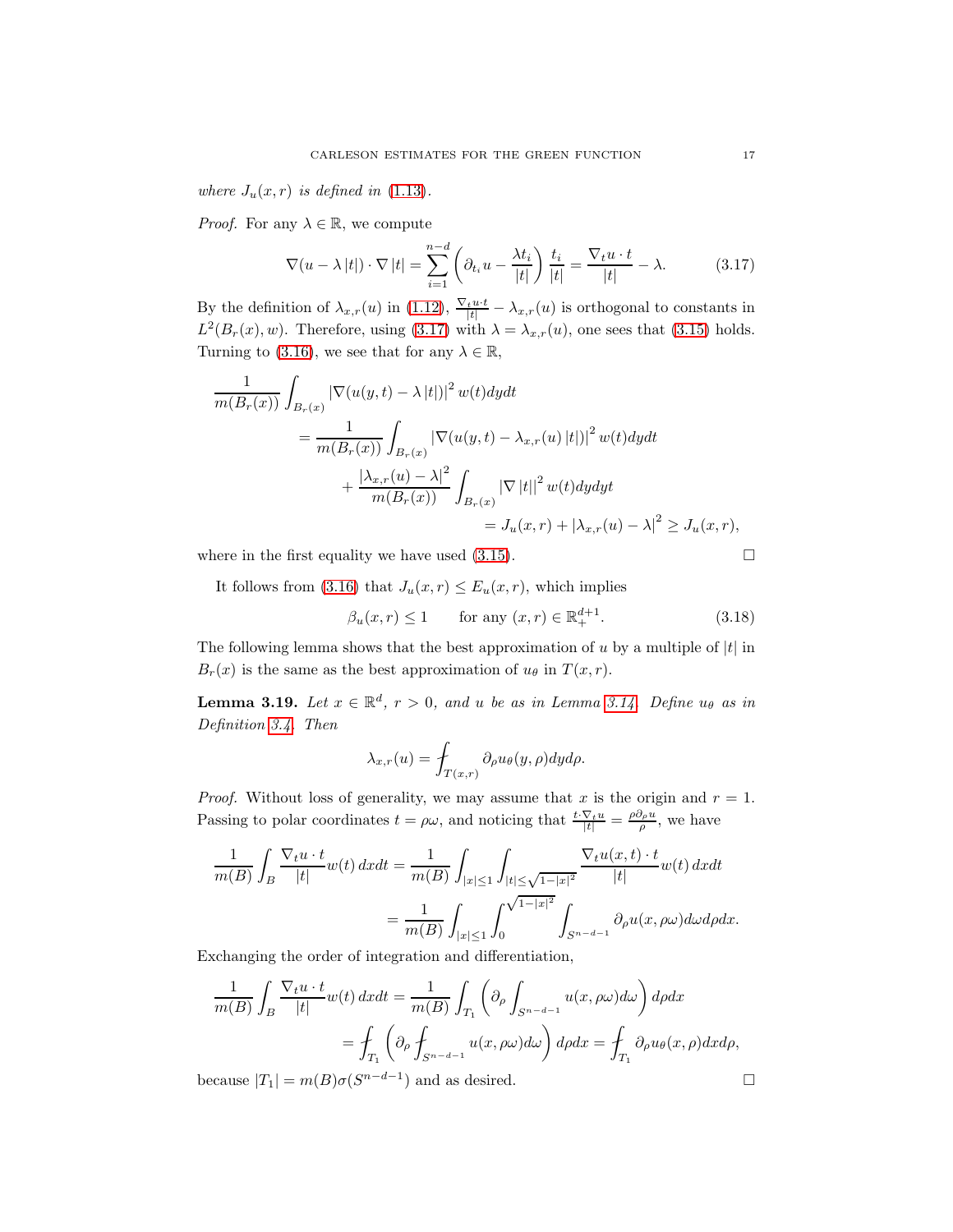*where $J_u(x,r)$ is defined in (1.13).*

*Proof.* For any $\lambda \in \mathbb{R}$, we compute

$$\nabla(u - \lambda |t|) \cdot \nabla |t| = \sum_{i=1}^{n-d} \left( \partial_{t_i} u - \frac{\lambda t_i}{|t|} \right) \frac{t_i}{|t|} = \frac{\nabla_t u \cdot t}{|t|} - \lambda. \tag{3.17}$$

By the definition of $\lambda_{x,r}(u)$ in (1.12), $\frac{\nabla_t u \cdot t}{|t|} - \lambda_{x,r}(u)$ is orthogonal to constants in $L^2(B_r(x), w)$. Therefore, using (3.17) with $\lambda = \lambda_{x,r}(u)$, one sees that (3.15) holds. Turning to (3.16), we see that for any $\lambda \in \mathbb{R}$,

$$\begin{aligned}
\frac{1}{m(B_r(x))} & \int_{B_r(x)} \left|\nabla(u(y,t) - \lambda |t|)\right|^2 w(t) dy dt \\
&= \frac{1}{m(B_r(x))} \int_{B_r(x)} \left|\nabla(u(y,t) - \lambda_{x,r}(u) |t|)\right|^2 w(t) dy dt \\
&\quad + \frac{|\lambda_{x,r}(u) - \lambda|^2}{m(B_r(x))} \int_{B_r(x)} \left|\nabla |t|\right|^2 w(t) dy dy t \\
&\qquad = J_u(x,r) + |\lambda_{x,r}(u) - \lambda|^2 \geq J_u(x,r),
\end{aligned}$$

where in the first equality we have used (3.15). $\square$

It follows from (3.16) that $J_u(x,r) \leq E_u(x,r)$, which implies

$$\beta_u(x,r) \leq 1 \qquad \text{for any } (x,r) \in \mathbb{R}^{d+1}_+. \tag{3.18}$$

The following lemma shows that the best approximation of $u$ by a multiple of $|t|$ in $B_r(x)$ is the same as the best approximation of $u_\theta$ in $T(x,r)$.

**Lemma 3.19.** *Let $x \in \mathbb{R}^d$, $r > 0$, and $u$ be as in Lemma 3.14. Define $u_\theta$ as in Definition 3.4. Then*

$$\lambda_{x,r}(u) = \fint_{T(x,r)} \partial_\rho u_\theta(y,\rho) dy d\rho.$$

*Proof.* Without loss of generality, we may assume that $x$ is the origin and $r = 1$. Passing to polar coordinates $t = \rho\omega$, and noticing that $\frac{t \cdot \nabla_t u}{|t|} = \frac{\rho \partial_\rho u}{\rho}$, we have

$$\begin{aligned}
\frac{1}{m(B)} \int_B \frac{\nabla_t u \cdot t}{|t|} w(t)\, dx dt &= \frac{1}{m(B)} \int_{|x| \leq 1} \int_{|t| \leq \sqrt{1-|x|^2}} \frac{\nabla_t u(x,t) \cdot t}{|t|} w(t)\, dx dt \\
&= \frac{1}{m(B)} \int_{|x| \leq 1} \int_0^{\sqrt{1-|x|^2}} \int_{S^{n-d-1}} \partial_\rho u(x, \rho\omega) d\omega d\rho dx.
\end{aligned}$$

Exchanging the order of integration and differentiation,

$$\begin{aligned}
\frac{1}{m(B)} \int_B \frac{\nabla_t u \cdot t}{|t|} w(t)\, dx dt &= \frac{1}{m(B)} \int_{T_1} \left( \partial_\rho \int_{S^{n-d-1}} u(x, \rho\omega) d\omega \right) d\rho dx \\
&= \fint_{T_1} \left( \partial_\rho \fint_{S^{n-d-1}} u(x, \rho\omega) d\omega \right) d\rho dx = \fint_{T_1} \partial_\rho u_\theta(x,\rho) dx d\rho,
\end{aligned}$$

because $|T_1| = m(B)\sigma(S^{n-d-1})$ and as desired. $\square$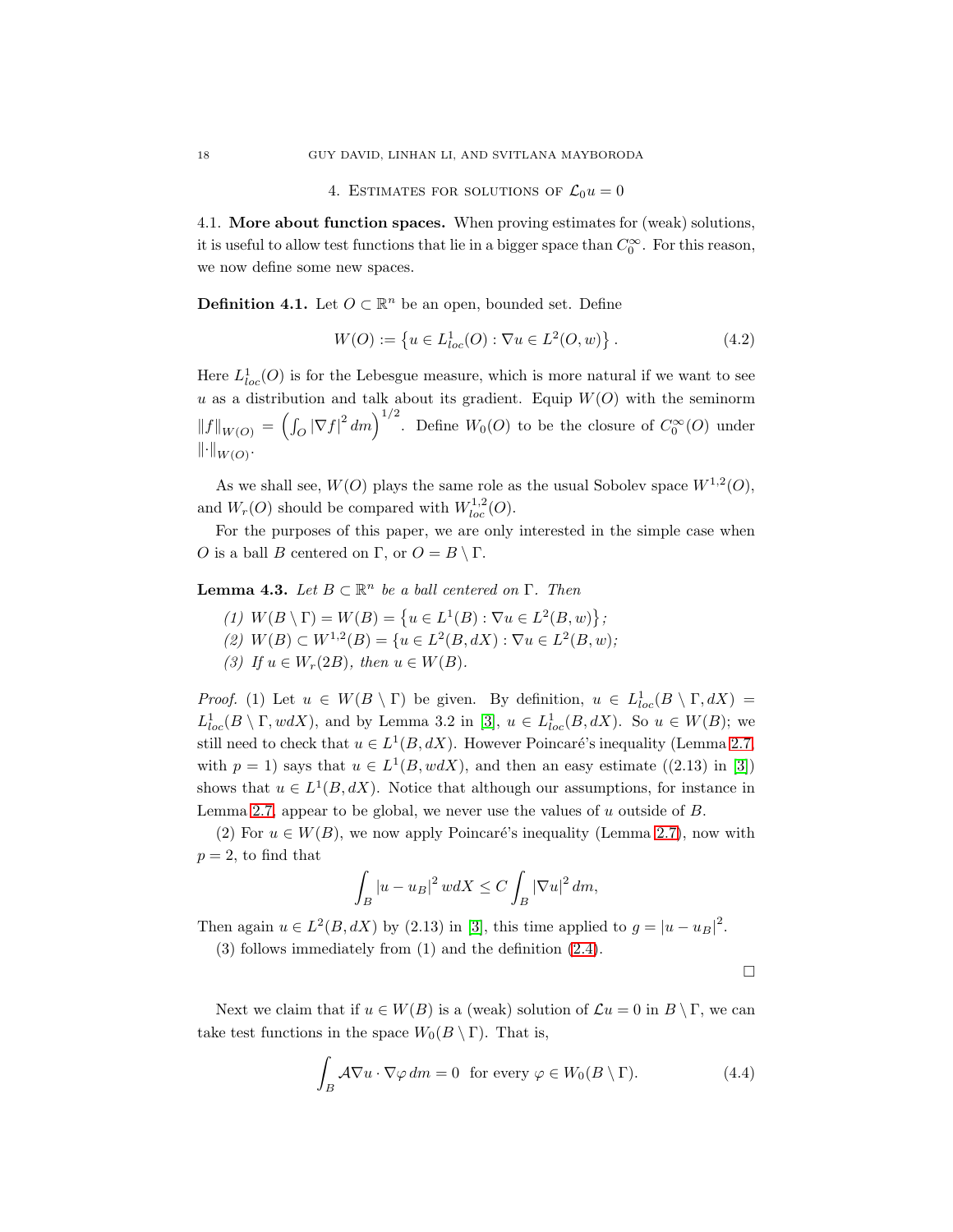## 4. Estimates for solutions of $\mathcal{L}_0 u = 0$

### 4.1. More about function spaces.

When proving estimates for (weak) solutions, it is useful to allow test functions that lie in a bigger space than $C_0^\infty$. For this reason, we now define some new spaces.

**Definition 4.1.** Let $O \subset \mathbb{R}^n$ be an open, bounded set. Define

$$W(O) := \left\{ u \in L^1_{loc}(O) : \nabla u \in L^2(O, w) \right\}. \tag{4.2}$$

Here $L^1_{loc}(O)$ is for the Lebesgue measure, which is more natural if we want to see $u$ as a distribution and talk about its gradient. Equip $W(O)$ with the seminorm $\|f\|_{W(O)} = \left( \int_O |\nabla f|^2 \, dm \right)^{1/2}$. Define $W_0(O)$ to be the closure of $C_0^\infty(O)$ under $\|\cdot\|_{W(O)}$.

As we shall see, $W(O)$ plays the same role as the usual Sobolev space $W^{1,2}(O)$, and $W_r(O)$ should be compared with $W^{1,2}_{loc}(O)$.

For the purposes of this paper, we are only interested in the simple case when $O$ is a ball $B$ centered on $\Gamma$, or $O = B \setminus \Gamma$.

**Lemma 4.3.** *Let $B \subset \mathbb{R}^n$ be a ball centered on $\Gamma$. Then*

*(1) $W(B \setminus \Gamma) = W(B) = \left\{ u \in L^1(B) : \nabla u \in L^2(B, w) \right\}$;*
*(2) $W(B) \subset W^{1,2}(B) = \{ u \in L^2(B, dX) : \nabla u \in L^2(B, w)$;*
*(3) If $u \in W_r(2B)$, then $u \in W(B)$.*

*Proof.* (1) Let $u \in W(B \setminus \Gamma)$ be given. By definition, $u \in L^1_{loc}(B \setminus \Gamma, dX) = L^1_{loc}(B \setminus \Gamma, w dX)$, and by Lemma 3.2 in [3], $u \in L^1_{loc}(B, dX)$. So $u \in W(B)$; we still need to check that $u \in L^1(B, dX)$. However Poincaré's inequality (Lemma 2.7 with $p = 1$) says that $u \in L^1(B, w dX)$, and then an easy estimate ((2.13) in [3]) shows that $u \in L^1(B, dX)$. Notice that although our assumptions, for instance in Lemma 2.7, appear to be global, we never use the values of $u$ outside of $B$.

(2) For $u \in W(B)$, we now apply Poincaré's inequality (Lemma 2.7), now with $p = 2$, to find that

$$\int_B |u - u_B|^2 \, w dX \leq C \int_B |\nabla u|^2 \, dm,$$

Then again $u \in L^2(B, dX)$ by (2.13) in [3], this time applied to $g = |u - u_B|^2$.

(3) follows immediately from (1) and the definition (2.4).

□

Next we claim that if $u \in W(B)$ is a (weak) solution of $\mathcal{L}u = 0$ in $B \setminus \Gamma$, we can take test functions in the space $W_0(B \setminus \Gamma)$. That is,

$$\int_B \mathcal{A} \nabla u \cdot \nabla \varphi \, dm = 0 \quad \text{for every } \varphi \in W_0(B \setminus \Gamma). \tag{4.4}$$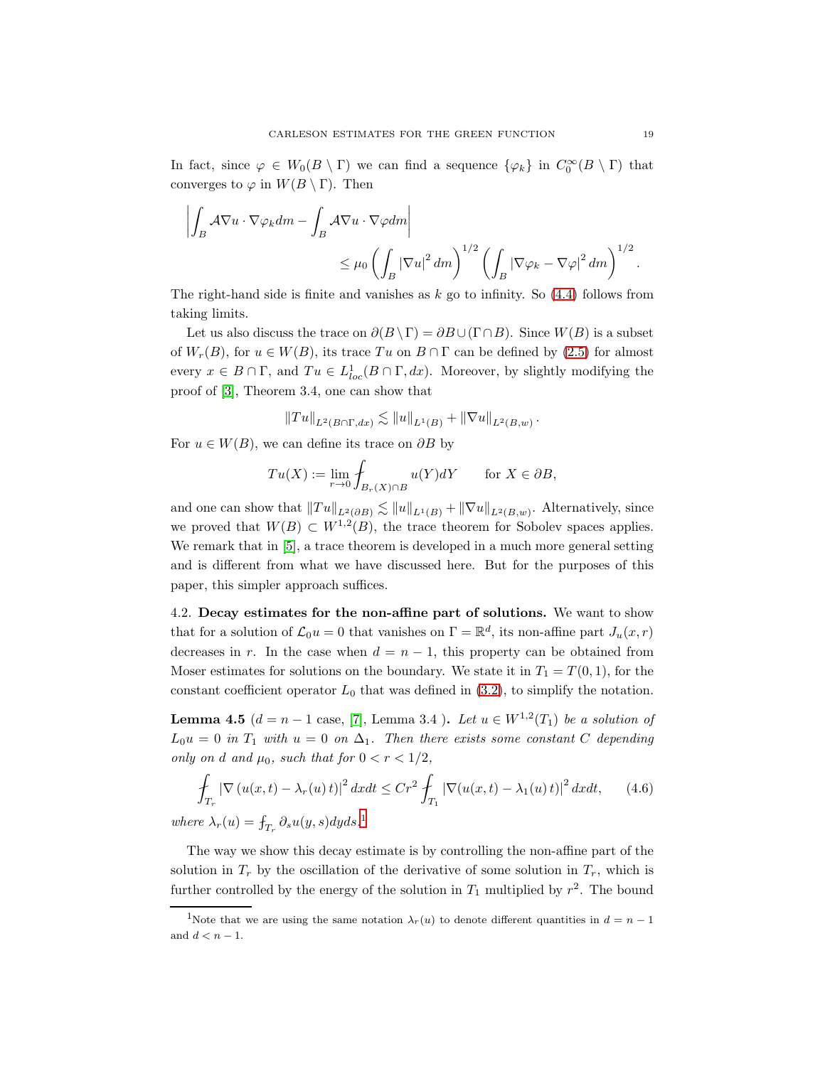In fact, since $\varphi \in W_0(B \setminus \Gamma)$ we can find a sequence $\{\varphi_k\}$ in $C_0^\infty(B \setminus \Gamma)$ that converges to $\varphi$ in $W(B \setminus \Gamma)$. Then

$$\left| \int_B \mathcal{A}\nabla u \cdot \nabla \varphi_k dm - \int_B \mathcal{A}\nabla u \cdot \nabla \varphi dm \right| \\ \leq \mu_0 \left( \int_B |\nabla u|^2 \, dm \right)^{1/2} \left( \int_B |\nabla \varphi_k - \nabla \varphi|^2 \, dm \right)^{1/2}.$$

The right-hand side is finite and vanishes as $k$ go to infinity. So (4.4) follows from taking limits.

Let us also discuss the trace on $\partial(B \setminus \Gamma) = \partial B \cup (\Gamma \cap B)$. Since $W(B)$ is a subset of $W_r(B)$, for $u \in W(B)$, its trace $Tu$ on $B \cap \Gamma$ can be defined by (2.5) for almost every $x \in B \cap \Gamma$, and $Tu \in L^1_{loc}(B \cap \Gamma, dx)$. Moreover, by slightly modifying the proof of [3], Theorem 3.4, one can show that

$$\|Tu\|_{L^2(B \cap \Gamma, dx)} \lesssim \|u\|_{L^1(B)} + \|\nabla u\|_{L^2(B,w)}.$$

For $u \in W(B)$, we can define its trace on $\partial B$ by

$$Tu(X) := \lim_{r \to 0} \fint_{B_r(X) \cap B} u(Y) dY \qquad \text{for } X \in \partial B,$$

and one can show that $\|Tu\|_{L^2(\partial B)} \lesssim \|u\|_{L^1(B)} + \|\nabla u\|_{L^2(B,w)}$. Alternatively, since we proved that $W(B) \subset W^{1,2}(B)$, the trace theorem for Sobolev spaces applies. We remark that in [5], a trace theorem is developed in a much more general setting and is different from what we have discussed here. But for the purposes of this paper, this simpler approach suffices.

4.2. **Decay estimates for the non-affine part of solutions.** We want to show that for a solution of $\mathcal{L}_0 u = 0$ that vanishes on $\Gamma = \mathbb{R}^d$, its non-affine part $J_u(x, r)$ decreases in $r$. In the case when $d = n - 1$, this property can be obtained from Moser estimates for solutions on the boundary. We state it in $T_1 = T(0, 1)$, for the constant coefficient operator $L_0$ that was defined in (3.2), to simplify the notation.

**Lemma 4.5** ($d = n - 1$ case, [7], Lemma 3.4 )**.** *Let $u \in W^{1,2}(T_1)$ be a solution of $L_0 u = 0$ in $T_1$ with $u = 0$ on $\Delta_1$. Then there exists some constant $C$ depending only on $d$ and $\mu_0$, such that for $0 < r < 1/2$,*

$$\fint_{T_r} |\nabla \left( u(x,t) - \lambda_r(u)\, t \right)|^2 \, dx dt \leq C r^2 \fint_{T_1} |\nabla (u(x,t) - \lambda_1(u)\, t)|^2 \, dx dt, \tag{4.6}$$

*where $\lambda_r(u) = \fint_{T_r} \partial_s u(y,s) dy ds$.*[1]

The way we show this decay estimate is by controlling the non-affine part of the solution in $T_r$ by the oscillation of the derivative of some solution in $T_r$, which is further controlled by the energy of the solution in $T_1$ multiplied by $r^2$. The bound

[1]Note that we are using the same notation $\lambda_r(u)$ to denote different quantities in $d = n - 1$ and $d < n - 1$.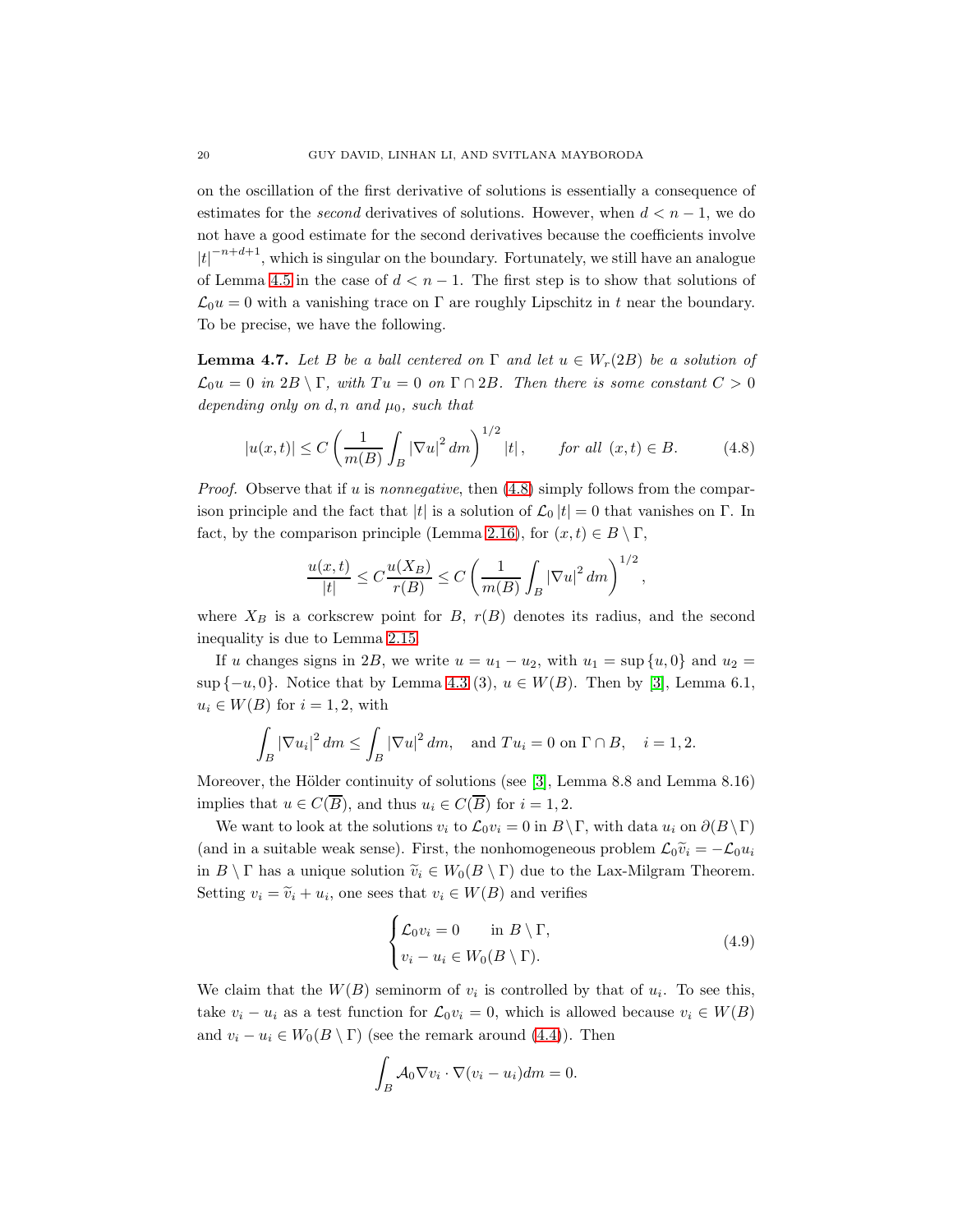on the oscillation of the first derivative of solutions is essentially a consequence of estimates for the *second* derivatives of solutions. However, when $d < n-1$, we do not have a good estimate for the second derivatives because the coefficients involve $|t|^{-n+d+1}$, which is singular on the boundary. Fortunately, we still have an analogue of Lemma 4.5 in the case of $d < n-1$. The first step is to show that solutions of $\mathcal{L}_0 u = 0$ with a vanishing trace on $\Gamma$ are roughly Lipschitz in $t$ near the boundary. To be precise, we have the following.

**Lemma 4.7.** *Let $B$ be a ball centered on $\Gamma$ and let $u \in W_r(2B)$ be a solution of $\mathcal{L}_0 u = 0$ in $2B \setminus \Gamma$, with $Tu = 0$ on $\Gamma \cap 2B$. Then there is some constant $C > 0$ depending only on $d, n$ and $\mu_0$, such that*

$$|u(x,t)| \le C \left( \frac{1}{m(B)} \int_B |\nabla u|^2 \, dm \right)^{1/2} |t| , \qquad \textit{for all } (x,t) \in B. \tag{4.8}$$

*Proof.* Observe that if $u$ is *nonnegative*, then (4.8) simply follows from the comparison principle and the fact that $|t|$ is a solution of $\mathcal{L}_0 |t| = 0$ that vanishes on $\Gamma$. In fact, by the comparison principle (Lemma 2.16), for $(x,t) \in B \setminus \Gamma$,

$$\frac{u(x,t)}{|t|} \le C \frac{u(X_B)}{r(B)} \le C \left( \frac{1}{m(B)} \int_B |\nabla u|^2 \, dm \right)^{1/2},$$

where $X_B$ is a corkscrew point for $B$, $r(B)$ denotes its radius, and the second inequality is due to Lemma 2.15.

If $u$ changes signs in $2B$, we write $u = u_1 - u_2$, with $u_1 = \sup\{u, 0\}$ and $u_2 = \sup\{-u, 0\}$. Notice that by Lemma 4.3 (3), $u \in W(B)$. Then by [3], Lemma 6.1, $u_i \in W(B)$ for $i = 1, 2$, with

$$\int_B |\nabla u_i|^2 \, dm \le \int_B |\nabla u|^2 \, dm, \quad \text{and } Tu_i = 0 \text{ on } \Gamma \cap B, \quad i = 1, 2.$$

Moreover, the Hölder continuity of solutions (see [3], Lemma 8.8 and Lemma 8.16) implies that $u \in C(\overline{B})$, and thus $u_i \in C(\overline{B})$ for $i = 1, 2$.

We want to look at the solutions $v_i$ to $\mathcal{L}_0 v_i = 0$ in $B \setminus \Gamma$, with data $u_i$ on $\partial(B \setminus \Gamma)$ (and in a suitable weak sense). First, the nonhomogeneous problem $\mathcal{L}_0 \widetilde{v}_i = -\mathcal{L}_0 u_i$ in $B \setminus \Gamma$ has a unique solution $\widetilde{v}_i \in W_0(B \setminus \Gamma)$ due to the Lax-Milgram Theorem. Setting $v_i = \widetilde{v}_i + u_i$, one sees that $v_i \in W(B)$ and verifies

$$\begin{cases} \mathcal{L}_0 v_i = 0 & \text{in } B \setminus \Gamma, \\ v_i - u_i \in W_0(B \setminus \Gamma). \end{cases} \tag{4.9}$$

We claim that the $W(B)$ seminorm of $v_i$ is controlled by that of $u_i$. To see this, take $v_i - u_i$ as a test function for $\mathcal{L}_0 v_i = 0$, which is allowed because $v_i \in W(B)$ and $v_i - u_i \in W_0(B \setminus \Gamma)$ (see the remark around (4.4)). Then

$$\int_B \mathcal{A}_0 \nabla v_i \cdot \nabla (v_i - u_i) dm = 0.$$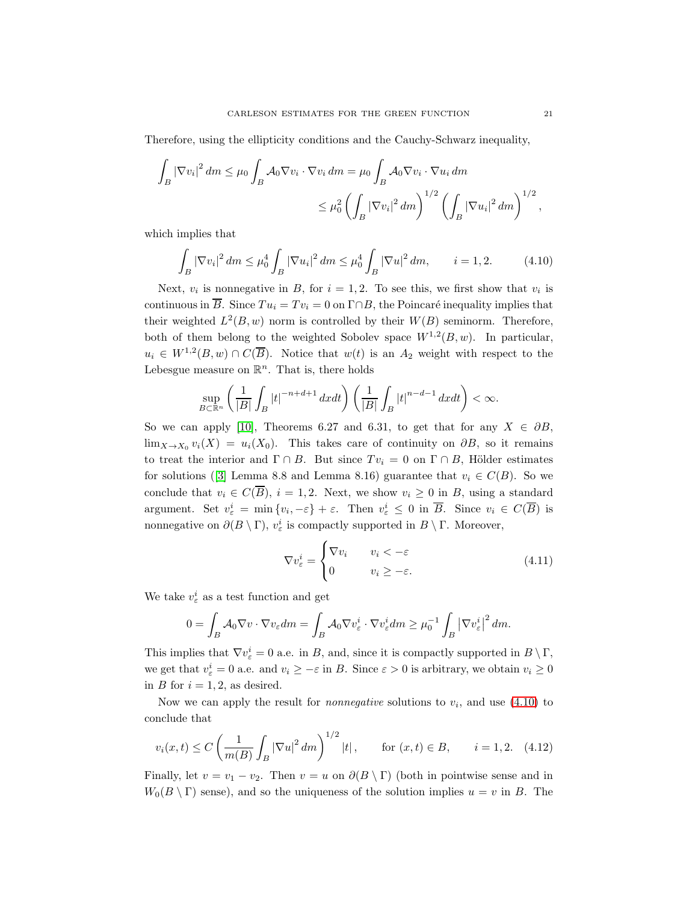Therefore, using the ellipticity conditions and the Cauchy-Schwarz inequality,

$$\int_B |\nabla v_i|^2 \, dm \le \mu_0 \int_B \mathcal{A}_0 \nabla v_i \cdot \nabla v_i \, dm = \mu_0 \int_B \mathcal{A}_0 \nabla v_i \cdot \nabla u_i \, dm$$
$$\le \mu_0^2 \left( \int_B |\nabla v_i|^2 \, dm \right)^{1/2} \left( \int_B |\nabla u_i|^2 \, dm \right)^{1/2},$$

which implies that

$$\int_B |\nabla v_i|^2 \, dm \le \mu_0^4 \int_B |\nabla u_i|^2 \, dm \le \mu_0^4 \int_B |\nabla u|^2 \, dm, \qquad i = 1, 2. \tag{4.10}$$

Next, $v_i$ is nonnegative in $B$, for $i = 1, 2$. To see this, we first show that $v_i$ is continuous in $\overline{B}$. Since $Tu_i = Tv_i = 0$ on $\Gamma \cap B$, the Poincaré inequality implies that their weighted $L^2(B, w)$ norm is controlled by their $W(B)$ seminorm. Therefore, both of them belong to the weighted Sobolev space $W^{1,2}(B, w)$. In particular, $u_i \in W^{1,2}(B, w) \cap C(\overline{B})$. Notice that $w(t)$ is an $A_2$ weight with respect to the Lebesgue measure on $\mathbb{R}^n$. That is, there holds

$$\sup_{B \subset \mathbb{R}^n} \left( \frac{1}{|B|} \int_B |t|^{-n+d+1} \, dx dt \right) \left( \frac{1}{|B|} \int_B |t|^{n-d-1} \, dx dt \right) < \infty.$$

So we can apply [10], Theorems 6.27 and 6.31, to get that for any $X \in \partial B$, $\lim_{X \to X_0} v_i(X) = u_i(X_0)$. This takes care of continuity on $\partial B$, so it remains to treat the interior and $\Gamma \cap B$. But since $Tv_i = 0$ on $\Gamma \cap B$, Hölder estimates for solutions ([3] Lemma 8.8 and Lemma 8.16) guarantee that $v_i \in C(B)$. So we conclude that $v_i \in C(\overline{B})$, $i = 1, 2$. Next, we show $v_i \ge 0$ in $B$, using a standard argument. Set $v_\varepsilon^i = \min\{v_i, -\varepsilon\} + \varepsilon$. Then $v_\varepsilon^i \le 0$ in $\overline{B}$. Since $v_i \in C(\overline{B})$ is nonnegative on $\partial(B \setminus \Gamma)$, $v_\varepsilon^i$ is compactly supported in $B \setminus \Gamma$. Moreover,

$$\nabla v_\varepsilon^i = \begin{cases} \nabla v_i & v_i < -\varepsilon \\ 0 & v_i \ge -\varepsilon. \end{cases} \tag{4.11}$$

We take $v_\varepsilon^i$ as a test function and get

$$0 = \int_B \mathcal{A}_0 \nabla v \cdot \nabla v_\varepsilon dm = \int_B \mathcal{A}_0 \nabla v_\varepsilon^i \cdot \nabla v_\varepsilon^i dm \ge \mu_0^{-1} \int_B \left|\nabla v_\varepsilon^i\right|^2 dm.$$

This implies that $\nabla v_\varepsilon^i = 0$ a.e. in $B$, and, since it is compactly supported in $B \setminus \Gamma$, we get that $v_\varepsilon^i = 0$ a.e. and $v_i \ge -\varepsilon$ in $B$. Since $\varepsilon > 0$ is arbitrary, we obtain $v_i \ge 0$ in $B$ for $i = 1, 2$, as desired.

Now we can apply the result for *nonnegative* solutions to $v_i$, and use (4.10) to conclude that

$$v_i(x, t) \le C \left( \frac{1}{m(B)} \int_B |\nabla u|^2 \, dm \right)^{1/2} |t|, \qquad \text{for } (x, t) \in B, \qquad i = 1, 2. \tag{4.12}$$

Finally, let $v = v_1 - v_2$. Then $v = u$ on $\partial(B \setminus \Gamma)$ (both in pointwise sense and in $W_0(B \setminus \Gamma)$ sense), and so the uniqueness of the solution implies $u = v$ in $B$. The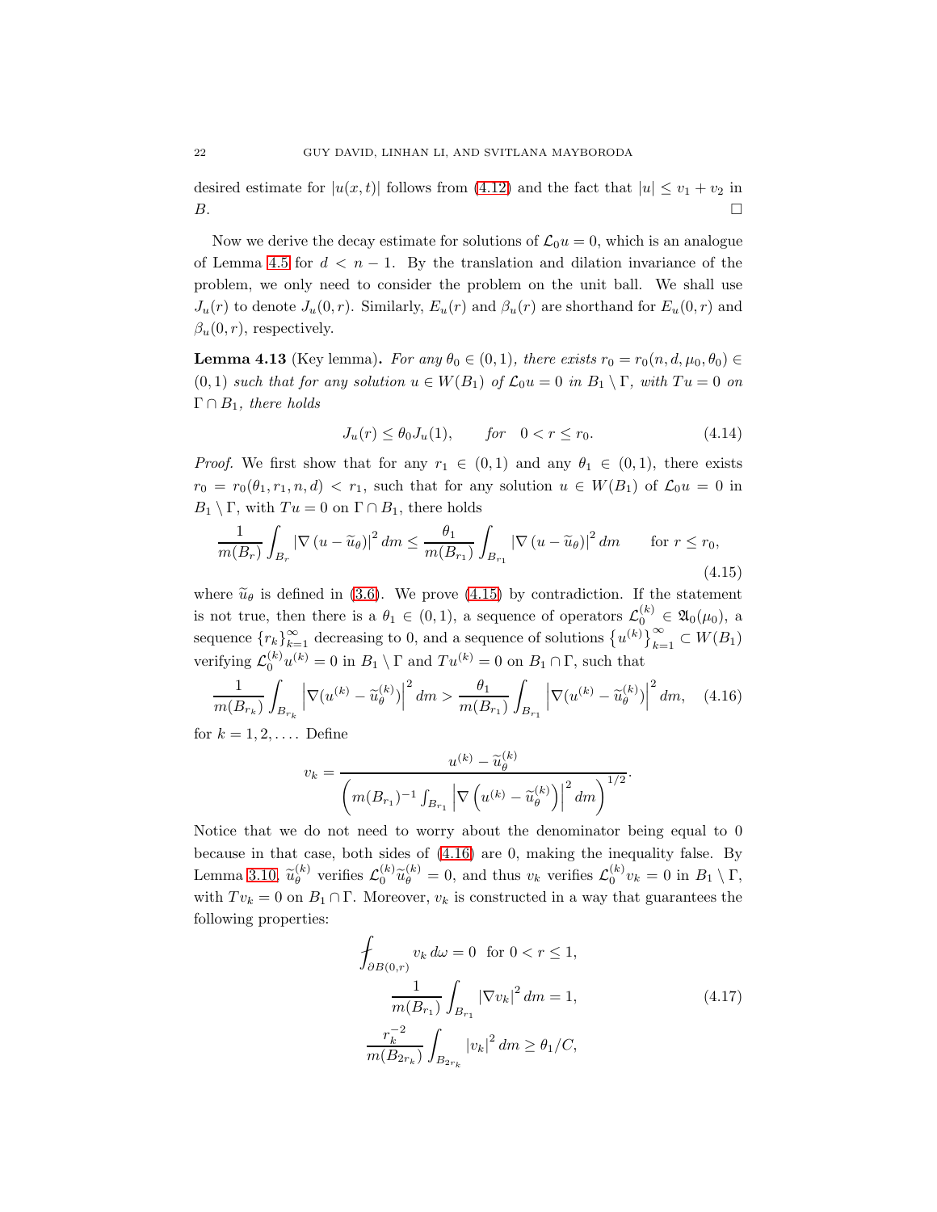desired estimate for $|u(x,t)|$ follows from (4.12) and the fact that $|u| \le v_1 + v_2$ in $B$. □

Now we derive the decay estimate for solutions of $\mathcal{L}_0 u = 0$, which is an analogue of Lemma 4.5 for $d < n-1$. By the translation and dilation invariance of the problem, we only need to consider the problem on the unit ball. We shall use $J_u(r)$ to denote $J_u(0,r)$. Similarly, $E_u(r)$ and $\beta_u(r)$ are shorthand for $E_u(0,r)$ and $\beta_u(0,r)$, respectively.

**Lemma 4.13** (Key lemma)**.** *For any $\theta_0 \in (0,1)$, there exists $r_0 = r_0(n,d,\mu_0,\theta_0) \in (0,1)$ such that for any solution $u \in W(B_1)$ of $\mathcal{L}_0 u = 0$ in $B_1 \setminus \Gamma$, with $Tu = 0$ on $\Gamma \cap B_1$, there holds*

$$J_u(r) \le \theta_0 J_u(1), \qquad \text{for} \quad 0 < r \le r_0. \tag{4.14}$$

*Proof.* We first show that for any $r_1 \in (0,1)$ and any $\theta_1 \in (0,1)$, there exists $r_0 = r_0(\theta_1, r_1, n, d) < r_1$, such that for any solution $u \in W(B_1)$ of $\mathcal{L}_0 u = 0$ in $B_1 \setminus \Gamma$, with $Tu = 0$ on $\Gamma \cap B_1$, there holds

$$\frac{1}{m(B_r)} \int_{B_r} |\nabla (u - \widetilde{u}_\theta)|^2 \, dm \le \frac{\theta_1}{m(B_{r_1})} \int_{B_{r_1}} |\nabla (u - \widetilde{u}_\theta)|^2 \, dm \qquad \text{for } r \le r_0, \tag{4.15}$$

where $\widetilde{u}_\theta$ is defined in (3.6). We prove (4.15) by contradiction. If the statement is not true, then there is a $\theta_1 \in (0,1)$, a sequence of operators $\mathcal{L}_0^{(k)} \in \mathfrak{A}_0(\mu_0)$, a sequence $\{r_k\}_{k=1}^\infty$ decreasing to 0, and a sequence of solutions $\{u^{(k)}\}_{k=1}^\infty \subset W(B_1)$ verifying $\mathcal{L}_0^{(k)} u^{(k)} = 0$ in $B_1 \setminus \Gamma$ and $Tu^{(k)} = 0$ on $B_1 \cap \Gamma$, such that

$$\frac{1}{m(B_{r_k})} \int_{B_{r_k}} \left| \nabla (u^{(k)} - \widetilde{u}_\theta^{(k)}) \right|^2 dm > \frac{\theta_1}{m(B_{r_1})} \int_{B_{r_1}} \left| \nabla (u^{(k)} - \widetilde{u}_\theta^{(k)}) \right|^2 dm, \tag{4.16}$$

for $k = 1, 2, \dots$. Define

$$v_k = \frac{u^{(k)} - \widetilde{u}_\theta^{(k)}}{\left( m(B_{r_1})^{-1} \int_{B_{r_1}} \left| \nabla \left( u^{(k)} - \widetilde{u}_\theta^{(k)} \right) \right|^2 dm \right)^{1/2}}.$$

Notice that we do not need to worry about the denominator being equal to 0 because in that case, both sides of (4.16) are 0, making the inequality false. By Lemma 3.10, $\widetilde{u}_\theta^{(k)}$ verifies $\mathcal{L}_0^{(k)} \widetilde{u}_\theta^{(k)} = 0$, and thus $v_k$ verifies $\mathcal{L}_0^{(k)} v_k = 0$ in $B_1 \setminus \Gamma$, with $Tv_k = 0$ on $B_1 \cap \Gamma$. Moreover, $v_k$ is constructed in a way that guarantees the following properties:

$$\begin{gathered}
\fint_{\partial B(0,r)} v_k \, d\omega = 0 \;\; \text{for } 0 < r \le 1, \\
\frac{1}{m(B_{r_1})} \int_{B_{r_1}} |\nabla v_k|^2 \, dm = 1, \\
\frac{r_k^{-2}}{m(B_{2r_k})} \int_{B_{2r_k}} |v_k|^2 \, dm \ge \theta_1 / C,
\end{gathered} \tag{4.17}$$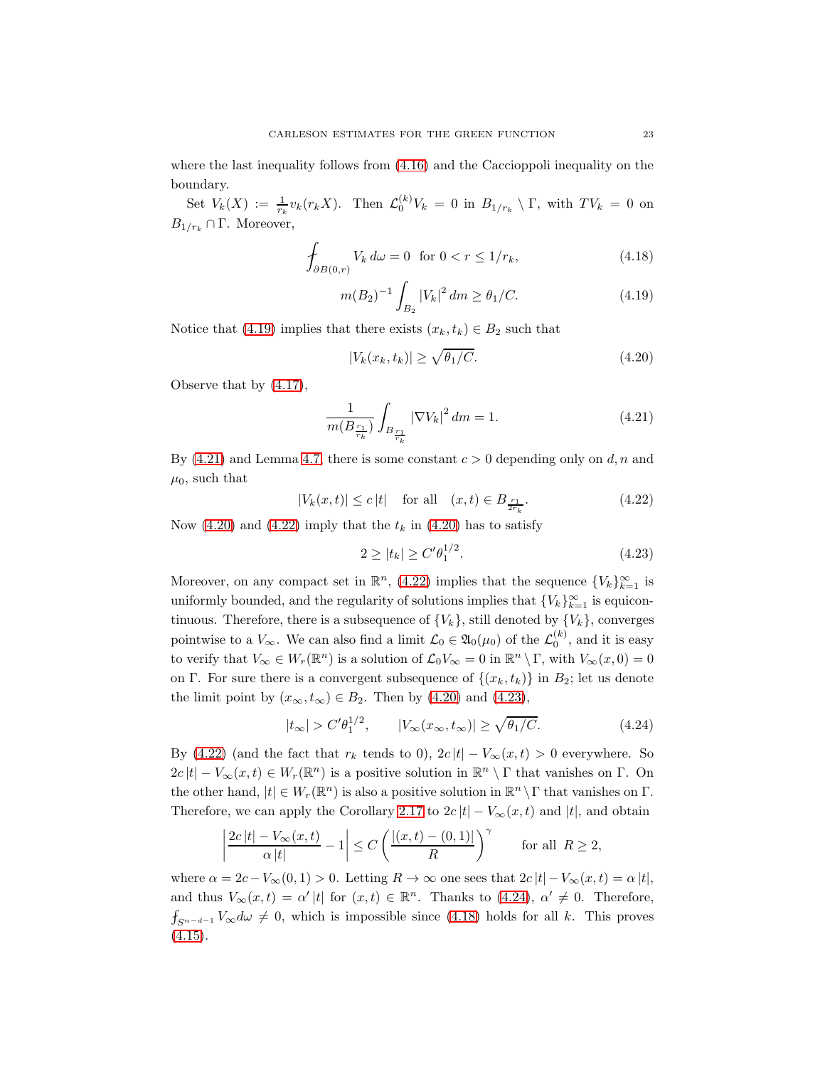where the last inequality follows from (4.16) and the Caccioppoli inequality on the boundary.

Set $V_k(X) := \frac{1}{r_k} v_k(r_k X)$. Then $\mathcal{L}_0^{(k)} V_k = 0$ in $B_{1/r_k} \setminus \Gamma$, with $TV_k = 0$ on $B_{1/r_k} \cap \Gamma$. Moreover,

$$\fint_{\partial B(0,r)} V_k \, d\omega = 0 \quad \text{for } 0 < r \leq 1/r_k, \tag{4.18}$$

$$m(B_2)^{-1} \int_{B_2} |V_k|^2 \, dm \geq \theta_1 / C. \tag{4.19}$$

Notice that (4.19) implies that there exists $(x_k, t_k) \in B_2$ such that

$$|V_k(x_k, t_k)| \geq \sqrt{\theta_1 / C}. \tag{4.20}$$

Observe that by (4.17),

$$\frac{1}{m(B_{\frac{r_1}{r_k}})} \int_{B_{\frac{r_1}{r_k}}} |\nabla V_k|^2 \, dm = 1. \tag{4.21}$$

By (4.21) and Lemma 4.7, there is some constant $c > 0$ depending only on $d, n$ and $\mu_0$, such that

$$|V_k(x,t)| \leq c\,|t| \quad \text{for all} \quad (x,t) \in B_{\frac{r_1}{2r_k}}. \tag{4.22}$$

Now (4.20) and (4.22) imply that the $t_k$ in (4.20) has to satisfy

$$2 \geq |t_k| \geq C' \theta_1^{1/2}. \tag{4.23}$$

Moreover, on any compact set in $\mathbb{R}^n$, (4.22) implies that the sequence $\{V_k\}_{k=1}^{\infty}$ is uniformly bounded, and the regularity of solutions implies that $\{V_k\}_{k=1}^{\infty}$ is equicontinuous. Therefore, there is a subsequence of $\{V_k\}$, still denoted by $\{V_k\}$, converges pointwise to a $V_\infty$. We can also find a limit $\mathcal{L}_0 \in \mathfrak{A}_0(\mu_0)$ of the $\mathcal{L}_0^{(k)}$, and it is easy to verify that $V_\infty \in W_r(\mathbb{R}^n)$ is a solution of $\mathcal{L}_0 V_\infty = 0$ in $\mathbb{R}^n \setminus \Gamma$, with $V_\infty(x, 0) = 0$ on $\Gamma$. For sure there is a convergent subsequence of $\{(x_k, t_k)\}$ in $B_2$; let us denote the limit point by $(x_\infty, t_\infty) \in B_2$. Then by (4.20) and (4.23),

$$|t_\infty| > C' \theta_1^{1/2}, \qquad |V_\infty(x_\infty, t_\infty)| \geq \sqrt{\theta_1 / C}. \tag{4.24}$$

By (4.22) (and the fact that $r_k$ tends to 0), $2c\,|t| - V_\infty(x,t) > 0$ everywhere. So $2c\,|t| - V_\infty(x,t) \in W_r(\mathbb{R}^n)$ is a positive solution in $\mathbb{R}^n \setminus \Gamma$ that vanishes on $\Gamma$. On the other hand, $|t| \in W_r(\mathbb{R}^n)$ is also a positive solution in $\mathbb{R}^n \setminus \Gamma$ that vanishes on $\Gamma$. Therefore, we can apply the Corollary 2.17 to $2c\,|t| - V_\infty(x,t)$ and $|t|$, and obtain

$$\left| \frac{2c\,|t| - V_\infty(x,t)}{\alpha\,|t|} - 1 \right| \leq C \left( \frac{|(x,t) - (0,1)|}{R} \right)^{\gamma} \qquad \text{for all } R \geq 2,$$

where $\alpha = 2c - V_\infty(0,1) > 0$. Letting $R \to \infty$ one sees that $2c\,|t| - V_\infty(x,t) = \alpha\,|t|$, and thus $V_\infty(x,t) = \alpha' |t|$ for $(x,t) \in \mathbb{R}^n$. Thanks to (4.24), $\alpha' \neq 0$. Therefore, $\fint_{S^{n-d-1}} V_\infty d\omega \neq 0$, which is impossible since (4.18) holds for all $k$. This proves (4.15).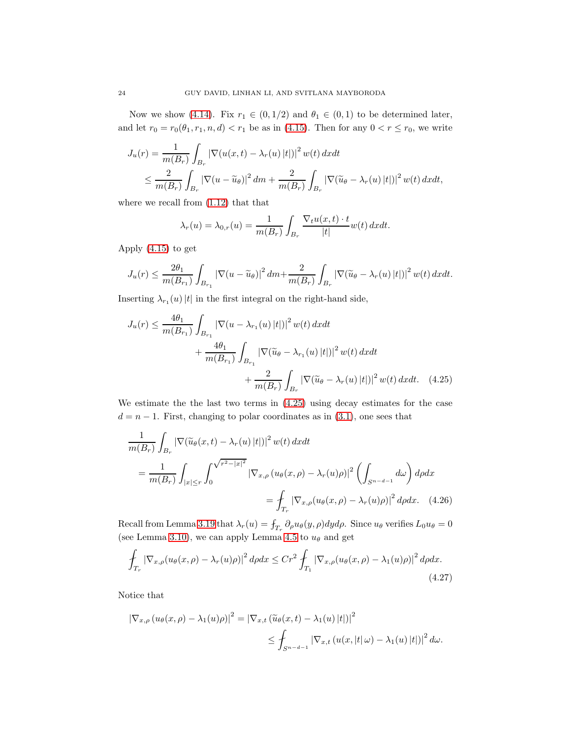Now we show (4.14). Fix $r_1 \in (0, 1/2)$ and $\theta_1 \in (0,1)$ to be determined later, and let $r_0 = r_0(\theta_1, r_1, n, d) < r_1$ be as in (4.15). Then for any $0 < r \le r_0$, we write

$$
\begin{aligned}
J_u(r) &= \frac{1}{m(B_r)} \int_{B_r} \left|\nabla(u(x,t) - \lambda_r(u)\,|t|)\right|^2 w(t)\,dxdt \\
&\le \frac{2}{m(B_r)} \int_{B_r} |\nabla(u - \widetilde{u}_\theta)|^2\,dm + \frac{2}{m(B_r)} \int_{B_r} \left|\nabla(\widetilde{u}_\theta - \lambda_r(u)\,|t|)\right|^2 w(t)\,dxdt,
\end{aligned}
$$

where we recall from (1.12) that that

$$
\lambda_r(u) = \lambda_{0,r}(u) = \frac{1}{m(B_r)} \int_{B_r} \frac{\nabla_t u(x,t)\cdot t}{|t|} w(t)\,dxdt.
$$

Apply (4.15) to get

$$
J_u(r) \le \frac{2\theta_1}{m(B_{r_1})} \int_{B_{r_1}} |\nabla(u - \widetilde{u}_\theta)|^2\,dm + \frac{2}{m(B_r)} \int_{B_r} \left|\nabla(\widetilde{u}_\theta - \lambda_r(u)\,|t|)\right|^2 w(t)\,dxdt.
$$

Inserting $\lambda_{r_1}(u)\,|t|$ in the first integral on the right-hand side,

$$
\begin{aligned}
J_u(r) \le \frac{4\theta_1}{m(B_{r_1})} &\int_{B_{r_1}} \left|\nabla(u - \lambda_{r_1}(u)\,|t|)\right|^2 w(t)\,dxdt \\
&+ \frac{4\theta_1}{m(B_{r_1})} \int_{B_{r_1}} \left|\nabla(\widetilde{u}_\theta - \lambda_{r_1}(u)\,|t|)\right|^2 w(t)\,dxdt \\
&\qquad + \frac{2}{m(B_r)} \int_{B_r} \left|\nabla(\widetilde{u}_\theta - \lambda_r(u)\,|t|)\right|^2 w(t)\,dxdt. \qquad (4.25)
\end{aligned}
$$

We estimate the the last two terms in (4.25) using decay estimates for the case $d = n-1$. First, changing to polar coordinates as in (3.1), one sees that

$$
\begin{aligned}
&\frac{1}{m(B_r)} \int_{B_r} \left|\nabla(\widetilde{u}_\theta(x,t) - \lambda_r(u)\,|t|)\right|^2 w(t)\,dxdt \\
&= \frac{1}{m(B_r)} \int_{|x|\le r} \int_0^{\sqrt{r^2 - |x|^2}} \left|\nabla_{x,\rho}\left(u_\theta(x,\rho) - \lambda_r(u)\rho\right)\right|^2 \left(\int_{S^{n-d-1}} d\omega\right) d\rho dx \\
&\qquad = \fint_{T_r} \left|\nabla_{x,\rho}(u_\theta(x,\rho) - \lambda_r(u)\rho)\right|^2 d\rho dx. \qquad (4.26)
\end{aligned}
$$

Recall from Lemma 3.19 that $\lambda_r(u) = \fint_{T_r} \partial_\rho u_\theta(y,\rho)dyd\rho$. Since $u_\theta$ verifies $L_0 u_\theta = 0$ (see Lemma 3.10), we can apply Lemma 4.5 to $u_\theta$ and get

$$
\fint_{T_r} \left|\nabla_{x,\rho}(u_\theta(x,\rho) - \lambda_r(u)\rho)\right|^2 d\rho dx \le C r^2 \fint_{T_1} \left|\nabla_{x,\rho}(u_\theta(x,\rho) - \lambda_1(u)\rho)\right|^2 d\rho dx. \tag{4.27}
$$

Notice that

$$
\begin{aligned}
\left|\nabla_{x,\rho}\left(u_\theta(x,\rho) - \lambda_1(u)\rho\right)\right|^2 &= \left|\nabla_{x,t}\left(\widetilde{u}_\theta(x,t) - \lambda_1(u)\,|t|\right)\right|^2 \\
&\le \fint_{S^{n-d-1}} \left|\nabla_{x,t}\left(u(x,|t|\,\omega) - \lambda_1(u)\,|t|\right)\right|^2 d\omega.
\end{aligned}
$$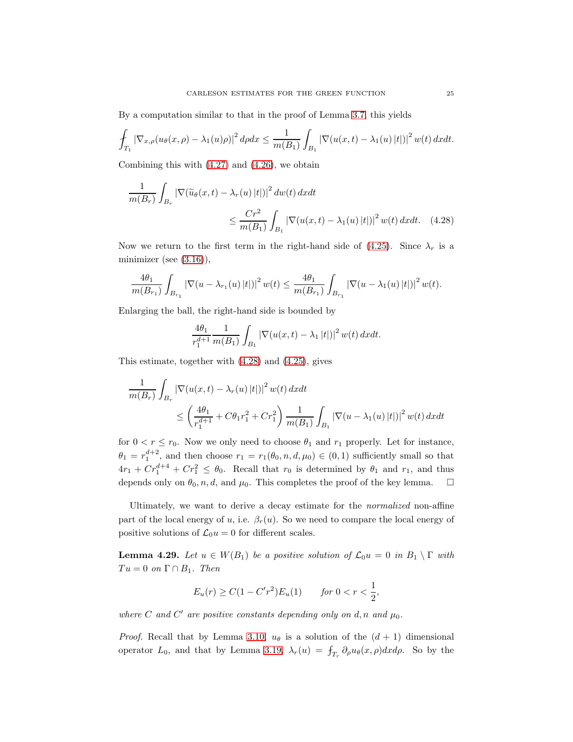By a computation similar to that in the proof of Lemma 3.7, this yields

$$\fint_{T_1} |\nabla_{x,\rho}(u_\theta(x,\rho) - \lambda_1(u)\rho)|^2 \, d\rho dx \le \frac{1}{m(B_1)} \int_{B_1} |\nabla(u(x,t) - \lambda_1(u)\,|t|)|^2 \, w(t)\, dxdt.$$

Combining this with (4.27) and (4.26), we obtain

$$\frac{1}{m(B_r)} \int_{B_r} |\nabla(\widetilde{u}_\theta(x,t) - \lambda_r(u)\,|t|)|^2 \, dw(t)\, dxdt \le \frac{Cr^2}{m(B_1)} \int_{B_1} |\nabla(u(x,t) - \lambda_1(u)\,|t|)|^2 \, w(t)\, dxdt. \quad (4.28)$$

Now we return to the first term in the right-hand side of (4.25). Since $\lambda_r$ is a minimizer (see (3.16)),

$$\frac{4\theta_1}{m(B_{r_1})} \int_{B_{r_1}} |\nabla(u - \lambda_{r_1}(u)\,|t|)|^2 \, w(t) \le \frac{4\theta_1}{m(B_{r_1})} \int_{B_{r_1}} |\nabla(u - \lambda_1(u)\,|t|)|^2 \, w(t).$$

Enlarging the ball, the right-hand side is bounded by

$$\frac{4\theta_1}{r_1^{d+1}} \frac{1}{m(B_1)} \int_{B_1} |\nabla(u(x,t) - \lambda_1\,|t|)|^2 \, w(t)\, dxdt.$$

This estimate, together with (4.28) and (4.25), gives

$$\frac{1}{m(B_r)} \int_{B_r} |\nabla(u(x,t) - \lambda_r(u)\,|t|)|^2 \, w(t)\, dxdt \le \left( \frac{4\theta_1}{r_1^{d+1}} + C\theta_1 r_1^2 + Cr_1^2 \right) \frac{1}{m(B_1)} \int_{B_1} |\nabla(u - \lambda_1(u)\,|t|)|^2 \, w(t)\, dxdt$$

for $0 < r \le r_0$. Now we only need to choose $\theta_1$ and $r_1$ properly. Let for instance, $\theta_1 = r_1^{d+2}$, and then choose $r_1 = r_1(\theta_0, n, d, \mu_0) \in (0,1)$ sufficiently small so that $4r_1 + Cr_1^{d+4} + Cr_1^2 \le \theta_0$. Recall that $r_0$ is determined by $\theta_1$ and $r_1$, and thus depends only on $\theta_0, n, d$, and $\mu_0$. This completes the proof of the key lemma. $\square$

Ultimately, we want to derive a decay estimate for the *normalized* non-affine part of the local energy of $u$, i.e. $\beta_r(u)$. So we need to compare the local energy of positive solutions of $\mathcal{L}_0 u = 0$ for different scales.

**Lemma 4.29.** *Let $u \in W(B_1)$ be a positive solution of $\mathcal{L}_0 u = 0$ in $B_1 \setminus \Gamma$ with $Tu = 0$ on $\Gamma \cap B_1$. Then*

$$E_u(r) \ge C(1 - C'r^2)E_u(1) \qquad \text{for } 0 < r < \frac{1}{2},$$

*where $C$ and $C'$ are positive constants depending only on $d, n$ and $\mu_0$.*

*Proof.* Recall that by Lemma 3.10, $u_\theta$ is a solution of the $(d+1)$ dimensional operator $L_0$, and that by Lemma 3.19, $\lambda_r(u) = \fint_{T_r} \partial_\rho u_\theta(x,\rho) dx d\rho$. So by the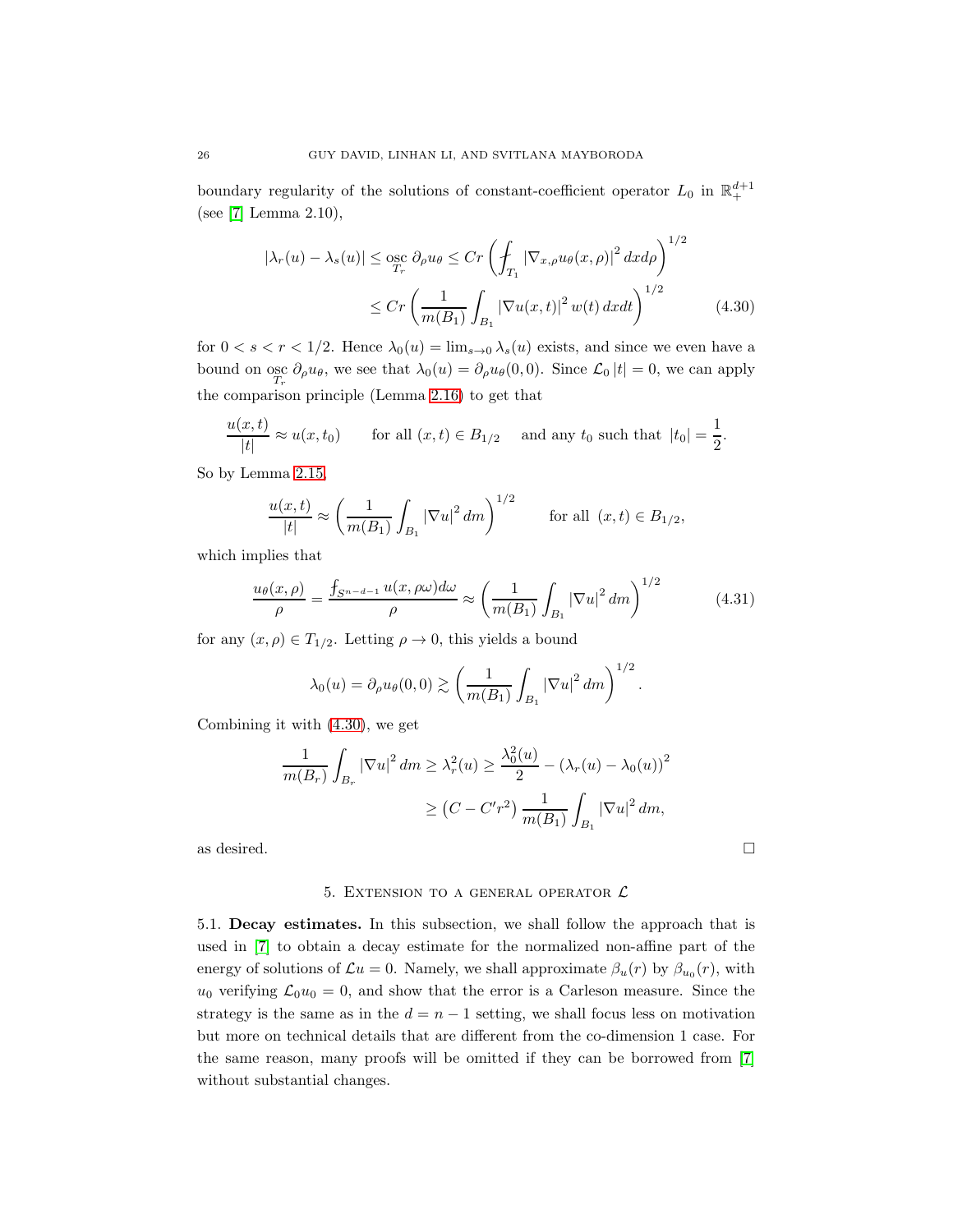boundary regularity of the solutions of constant-coefficient operator $L_0$ in $\mathbb{R}^{d+1}_+$ (see [7] Lemma 2.10),

$$
\begin{aligned}
|\lambda_r(u)-\lambda_s(u)| \le \operatorname*{osc}_{T_r} \partial_\rho u_\theta &\le Cr\left(\fint_{T_1} |\nabla_{x,\rho} u_\theta(x,\rho)|^2\, dx d\rho\right)^{1/2} \\
&\le Cr\left(\frac{1}{m(B_1)}\int_{B_1} |\nabla u(x,t)|^2\, w(t)\, dxdt\right)^{1/2} \qquad (4.30)
\end{aligned}
$$

for $0<s<r<1/2$. Hence $\lambda_0(u)=\lim_{s\to 0}\lambda_s(u)$ exists, and since we even have a bound on $\operatorname*{osc}_{T_r} \partial_\rho u_\theta$, we see that $\lambda_0(u)=\partial_\rho u_\theta(0,0)$. Since $\mathcal{L}_0 |t|=0$, we can apply the comparison principle (Lemma 2.16) to get that

$$
\frac{u(x,t)}{|t|}\approx u(x,t_0) \qquad \text{for all } (x,t)\in B_{1/2} \quad \text{ and any } t_0 \text{ such that } |t_0|=\frac{1}{2}.
$$

So by Lemma 2.15,

$$
\frac{u(x,t)}{|t|}\approx \left(\frac{1}{m(B_1)}\int_{B_1}|\nabla u|^2\, dm\right)^{1/2} \qquad \text{for all } (x,t)\in B_{1/2},
$$

which implies that

$$
\frac{u_\theta(x,\rho)}{\rho}=\frac{\fint_{S^{n-d-1}} u(x,\rho\omega)d\omega}{\rho}\approx \left(\frac{1}{m(B_1)}\int_{B_1}|\nabla u|^2\, dm\right)^{1/2} \qquad (4.31)
$$

for any $(x,\rho)\in T_{1/2}$. Letting $\rho\to 0$, this yields a bound

$$
\lambda_0(u)=\partial_\rho u_\theta(0,0)\gtrsim \left(\frac{1}{m(B_1)}\int_{B_1}|\nabla u|^2\, dm\right)^{1/2}.
$$

Combining it with (4.30), we get

$$
\begin{aligned}
\frac{1}{m(B_r)}\int_{B_r}|\nabla u|^2\, dm \ge \lambda_r^2(u) &\ge \frac{\lambda_0^2(u)}{2}-(\lambda_r(u)-\lambda_0(u))^2 \\
&\ge \left(C-C'r^2\right)\frac{1}{m(B_1)}\int_{B_1}|\nabla u|^2\, dm,
\end{aligned}
$$

as desired. □

## 5. Extension to a general operator $\mathcal{L}$

**5.1. Decay estimates.** In this subsection, we shall follow the approach that is used in [7] to obtain a decay estimate for the normalized non-affine part of the energy of solutions of $\mathcal{L}u=0$. Namely, we shall approximate $\beta_u(r)$ by $\beta_{u_0}(r)$, with $u_0$ verifying $\mathcal{L}_0u_0=0$, and show that the error is a Carleson measure. Since the strategy is the same as in the $d=n-1$ setting, we shall focus less on motivation but more on technical details that are different from the co-dimension 1 case. For the same reason, many proofs will be omitted if they can be borrowed from [7] without substantial changes.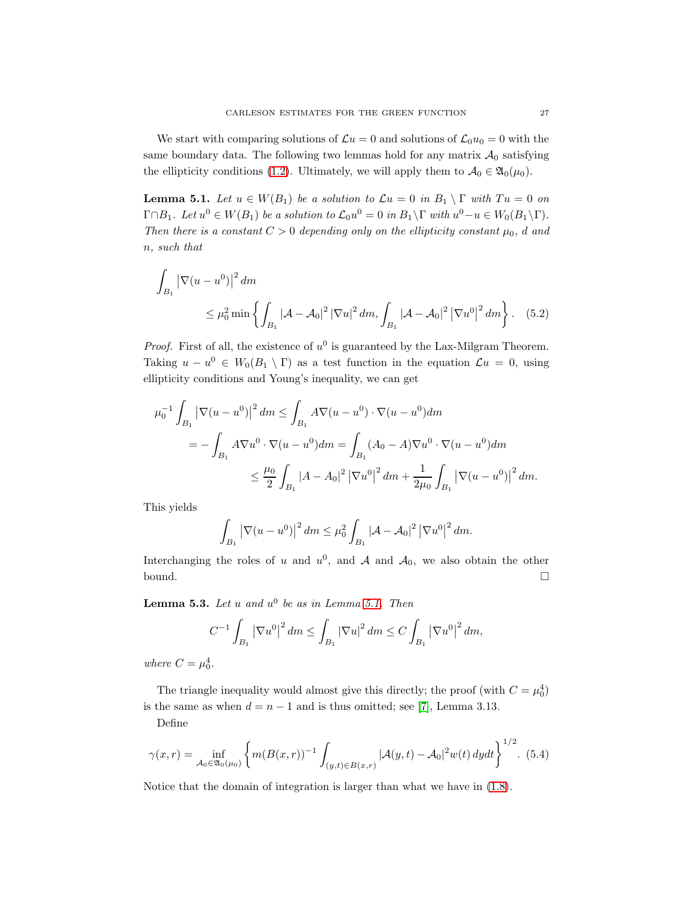We start with comparing solutions of $\mathcal{L}u = 0$ and solutions of $\mathcal{L}_0 u_0 = 0$ with the same boundary data. The following two lemmas hold for any matrix $\mathcal{A}_0$ satisfying the ellipticity conditions (1.2). Ultimately, we will apply them to $\mathcal{A}_0 \in \mathfrak{A}_0(\mu_0)$.

**Lemma 5.1.** *Let $u \in W(B_1)$ be a solution to $\mathcal{L}u = 0$ in $B_1 \setminus \Gamma$ with $Tu = 0$ on $\Gamma \cap B_1$. Let $u^0 \in W(B_1)$ be a solution to $\mathcal{L}_0 u^0 = 0$ in $B_1 \setminus \Gamma$ with $u^0 - u \in W_0(B_1 \setminus \Gamma)$. Then there is a constant $C > 0$ depending only on the ellipticity constant $\mu_0$, $d$ and $n$, such that*

$$\int_{B_1} \left|\nabla(u - u^0)\right|^2 dm \leq \mu_0^2 \min\left\{ \int_{B_1} |\mathcal{A} - \mathcal{A}_0|^2 |\nabla u|^2 \, dm, \int_{B_1} |\mathcal{A} - \mathcal{A}_0|^2 \left|\nabla u^0\right|^2 dm \right\}. \quad (5.2)$$

*Proof.* First of all, the existence of $u^0$ is guaranteed by the Lax-Milgram Theorem. Taking $u - u^0 \in W_0(B_1 \setminus \Gamma)$ as a test function in the equation $\mathcal{L}u = 0$, using ellipticity conditions and Young's inequality, we can get

$$\begin{aligned}
\mu_0^{-1} \int_{B_1} \left|\nabla(u - u^0)\right|^2 dm &\leq \int_{B_1} A\nabla(u - u^0) \cdot \nabla(u - u^0) dm \\
&= -\int_{B_1} A\nabla u^0 \cdot \nabla(u - u^0) dm = \int_{B_1} (A_0 - A)\nabla u^0 \cdot \nabla(u - u^0) dm \\
&\leq \frac{\mu_0}{2} \int_{B_1} |A - A_0|^2 \left|\nabla u^0\right|^2 dm + \frac{1}{2\mu_0} \int_{B_1} \left|\nabla(u - u^0)\right|^2 dm.
\end{aligned}$$

This yields

$$\int_{B_1} \left|\nabla(u - u^0)\right|^2 dm \leq \mu_0^2 \int_{B_1} |\mathcal{A} - \mathcal{A}_0|^2 \left|\nabla u^0\right|^2 dm.$$

Interchanging the roles of $u$ and $u^0$, and $\mathcal{A}$ and $\mathcal{A}_0$, we also obtain the other bound. $\square$

**Lemma 5.3.** *Let $u$ and $u^0$ be as in Lemma 5.1. Then*

$$C^{-1} \int_{B_1} \left|\nabla u^0\right|^2 dm \leq \int_{B_1} |\nabla u|^2 \, dm \leq C \int_{B_1} \left|\nabla u^0\right|^2 dm,$$

*where $C = \mu_0^4$.*

The triangle inequality would almost give this directly; the proof (with $C = \mu_0^4$) is the same as when $d = n - 1$ and is thus omitted; see [7], Lemma 3.13.

Define

$$\gamma(x, r) = \inf_{\mathcal{A}_0 \in \mathfrak{A}_0(\mu_0)} \left\{ m(B(x, r))^{-1} \int_{(y,t) \in B(x,r)} |\mathcal{A}(y, t) - \mathcal{A}_0|^2 w(t) \, dy dt \right\}^{1/2}. \quad (5.4)$$

Notice that the domain of integration is larger than what we have in (1.8).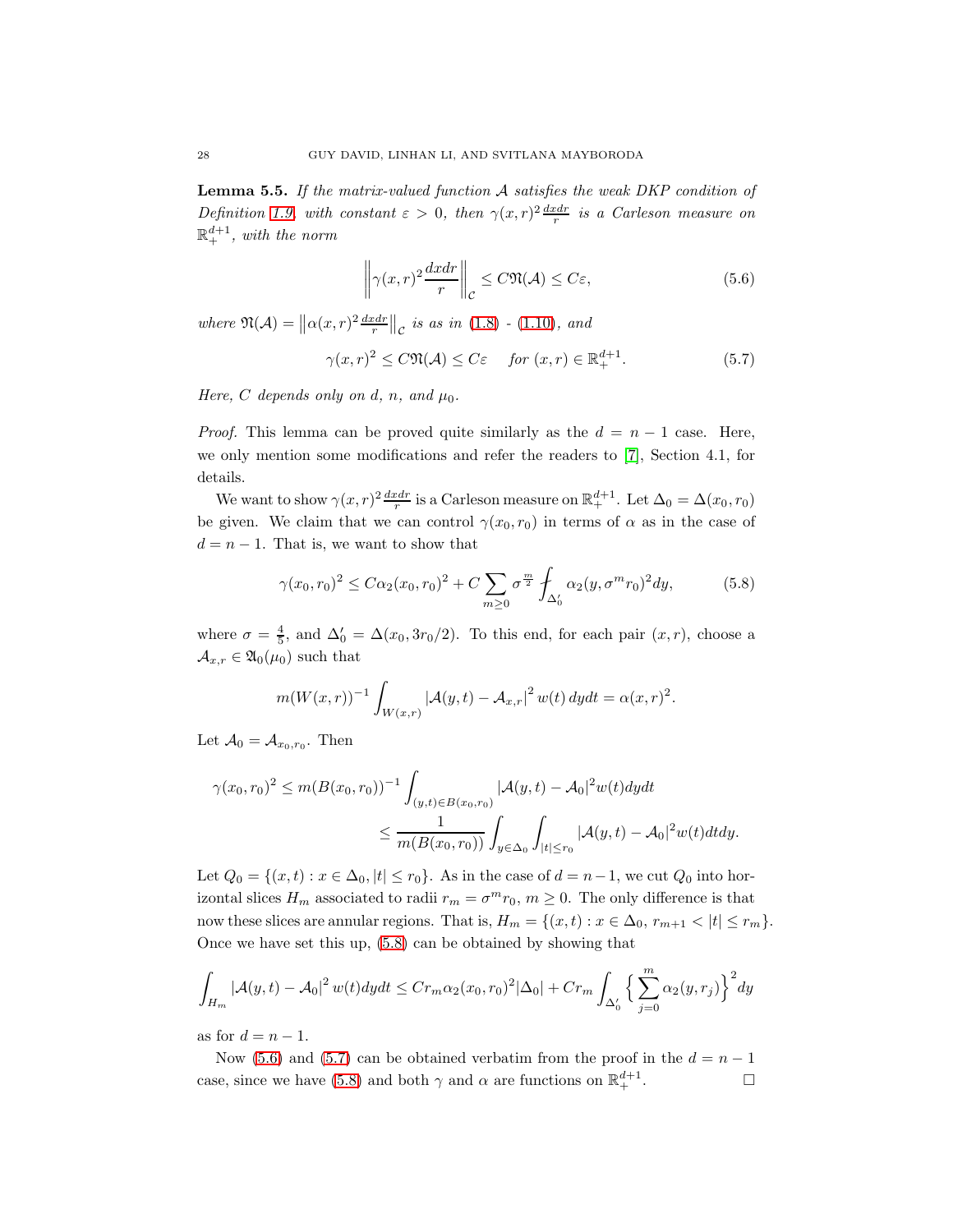**Lemma 5.5.** *If the matrix-valued function $\mathcal{A}$ satisfies the weak DKP condition of Definition 1.9 with constant $\varepsilon > 0$, then $\gamma(x,r)^2 \frac{dxdr}{r}$ is a Carleson measure on $\mathbb{R}^{d+1}_+$, with the norm*

$$\left\| \gamma(x,r)^2 \frac{dxdr}{r} \right\|_{\mathcal{C}} \le C\mathfrak{N}(\mathcal{A}) \le C\varepsilon, \tag{5.6}$$

*where $\mathfrak{N}(\mathcal{A}) = \left\| \alpha(x,r)^2 \frac{dxdr}{r} \right\|_{\mathcal{C}}$ is as in (1.8) - (1.10), and*

$$\gamma(x,r)^2 \le C\mathfrak{N}(\mathcal{A}) \le C\varepsilon \quad \text{for } (x,r) \in \mathbb{R}^{d+1}_+. \tag{5.7}$$

*Here, $C$ depends only on $d$, $n$, and $\mu_0$.*

*Proof.* This lemma can be proved quite similarly as the $d = n-1$ case. Here, we only mention some modifications and refer the readers to [7], Section 4.1, for details.

We want to show $\gamma(x,r)^2 \frac{dxdr}{r}$ is a Carleson measure on $\mathbb{R}^{d+1}_+$. Let $\Delta_0 = \Delta(x_0, r_0)$ be given. We claim that we can control $\gamma(x_0,r_0)$ in terms of $\alpha$ as in the case of $d = n-1$. That is, we want to show that

$$\gamma(x_0,r_0)^2 \le C\alpha_2(x_0,r_0)^2 + C\sum_{m\ge 0} \sigma^{\frac{m}{2}} \fint_{\Delta_0'} \alpha_2(y, \sigma^m r_0)^2 dy, \tag{5.8}$$

where $\sigma = \frac{4}{5}$, and $\Delta_0' = \Delta(x_0, 3r_0/2)$. To this end, for each pair $(x,r)$, choose a $\mathcal{A}_{x,r} \in \mathfrak{A}_0(\mu_0)$ such that

$$m(W(x,r))^{-1} \int_{W(x,r)} |\mathcal{A}(y,t) - \mathcal{A}_{x,r}|^2 \, w(t) \, dydt = \alpha(x,r)^2.$$

Let $\mathcal{A}_0 = \mathcal{A}_{x_0,r_0}$. Then

$$\begin{aligned}
\gamma(x_0,r_0)^2 &\le m(B(x_0,r_0))^{-1} \int_{(y,t)\in B(x_0,r_0)} |\mathcal{A}(y,t) - \mathcal{A}_0|^2 w(t) dydt \\
&\le \frac{1}{m(B(x_0,r_0))} \int_{y\in\Delta_0} \int_{|t|\le r_0} |\mathcal{A}(y,t) - \mathcal{A}_0|^2 w(t) dtdy.
\end{aligned}$$

Let $Q_0 = \{(x,t) : x \in \Delta_0, |t| \le r_0\}$. As in the case of $d = n-1$, we cut $Q_0$ into horizontal slices $H_m$ associated to radii $r_m = \sigma^m r_0$, $m \ge 0$. The only difference is that now these slices are annular regions. That is, $H_m = \{(x,t) : x \in \Delta_0, r_{m+1} < |t| \le r_m\}$. Once we have set this up, (5.8) can be obtained by showing that

$$\int_{H_m} |\mathcal{A}(y,t) - \mathcal{A}_0|^2 \, w(t) dydt \le Cr_m \alpha_2(x_0,r_0)^2 |\Delta_0| + Cr_m \int_{\Delta_0'} \Big\{ \sum_{j=0}^m \alpha_2(y, r_j) \Big\}^2 dy$$

as for $d = n-1$.

Now (5.6) and (5.7) can be obtained verbatim from the proof in the $d = n-1$ case, since we have (5.8) and both $\gamma$ and $\alpha$ are functions on $\mathbb{R}^{d+1}_+$. □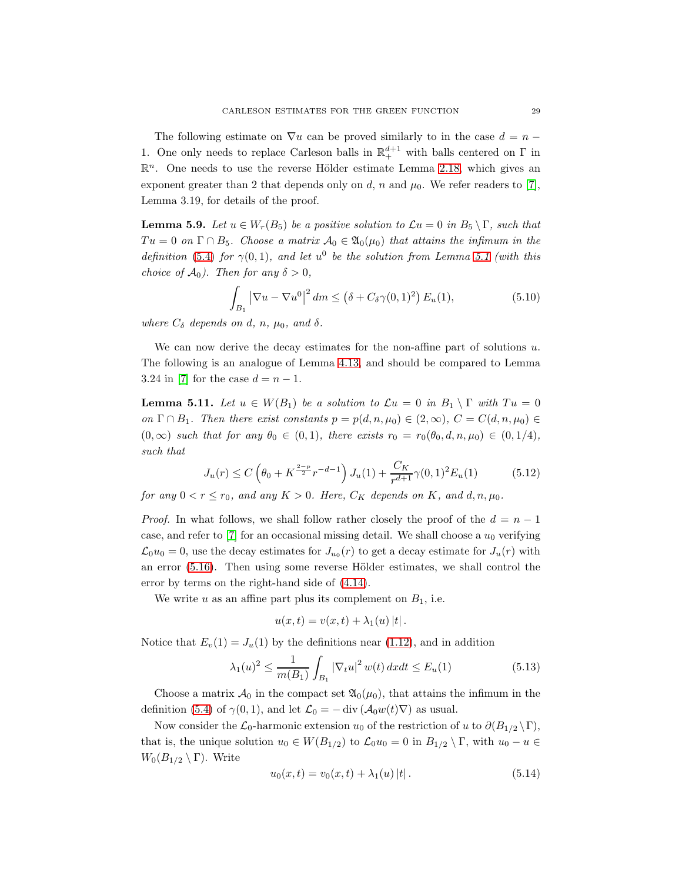The following estimate on $\nabla u$ can be proved similarly to in the case $d = n - 1$. One only needs to replace Carleson balls in $\mathbb{R}^{d+1}_+$ with balls centered on $\Gamma$ in $\mathbb{R}^n$. One needs to use the reverse Hölder estimate Lemma 2.18, which gives an exponent greater than 2 that depends only on $d$, $n$ and $\mu_0$. We refer readers to [7], Lemma 3.19, for details of the proof.

**Lemma 5.9.** *Let $u \in W_r(B_5)$ be a positive solution to $\mathcal{L}u = 0$ in $B_5 \setminus \Gamma$, such that $Tu = 0$ on $\Gamma \cap B_5$. Choose a matrix $\mathcal{A}_0 \in \mathfrak{A}_0(\mu_0)$ that attains the infimum in the definition (5.4) for $\gamma(0, 1)$, and let $u^0$ be the solution from Lemma 5.1 (with this choice of $\mathcal{A}_0$). Then for any $\delta > 0$,*

$$\int_{B_1} \left|\nabla u - \nabla u^0\right|^2 dm \le \left(\delta + C_\delta \gamma(0,1)^2\right) E_u(1), \tag{5.10}$$

*where $C_\delta$ depends on $d$, $n$, $\mu_0$, and $\delta$.*

We can now derive the decay estimates for the non-affine part of solutions $u$. The following is an analogue of Lemma 4.13, and should be compared to Lemma 3.24 in [7] for the case $d = n - 1$.

**Lemma 5.11.** *Let $u \in W(B_1)$ be a solution to $\mathcal{L}u = 0$ in $B_1 \setminus \Gamma$ with $Tu = 0$ on $\Gamma \cap B_1$. Then there exist constants $p = p(d, n, \mu_0) \in (2, \infty)$, $C = C(d, n, \mu_0) \in (0, \infty)$ such that for any $\theta_0 \in (0, 1)$, there exists $r_0 = r_0(\theta_0, d, n, \mu_0) \in (0, 1/4)$, such that*

$$J_u(r) \le C\left(\theta_0 + K^{\frac{2-p}{2}} r^{-d-1}\right) J_u(1) + \frac{C_K}{r^{d+1}} \gamma(0,1)^2 E_u(1) \tag{5.12}$$

*for any $0 < r \le r_0$, and any $K > 0$. Here, $C_K$ depends on $K$, and $d, n, \mu_0$.*

*Proof.* In what follows, we shall follow rather closely the proof of the $d = n - 1$ case, and refer to [7] for an occasional missing detail. We shall choose a $u_0$ verifying $\mathcal{L}_0 u_0 = 0$, use the decay estimates for $J_{u_0}(r)$ to get a decay estimate for $J_u(r)$ with an error (5.16). Then using some reverse Hölder estimates, we shall control the error by terms on the right-hand side of (4.14).

We write $u$ as an affine part plus its complement on $B_1$, i.e.

$$u(x,t) = v(x,t) + \lambda_1(u)\,|t|\,.$$

Notice that $E_v(1) = J_u(1)$ by the definitions near (1.12), and in addition

$$\lambda_1(u)^2 \le \frac{1}{m(B_1)} \int_{B_1} |\nabla_t u|^2 \, w(t)\, dx dt \le E_u(1) \tag{5.13}$$

Choose a matrix $\mathcal{A}_0$ in the compact set $\mathfrak{A}_0(\mu_0)$, that attains the infimum in the definition (5.4) of $\gamma(0, 1)$, and let $\mathcal{L}_0 = -\operatorname{div}(\mathcal{A}_0 w(t) \nabla)$ as usual.

Now consider the $\mathcal{L}_0$-harmonic extension $u_0$ of the restriction of $u$ to $\partial(B_{1/2} \setminus \Gamma)$, that is, the unique solution $u_0 \in W(B_{1/2})$ to $\mathcal{L}_0 u_0 = 0$ in $B_{1/2} \setminus \Gamma$, with $u_0 - u \in W_0(B_{1/2} \setminus \Gamma)$. Write

$$u_0(x,t) = v_0(x,t) + \lambda_1(u)\,|t|\,. \tag{5.14}$$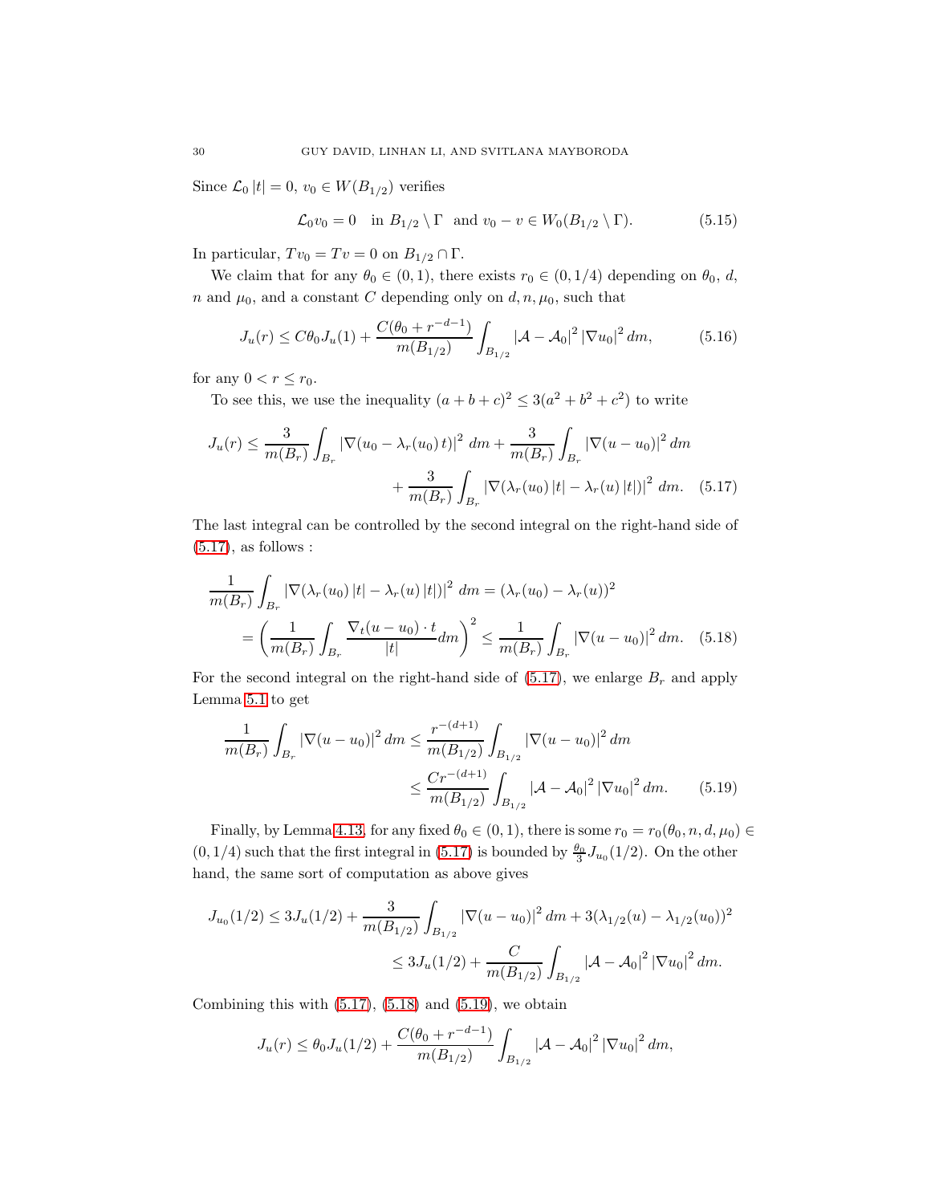Since $\mathcal{L}_0 |t| = 0$, $v_0 \in W(B_{1/2})$ verifies

$$\mathcal{L}_0 v_0 = 0 \quad \text{in } B_{1/2} \setminus \Gamma \quad \text{and } v_0 - v \in W_0(B_{1/2} \setminus \Gamma). \tag{5.15}$$

In particular, $Tv_0 = Tv = 0$ on $B_{1/2} \cap \Gamma$.

We claim that for any $\theta_0 \in (0,1)$, there exists $r_0 \in (0, 1/4)$ depending on $\theta_0$, $d$, $n$ and $\mu_0$, and a constant $C$ depending only on $d, n, \mu_0$, such that

$$J_u(r) \leq C\theta_0 J_u(1) + \frac{C(\theta_0 + r^{-d-1})}{m(B_{1/2})} \int_{B_{1/2}} |\mathcal{A} - \mathcal{A}_0|^2 |\nabla u_0|^2 \, dm, \tag{5.16}$$

for any $0 < r \leq r_0$.

To see this, we use the inequality $(a+b+c)^2 \leq 3(a^2+b^2+c^2)$ to write

$$J_u(r) \leq \frac{3}{m(B_r)} \int_{B_r} |\nabla(u_0 - \lambda_r(u_0)\, t)|^2 \, dm + \frac{3}{m(B_r)} \int_{B_r} |\nabla(u - u_0)|^2 \, dm \\ + \frac{3}{m(B_r)} \int_{B_r} |\nabla(\lambda_r(u_0)\,|t| - \lambda_r(u)\,|t|)|^2 \, dm. \tag{5.17}$$

The last integral can be controlled by the second integral on the right-hand side of (5.17), as follows :

$$\frac{1}{m(B_r)} \int_{B_r} |\nabla(\lambda_r(u_0)\,|t| - \lambda_r(u)\,|t|)|^2 \, dm = (\lambda_r(u_0) - \lambda_r(u))^2 \\ = \left( \frac{1}{m(B_r)} \int_{B_r} \frac{\nabla_t(u - u_0) \cdot t}{|t|} dm \right)^2 \leq \frac{1}{m(B_r)} \int_{B_r} |\nabla(u - u_0)|^2 \, dm. \tag{5.18}$$

For the second integral on the right-hand side of (5.17), we enlarge $B_r$ and apply Lemma 5.1 to get

$$\frac{1}{m(B_r)} \int_{B_r} |\nabla(u - u_0)|^2 \, dm \leq \frac{r^{-(d+1)}}{m(B_{1/2})} \int_{B_{1/2}} |\nabla(u - u_0)|^2 \, dm \\ \leq \frac{C r^{-(d+1)}}{m(B_{1/2})} \int_{B_{1/2}} |\mathcal{A} - \mathcal{A}_0|^2 |\nabla u_0|^2 \, dm. \tag{5.19}$$

Finally, by Lemma 4.13, for any fixed $\theta_0 \in (0,1)$, there is some $r_0 = r_0(\theta_0, n, d, \mu_0) \in (0, 1/4)$ such that the first integral in (5.17) is bounded by $\frac{\theta_0}{3} J_{u_0}(1/2)$. On the other hand, the same sort of computation as above gives

$$J_{u_0}(1/2) \leq 3 J_u(1/2) + \frac{3}{m(B_{1/2})} \int_{B_{1/2}} |\nabla(u - u_0)|^2 \, dm + 3(\lambda_{1/2}(u) - \lambda_{1/2}(u_0))^2 \\ \leq 3 J_u(1/2) + \frac{C}{m(B_{1/2})} \int_{B_{1/2}} |\mathcal{A} - \mathcal{A}_0|^2 |\nabla u_0|^2 \, dm.$$

Combining this with (5.17), (5.18) and (5.19), we obtain

$$J_u(r) \leq \theta_0 J_u(1/2) + \frac{C(\theta_0 + r^{-d-1})}{m(B_{1/2})} \int_{B_{1/2}} |\mathcal{A} - \mathcal{A}_0|^2 |\nabla u_0|^2 \, dm,$$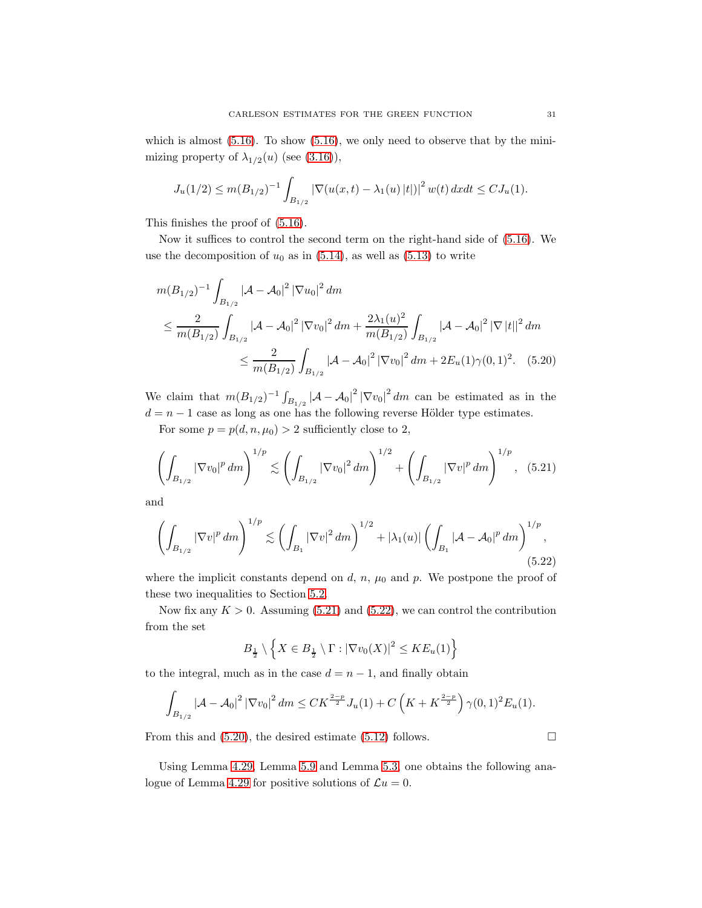which is almost (5.16). To show (5.16), we only need to observe that by the minimizing property of $\lambda_{1/2}(u)$ (see (3.16)),

$$J_u(1/2) \le m(B_{1/2})^{-1} \int_{B_{1/2}} \left|\nabla(u(x,t) - \lambda_1(u)\,|t|)\right|^2 w(t)\,dxdt \le C J_u(1).$$

This finishes the proof of (5.16).

Now it suffices to control the second term on the right-hand side of (5.16). We use the decomposition of $u_0$ as in (5.14), as well as (5.13) to write

$$\begin{aligned}
m(B_{1/2})^{-1} &\int_{B_{1/2}} |\mathcal{A} - \mathcal{A}_0|^2 |\nabla u_0|^2\,dm \\
&\le \frac{2}{m(B_{1/2})} \int_{B_{1/2}} |\mathcal{A} - \mathcal{A}_0|^2 |\nabla v_0|^2\,dm + \frac{2\lambda_1(u)^2}{m(B_{1/2})} \int_{B_{1/2}} |\mathcal{A} - \mathcal{A}_0|^2 \left|\nabla\,|t|\right|^2 dm \\
&\le \frac{2}{m(B_{1/2})} \int_{B_{1/2}} |\mathcal{A} - \mathcal{A}_0|^2 |\nabla v_0|^2\,dm + 2E_u(1)\gamma(0,1)^2. \qquad (5.20)
\end{aligned}$$

We claim that $m(B_{1/2})^{-1} \int_{B_{1/2}} |\mathcal{A} - \mathcal{A}_0|^2 |\nabla v_0|^2\,dm$ can be estimated as in the $d = n-1$ case as long as one has the following reverse Hölder type estimates.

For some $p = p(d, n, \mu_0) > 2$ sufficiently close to 2,

$$\left(\int_{B_{1/2}} |\nabla v_0|^p\,dm\right)^{1/p} \lesssim \left(\int_{B_{1/2}} |\nabla v_0|^2\,dm\right)^{1/2} + \left(\int_{B_{1/2}} |\nabla v|^p\,dm\right)^{1/p}, \quad (5.21)$$

and

$$\left(\int_{B_{1/2}} |\nabla v|^p\,dm\right)^{1/p} \lesssim \left(\int_{B_1} |\nabla v|^2\,dm\right)^{1/2} + |\lambda_1(u)| \left(\int_{B_1} |\mathcal{A} - \mathcal{A}_0|^p\,dm\right)^{1/p}, \quad (5.22)$$

where the implicit constants depend on $d$, $n$, $\mu_0$ and $p$. We postpone the proof of these two inequalities to Section 5.2.

Now fix any $K > 0$. Assuming (5.21) and (5.22), we can control the contribution from the set

$$B_{\frac{1}{2}} \setminus \left\{X \in B_{\frac{1}{2}} \setminus \Gamma : |\nabla v_0(X)|^2 \le K E_u(1)\right\}$$

to the integral, much as in the case $d = n-1$, and finally obtain

$$\int_{B_{1/2}} |\mathcal{A} - \mathcal{A}_0|^2 |\nabla v_0|^2\,dm \le C K^{\frac{2-p}{2}} J_u(1) + C\left(K + K^{\frac{2-p}{2}}\right)\gamma(0,1)^2 E_u(1).$$

From this and (5.20), the desired estimate (5.12) follows. $\square$

Using Lemma 4.29, Lemma 5.9 and Lemma 5.3, one obtains the following analogue of Lemma 4.29 for positive solutions of $\mathcal{L}u = 0$.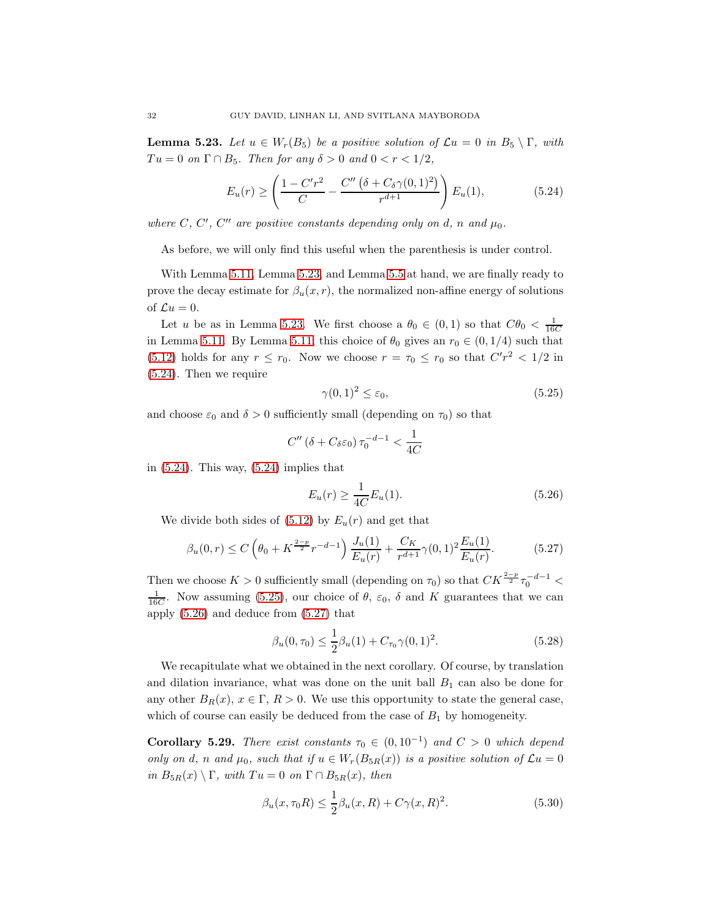**Lemma 5.23.** *Let $u \in W_r(B_5)$ be a positive solution of $\mathcal{L}u = 0$ in $B_5 \setminus \Gamma$, with $Tu = 0$ on $\Gamma \cap B_5$. Then for any $\delta > 0$ and $0 < r < 1/2$,*

$$E_u(r) \geq \left( \frac{1 - C'r^2}{C} - \frac{C''\left(\delta + C_\delta \gamma(0,1)^2\right)}{r^{d+1}} \right) E_u(1), \tag{5.24}$$

*where $C$, $C'$, $C''$ are positive constants depending only on $d$, $n$ and $\mu_0$.*

As before, we will only find this useful when the parenthesis is under control.

With Lemma 5.11, Lemma 5.23, and Lemma 5.5 at hand, we are finally ready to prove the decay estimate for $\beta_u(x,r)$, the normalized non-affine energy of solutions of $\mathcal{L}u = 0$.

Let $u$ be as in Lemma 5.23. We first choose a $\theta_0 \in (0,1)$ so that $C\theta_0 < \frac{1}{16C}$ in Lemma 5.11. By Lemma 5.11, this choice of $\theta_0$ gives an $r_0 \in (0, 1/4)$ such that (5.12) holds for any $r \leq r_0$. Now we choose $r = \tau_0 \leq r_0$ so that $C'r^2 < 1/2$ in (5.24). Then we require

$$\gamma(0,1)^2 \leq \varepsilon_0, \tag{5.25}$$

and choose $\varepsilon_0$ and $\delta > 0$ sufficiently small (depending on $\tau_0$) so that

$$C''\left(\delta + C_\delta \varepsilon_0\right) \tau_0^{-d-1} < \frac{1}{4C}$$

in (5.24). This way, (5.24) implies that

$$E_u(r) \geq \frac{1}{4C} E_u(1). \tag{5.26}$$

We divide both sides of (5.12) by $E_u(r)$ and get that

$$\beta_u(0,r) \leq C\left(\theta_0 + K^{\frac{2-p}{2}} r^{-d-1}\right) \frac{J_u(1)}{E_u(r)} + \frac{C_K}{r^{d+1}} \gamma(0,1)^2 \frac{E_u(1)}{E_u(r)}. \tag{5.27}$$

Then we choose $K > 0$ sufficiently small (depending on $\tau_0$) so that $CK^{\frac{2-p}{2}} \tau_0^{-d-1} < \frac{1}{16C}$. Now assuming (5.25), our choice of $\theta$, $\varepsilon_0$, $\delta$ and $K$ guarantees that we can apply (5.26) and deduce from (5.27) that

$$\beta_u(0,\tau_0) \leq \frac{1}{2}\beta_u(1) + C_{\tau_0}\gamma(0,1)^2. \tag{5.28}$$

We recapitulate what we obtained in the next corollary. Of course, by translation and dilation invariance, what was done on the unit ball $B_1$ can also be done for any other $B_R(x)$, $x \in \Gamma$, $R > 0$. We use this opportunity to state the general case, which of course can easily be deduced from the case of $B_1$ by homogeneity.

**Corollary 5.29.** *There exist constants $\tau_0 \in (0, 10^{-1})$ and $C > 0$ which depend only on $d$, $n$ and $\mu_0$, such that if $u \in W_r(B_{5R}(x))$ is a positive solution of $\mathcal{L}u = 0$ in $B_{5R}(x) \setminus \Gamma$, with $Tu = 0$ on $\Gamma \cap B_{5R}(x)$, then*

$$\beta_u(x, \tau_0 R) \leq \frac{1}{2}\beta_u(x,R) + C\gamma(x,R)^2. \tag{5.30}$$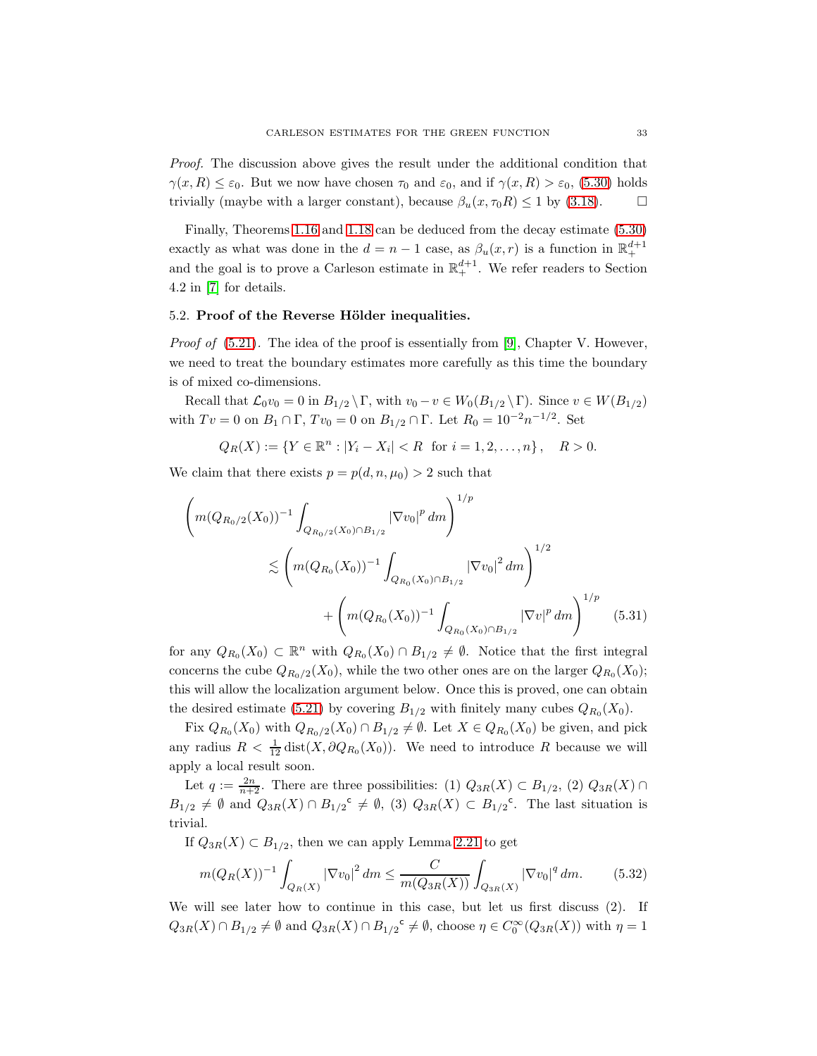*Proof.* The discussion above gives the result under the additional condition that $\gamma(x, R) \le \varepsilon_0$. But we now have chosen $\tau_0$ and $\varepsilon_0$, and if $\gamma(x, R) > \varepsilon_0$, (5.30) holds trivially (maybe with a larger constant), because $\beta_u(x, \tau_0 R) \le 1$ by (3.18). □

Finally, Theorems 1.16 and 1.18 can be deduced from the decay estimate (5.30) exactly as what was done in the $d = n-1$ case, as $\beta_u(x, r)$ is a function in $\mathbb{R}^{d+1}_+$ and the goal is to prove a Carleson estimate in $\mathbb{R}^{d+1}_+$. We refer readers to Section 4.2 in [7] for details.

## 5.2. Proof of the Reverse Hölder inequalities.

*Proof of* (5.21). The idea of the proof is essentially from [9], Chapter V. However, we need to treat the boundary estimates more carefully as this time the boundary is of mixed co-dimensions.

Recall that $\mathcal{L}_0 v_0 = 0$ in $B_{1/2} \setminus \Gamma$, with $v_0 - v \in W_0(B_{1/2} \setminus \Gamma)$. Since $v \in W(B_{1/2})$ with $Tv = 0$ on $B_1 \cap \Gamma$, $Tv_0 = 0$ on $B_{1/2} \cap \Gamma$. Let $R_0 = 10^{-2} n^{-1/2}$. Set

$$Q_R(X) := \{Y \in \mathbb{R}^n : |Y_i - X_i| < R \ \text{ for } i = 1, 2, \dots, n\}, \quad R > 0.$$

We claim that there exists $p = p(d, n, \mu_0) > 2$ such that

$$\left( m(Q_{R_0/2}(X_0))^{-1} \int_{Q_{R_0/2}(X_0) \cap B_{1/2}} |\nabla v_0|^p \, dm \right)^{1/p} \lesssim \left( m(Q_{R_0}(X_0))^{-1} \int_{Q_{R_0}(X_0) \cap B_{1/2}} |\nabla v_0|^2 \, dm \right)^{1/2} + \left( m(Q_{R_0}(X_0))^{-1} \int_{Q_{R_0}(X_0) \cap B_{1/2}} |\nabla v|^p \, dm \right)^{1/p} \tag{5.31}$$

for any $Q_{R_0}(X_0) \subset \mathbb{R}^n$ with $Q_{R_0}(X_0) \cap B_{1/2} \neq \emptyset$. Notice that the first integral concerns the cube $Q_{R_0/2}(X_0)$, while the two other ones are on the larger $Q_{R_0}(X_0)$; this will allow the localization argument below. Once this is proved, one can obtain the desired estimate (5.21) by covering $B_{1/2}$ with finitely many cubes $Q_{R_0}(X_0)$.

Fix $Q_{R_0}(X_0)$ with $Q_{R_0/2}(X_0) \cap B_{1/2} \neq \emptyset$. Let $X \in Q_{R_0}(X_0)$ be given, and pick any radius $R < \frac{1}{12} \operatorname{dist}(X, \partial Q_{R_0}(X_0))$. We need to introduce $R$ because we will apply a local result soon.

Let $q := \frac{2n}{n+2}$. There are three possibilities: (1) $Q_{3R}(X) \subset B_{1/2}$, (2) $Q_{3R}(X) \cap B_{1/2} \neq \emptyset$ and $Q_{3R}(X) \cap {B_{1/2}}^{\mathsf{c}} \neq \emptyset$, (3) $Q_{3R}(X) \subset {B_{1/2}}^{\mathsf{c}}$. The last situation is trivial.

If $Q_{3R}(X) \subset B_{1/2}$, then we can apply Lemma 2.21 to get

$$m(Q_R(X))^{-1} \int_{Q_R(X)} |\nabla v_0|^2 \, dm \le \frac{C}{m(Q_{3R}(X))} \int_{Q_{3R}(X)} |\nabla v_0|^q \, dm. \tag{5.32}$$

We will see later how to continue in this case, but let us first discuss (2). If $Q_{3R}(X) \cap B_{1/2} \neq \emptyset$ and $Q_{3R}(X) \cap {B_{1/2}}^{\mathsf{c}} \neq \emptyset$, choose $\eta \in C_0^\infty(Q_{3R}(X))$ with $\eta = 1$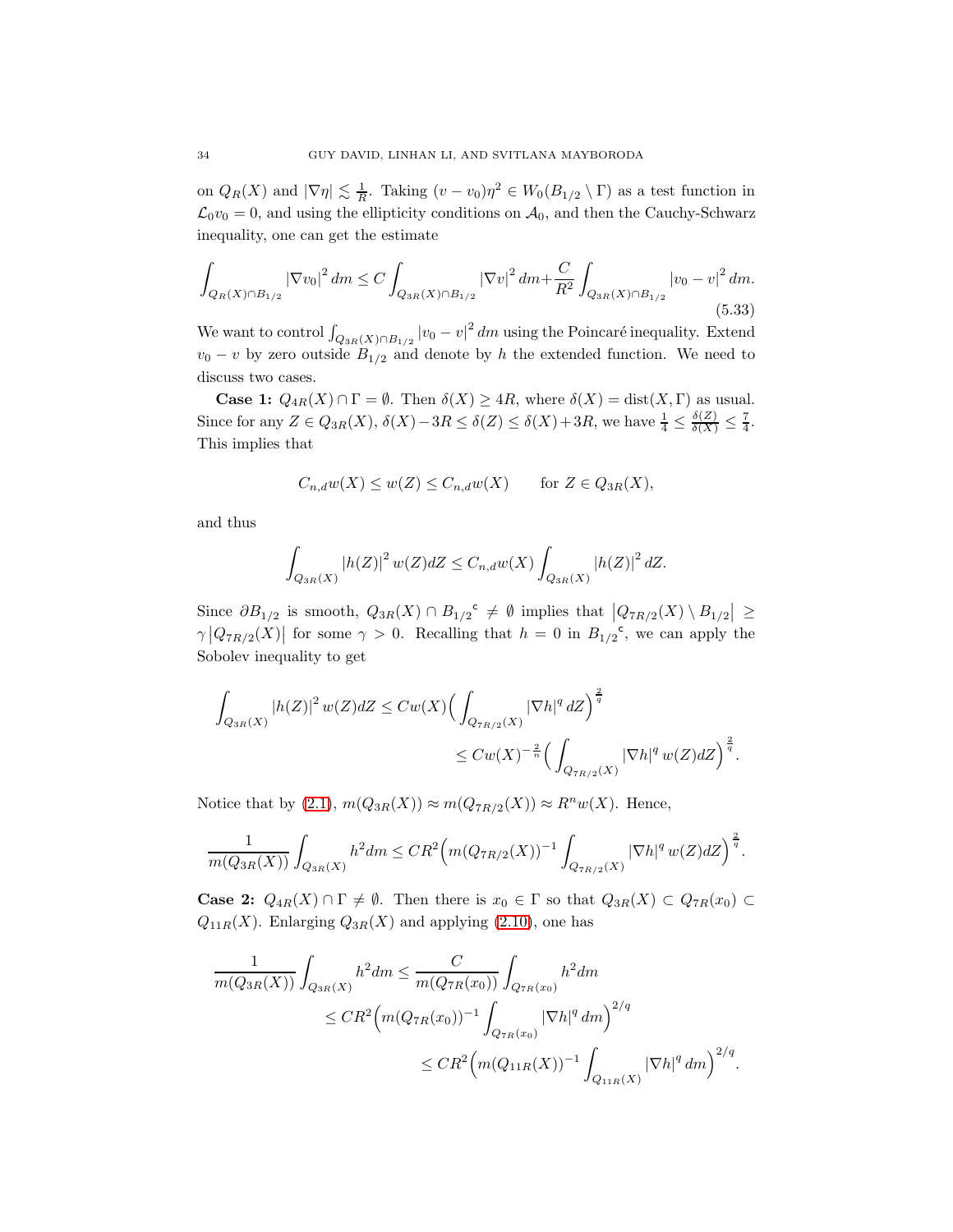on $Q_R(X)$ and $|\nabla\eta| \lesssim \frac{1}{R}$. Taking $(v - v_0)\eta^2 \in W_0(B_{1/2} \setminus \Gamma)$ as a test function in $\mathcal{L}_0 v_0 = 0$, and using the ellipticity conditions on $\mathcal{A}_0$, and then the Cauchy-Schwarz inequality, one can get the estimate

$$\int_{Q_R(X)\cap B_{1/2}} |\nabla v_0|^2 \, dm \le C \int_{Q_{3R}(X)\cap B_{1/2}} |\nabla v|^2 \, dm + \frac{C}{R^2} \int_{Q_{3R}(X)\cap B_{1/2}} |v_0 - v|^2 \, dm. \tag{5.33}$$

We want to control $\int_{Q_{3R}(X)\cap B_{1/2}} |v_0 - v|^2 \, dm$ using the Poincaré inequality. Extend $v_0 - v$ by zero outside $B_{1/2}$ and denote by $h$ the extended function. We need to discuss two cases.

**Case 1:** $Q_{4R}(X) \cap \Gamma = \emptyset$. Then $\delta(X) \ge 4R$, where $\delta(X) = \operatorname{dist}(X, \Gamma)$ as usual. Since for any $Z \in Q_{3R}(X)$, $\delta(X) - 3R \le \delta(Z) \le \delta(X) + 3R$, we have $\frac{1}{4} \le \frac{\delta(Z)}{\delta(X)} \le \frac{7}{4}$. This implies that

$$C_{n,d} w(X) \le w(Z) \le C_{n,d} w(X) \qquad \text{for } Z \in Q_{3R}(X),$$

and thus

$$\int_{Q_{3R}(X)} |h(Z)|^2 w(Z) dZ \le C_{n,d} w(X) \int_{Q_{3R}(X)} |h(Z)|^2 \, dZ.$$

Since $\partial B_{1/2}$ is smooth, $Q_{3R}(X) \cap {B_{1/2}}^{\mathsf{c}} \ne \emptyset$ implies that $\left|Q_{7R/2}(X) \setminus B_{1/2}\right| \ge \gamma \left|Q_{7R/2}(X)\right|$ for some $\gamma > 0$. Recalling that $h = 0$ in ${B_{1/2}}^{\mathsf{c}}$, we can apply the Sobolev inequality to get

$$\begin{aligned}
\int_{Q_{3R}(X)} |h(Z)|^2 w(Z) dZ &\le C w(X) \Big( \int_{Q_{7R/2}(X)} |\nabla h|^q \, dZ \Big)^{\frac{2}{q}} \\
&\le C w(X)^{-\frac{2}{n}} \Big( \int_{Q_{7R/2}(X)} |\nabla h|^q \, w(Z) dZ \Big)^{\frac{2}{q}}.
\end{aligned}$$

Notice that by (2.1), $m(Q_{3R}(X)) \approx m(Q_{7R/2}(X)) \approx R^n w(X)$. Hence,

$$\frac{1}{m(Q_{3R}(X))} \int_{Q_{3R}(X)} h^2 dm \le C R^2 \Big( m(Q_{7R/2}(X))^{-1} \int_{Q_{7R/2}(X)} |\nabla h|^q \, w(Z) dZ \Big)^{\frac{2}{q}}.$$

**Case 2:** $Q_{4R}(X) \cap \Gamma \ne \emptyset$. Then there is $x_0 \in \Gamma$ so that $Q_{3R}(X) \subset Q_{7R}(x_0) \subset Q_{11R}(X)$. Enlarging $Q_{3R}(X)$ and applying (2.10), one has

$$\begin{aligned}
\frac{1}{m(Q_{3R}(X))} \int_{Q_{3R}(X)} h^2 dm &\le \frac{C}{m(Q_{7R}(x_0))} \int_{Q_{7R}(x_0)} h^2 dm \\
&\le C R^2 \Big( m(Q_{7R}(x_0))^{-1} \int_{Q_{7R}(x_0)} |\nabla h|^q \, dm \Big)^{2/q} \\
&\le C R^2 \Big( m(Q_{11R}(X))^{-1} \int_{Q_{11R}(X)} |\nabla h|^q \, dm \Big)^{2/q}.
\end{aligned}$$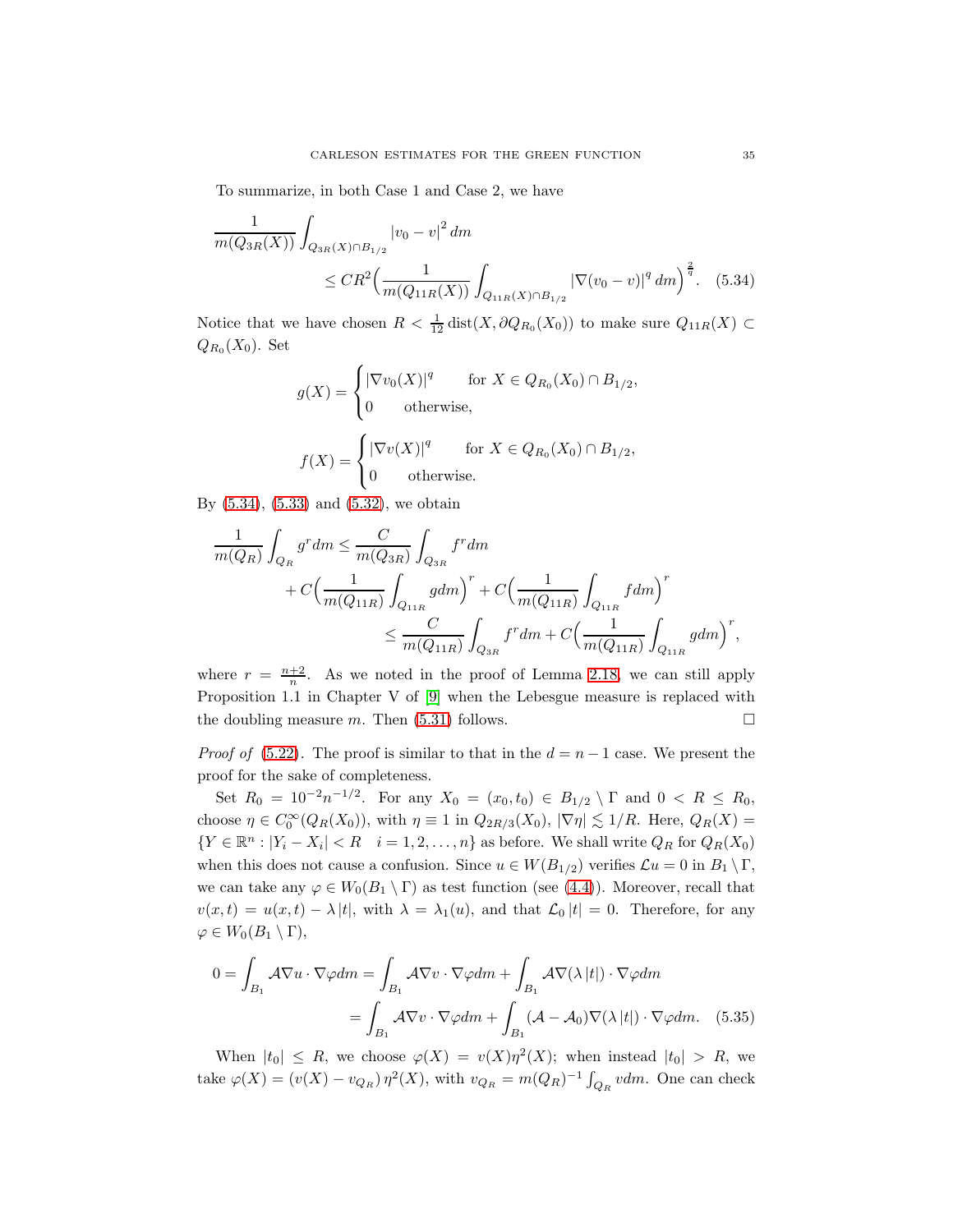To summarize, in both Case 1 and Case 2, we have

$$\frac{1}{m(Q_{3R}(X))}\int_{Q_{3R}(X)\cap B_{1/2}} |v_0 - v|^2\, dm \\ \leq CR^2\Big(\frac{1}{m(Q_{11R}(X))}\int_{Q_{11R}(X)\cap B_{1/2}} |\nabla (v_0 - v)|^q\, dm\Big)^{\frac{2}{q}}. \quad (5.34)$$

Notice that we have chosen $R < \frac{1}{12}\operatorname{dist}(X, \partial Q_{R_0}(X_0))$ to make sure $Q_{11R}(X) \subset Q_{R_0}(X_0)$. Set

$$g(X) = \begin{cases} |\nabla v_0(X)|^q & \text{for } X \in Q_{R_0}(X_0)\cap B_{1/2}, \\ 0 & \text{otherwise,} \end{cases}$$

$$f(X) = \begin{cases} |\nabla v(X)|^q & \text{for } X \in Q_{R_0}(X_0)\cap B_{1/2}, \\ 0 & \text{otherwise.} \end{cases}$$

By (5.34), (5.33) and (5.32), we obtain

$$\frac{1}{m(Q_R)}\int_{Q_R} g^r dm \leq \frac{C}{m(Q_{3R})}\int_{Q_{3R}} f^r dm \\ + C\Big(\frac{1}{m(Q_{11R})}\int_{Q_{11R}} g dm\Big)^r + C\Big(\frac{1}{m(Q_{11R})}\int_{Q_{11R}} f dm\Big)^r \\ \leq \frac{C}{m(Q_{11R})}\int_{Q_{3R}} f^r dm + C\Big(\frac{1}{m(Q_{11R})}\int_{Q_{11R}} g dm\Big)^r,$$

where $r = \frac{n+2}{n}$. As we noted in the proof of Lemma 2.18, we can still apply Proposition 1.1 in Chapter V of [9] when the Lebesgue measure is replaced with the doubling measure $m$. Then (5.31) follows. $\square$

*Proof of* (5.22). The proof is similar to that in the $d = n-1$ case. We present the proof for the sake of completeness.

Set $R_0 = 10^{-2}n^{-1/2}$. For any $X_0 = (x_0, t_0) \in B_{1/2}\setminus\Gamma$ and $0 < R \leq R_0$, choose $\eta \in C_0^\infty(Q_R(X_0))$, with $\eta \equiv 1$ in $Q_{2R/3}(X_0)$, $|\nabla \eta| \lesssim 1/R$. Here, $Q_R(X) = \{Y \in \mathbb{R}^n : |Y_i - X_i| < R \quad i = 1, 2, \dots, n\}$ as before. We shall write $Q_R$ for $Q_R(X_0)$ when this does not cause a confusion. Since $u \in W(B_{1/2})$ verifies $\mathcal{L}u = 0$ in $B_1\setminus\Gamma$, we can take any $\varphi \in W_0(B_1\setminus\Gamma)$ as test function (see (4.4)). Moreover, recall that $v(x,t) = u(x,t) - \lambda|t|$, with $\lambda = \lambda_1(u)$, and that $\mathcal{L}_0|t| = 0$. Therefore, for any $\varphi \in W_0(B_1\setminus\Gamma)$,

$$0 = \int_{B_1}\mathcal{A}\nabla u\cdot\nabla\varphi dm = \int_{B_1}\mathcal{A}\nabla v\cdot\nabla\varphi dm + \int_{B_1}\mathcal{A}\nabla(\lambda|t|)\cdot\nabla\varphi dm \\ = \int_{B_1}\mathcal{A}\nabla v\cdot\nabla\varphi dm + \int_{B_1}(\mathcal{A} - \mathcal{A}_0)\nabla(\lambda|t|)\cdot\nabla\varphi dm. \quad (5.35)$$

When $|t_0| \leq R$, we choose $\varphi(X) = v(X)\eta^2(X)$; when instead $|t_0| > R$, we take $\varphi(X) = (v(X) - v_{Q_R})\eta^2(X)$, with $v_{Q_R} = m(Q_R)^{-1}\int_{Q_R} v dm$. One can check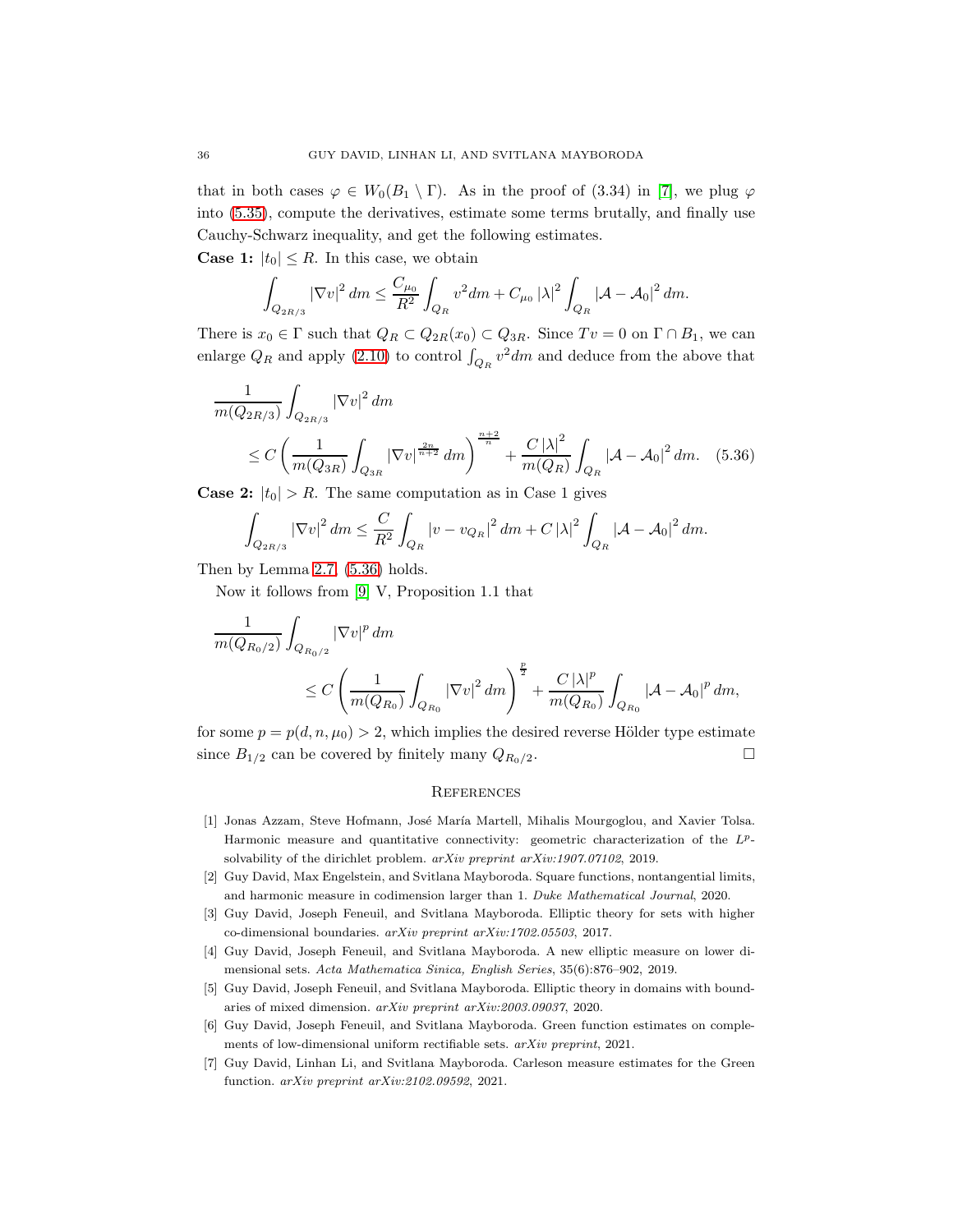that in both cases $\varphi \in W_0(B_1 \setminus \Gamma)$. As in the proof of (3.34) in [7], we plug $\varphi$ into (5.35), compute the derivatives, estimate some terms brutally, and finally use Cauchy-Schwarz inequality, and get the following estimates.

**Case 1:** $|t_0| \le R$. In this case, we obtain

$$\int_{Q_{2R/3}} |\nabla v|^2 \, dm \le \frac{C_{\mu_0}}{R^2} \int_{Q_R} v^2 dm + C_{\mu_0} |\lambda|^2 \int_{Q_R} |\mathcal{A} - \mathcal{A}_0|^2 \, dm.$$

There is $x_0 \in \Gamma$ such that $Q_R \subset Q_{2R}(x_0) \subset Q_{3R}$. Since $Tv = 0$ on $\Gamma \cap B_1$, we can enlarge $Q_R$ and apply (2.10) to control $\int_{Q_R} v^2 dm$ and deduce from the above that

$$\frac{1}{m(Q_{2R/3})} \int_{Q_{2R/3}} |\nabla v|^2 \, dm \le C \left( \frac{1}{m(Q_{3R})} \int_{Q_{3R}} |\nabla v|^{\frac{2n}{n+2}} \, dm \right)^{\frac{n+2}{n}} + \frac{C |\lambda|^2}{m(Q_R)} \int_{Q_R} |\mathcal{A} - \mathcal{A}_0|^2 \, dm. \quad (5.36)$$

**Case 2:** $|t_0| > R$. The same computation as in Case 1 gives

$$\int_{Q_{2R/3}} |\nabla v|^2 \, dm \le \frac{C}{R^2} \int_{Q_R} |v - v_{Q_R}|^2 \, dm + C |\lambda|^2 \int_{Q_R} |\mathcal{A} - \mathcal{A}_0|^2 \, dm.$$

Then by Lemma 2.7, (5.36) holds.

Now it follows from [9] V, Proposition 1.1 that

$$\frac{1}{m(Q_{R_0/2})} \int_{Q_{R_0/2}} |\nabla v|^p \, dm \le C \left( \frac{1}{m(Q_{R_0})} \int_{Q_{R_0}} |\nabla v|^2 \, dm \right)^{\frac{p}{2}} + \frac{C |\lambda|^p}{m(Q_{R_0})} \int_{Q_{R_0}} |\mathcal{A} - \mathcal{A}_0|^p \, dm,$$

for some $p = p(d, n, \mu_0) > 2$, which implies the desired reverse Hölder type estimate since $B_{1/2}$ can be covered by finitely many $Q_{R_0/2}$. $\square$

## References

[1] Jonas Azzam, Steve Hofmann, José María Martell, Mihalis Mourgoglou, and Xavier Tolsa. Harmonic measure and quantitative connectivity: geometric characterization of the $L^p$-solvability of the dirichlet problem. *arXiv preprint arXiv:1907.07102*, 2019.

[2] Guy David, Max Engelstein, and Svitlana Mayboroda. Square functions, nontangential limits, and harmonic measure in codimension larger than 1. *Duke Mathematical Journal*, 2020.

[3] Guy David, Joseph Feneuil, and Svitlana Mayboroda. Elliptic theory for sets with higher co-dimensional boundaries. *arXiv preprint arXiv:1702.05503*, 2017.

[4] Guy David, Joseph Feneuil, and Svitlana Mayboroda. A new elliptic measure on lower dimensional sets. *Acta Mathematica Sinica, English Series*, 35(6):876–902, 2019.

[5] Guy David, Joseph Feneuil, and Svitlana Mayboroda. Elliptic theory in domains with boundaries of mixed dimension. *arXiv preprint arXiv:2003.09037*, 2020.

[6] Guy David, Joseph Feneuil, and Svitlana Mayboroda. Green function estimates on complements of low-dimensional uniform rectifiable sets. *arXiv preprint*, 2021.

[7] Guy David, Linhan Li, and Svitlana Mayboroda. Carleson measure estimates for the Green function. *arXiv preprint arXiv:2102.09592*, 2021.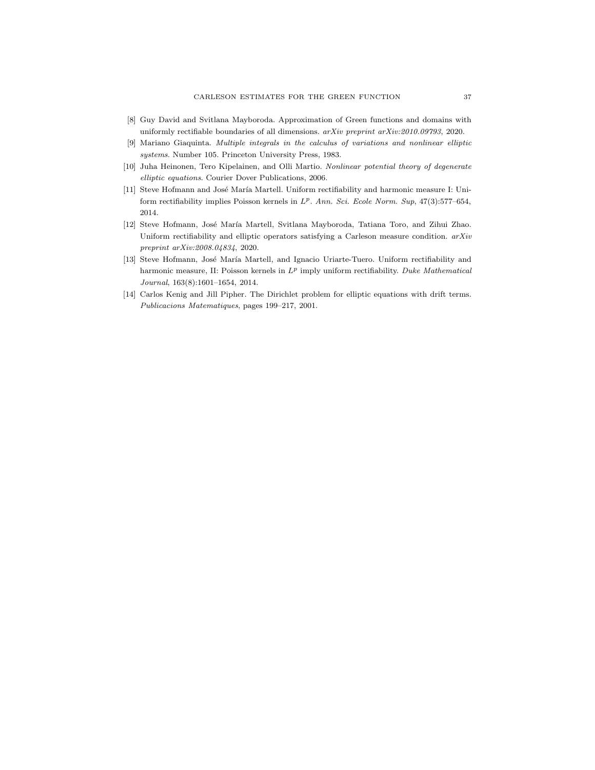[8] Guy David and Svitlana Mayboroda. Approximation of Green functions and domains with uniformly rectifiable boundaries of all dimensions. *arXiv preprint arXiv:2010.09793*, 2020.

[9] Mariano Giaquinta. *Multiple integrals in the calculus of variations and nonlinear elliptic systems*. Number 105. Princeton University Press, 1983.

[10] Juha Heinonen, Tero Kipelainen, and Olli Martio. *Nonlinear potential theory of degenerate elliptic equations*. Courier Dover Publications, 2006.

[11] Steve Hofmann and José María Martell. Uniform rectifiability and harmonic measure I: Uniform rectifiability implies Poisson kernels in $L^p$. *Ann. Sci. Ecole Norm. Sup*, 47(3):577–654, 2014.

[12] Steve Hofmann, José María Martell, Svitlana Mayboroda, Tatiana Toro, and Zihui Zhao. Uniform rectifiability and elliptic operators satisfying a Carleson measure condition. *arXiv preprint arXiv:2008.04834*, 2020.

[13] Steve Hofmann, José María Martell, and Ignacio Uriarte-Tuero. Uniform rectifiability and harmonic measure, II: Poisson kernels in $L^p$ imply uniform rectifiability. *Duke Mathematical Journal*, 163(8):1601–1654, 2014.

[14] Carlos Kenig and Jill Pipher. The Dirichlet problem for elliptic equations with drift terms. *Publicacions Matematiques*, pages 199–217, 2001.